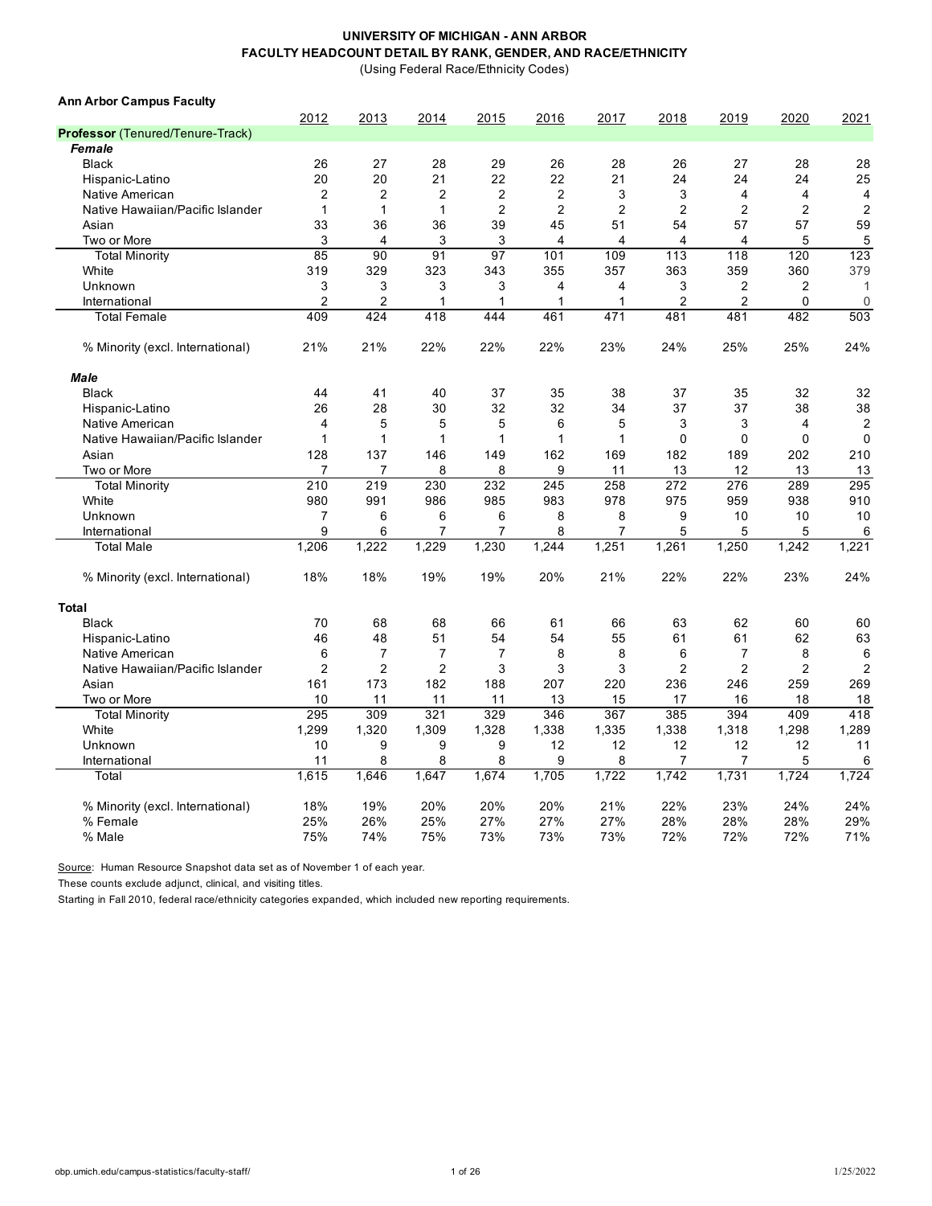**UNIVERSITY OF MICHIGAN - ANN ARBOR**
**FACULTY HEADCOUNT DETAIL BY RANK, GENDER, AND RACE/ETHNICITY**
(Using Federal Race/Ethnicity Codes)

**Ann Arbor Campus Faculty**

| | 2012 | 2013 | 2014 | 2015 | 2016 | 2017 | 2018 | 2019 | 2020 | 2021 |
|---|---|---|---|---|---|---|---|---|---|---|
| **Professor** (Tenured/Tenure-Track) | | | | | | | | | | |
| ***Female*** | | | | | | | | | | |
| Black | 26 | 27 | 28 | 29 | 26 | 28 | 26 | 27 | 28 | 28 |
| Hispanic-Latino | 20 | 20 | 21 | 22 | 22 | 21 | 24 | 24 | 24 | 25 |
| Native American | 2 | 2 | 2 | 2 | 2 | 3 | 3 | 4 | 4 | 4 |
| Native Hawaiian/Pacific Islander | 1 | 1 | 1 | 2 | 2 | 2 | 2 | 2 | 2 | 2 |
| Asian | 33 | 36 | 36 | 39 | 45 | 51 | 54 | 57 | 57 | 59 |
| Two or More | 3 | 4 | 3 | 3 | 4 | 4 | 4 | 4 | 5 | 5 |
| Total Minority | 85 | 90 | 91 | 97 | 101 | 109 | 113 | 118 | 120 | 123 |
| White | 319 | 329 | 323 | 343 | 355 | 357 | 363 | 359 | 360 | 379 |
| Unknown | 3 | 3 | 3 | 3 | 4 | 4 | 3 | 2 | 2 | 1 |
| International | 2 | 2 | 1 | 1 | 1 | 1 | 2 | 2 | 0 | 0 |
| Total Female | 409 | 424 | 418 | 444 | 461 | 471 | 481 | 481 | 482 | 503 |
| % Minority (excl. International) | 21% | 21% | 22% | 22% | 22% | 23% | 24% | 25% | 25% | 24% |
| ***Male*** | | | | | | | | | | |
| Black | 44 | 41 | 40 | 37 | 35 | 38 | 37 | 35 | 32 | 32 |
| Hispanic-Latino | 26 | 28 | 30 | 32 | 32 | 34 | 37 | 37 | 38 | 38 |
| Native American | 4 | 5 | 5 | 5 | 6 | 5 | 3 | 3 | 4 | 2 |
| Native Hawaiian/Pacific Islander | 1 | 1 | 1 | 1 | 1 | 1 | 0 | 0 | 0 | 0 |
| Asian | 128 | 137 | 146 | 149 | 162 | 169 | 182 | 189 | 202 | 210 |
| Two or More | 7 | 7 | 8 | 8 | 9 | 11 | 13 | 12 | 13 | 13 |
| Total Minority | 210 | 219 | 230 | 232 | 245 | 258 | 272 | 276 | 289 | 295 |
| White | 980 | 991 | 986 | 985 | 983 | 978 | 975 | 959 | 938 | 910 |
| Unknown | 7 | 6 | 6 | 6 | 8 | 8 | 9 | 10 | 10 | 10 |
| International | 9 | 6 | 7 | 7 | 8 | 7 | 5 | 5 | 5 | 6 |
| Total Male | 1,206 | 1,222 | 1,229 | 1,230 | 1,244 | 1,251 | 1,261 | 1,250 | 1,242 | 1,221 |
| % Minority (excl. International) | 18% | 18% | 19% | 19% | 20% | 21% | 22% | 22% | 23% | 24% |
| **Total** | | | | | | | | | | |
| Black | 70 | 68 | 68 | 66 | 61 | 66 | 63 | 62 | 60 | 60 |
| Hispanic-Latino | 46 | 48 | 51 | 54 | 54 | 55 | 61 | 61 | 62 | 63 |
| Native American | 6 | 7 | 7 | 7 | 8 | 8 | 6 | 7 | 8 | 6 |
| Native Hawaiian/Pacific Islander | 2 | 2 | 2 | 3 | 3 | 3 | 2 | 2 | 2 | 2 |
| Asian | 161 | 173 | 182 | 188 | 207 | 220 | 236 | 246 | 259 | 269 |
| Two or More | 10 | 11 | 11 | 11 | 13 | 15 | 17 | 16 | 18 | 18 |
| Total Minority | 295 | 309 | 321 | 329 | 346 | 367 | 385 | 394 | 409 | 418 |
| White | 1,299 | 1,320 | 1,309 | 1,328 | 1,338 | 1,335 | 1,338 | 1,318 | 1,298 | 1,289 |
| Unknown | 10 | 9 | 9 | 9 | 12 | 12 | 12 | 12 | 12 | 11 |
| International | 11 | 8 | 8 | 8 | 9 | 8 | 7 | 7 | 5 | 6 |
| Total | 1,615 | 1,646 | 1,647 | 1,674 | 1,705 | 1,722 | 1,742 | 1,731 | 1,724 | 1,724 |
| % Minority (excl. International) | 18% | 19% | 20% | 20% | 20% | 21% | 22% | 23% | 24% | 24% |
| % Female | 25% | 26% | 25% | 27% | 27% | 27% | 28% | 28% | 28% | 29% |
| % Male | 75% | 74% | 75% | 73% | 73% | 73% | 72% | 72% | 72% | 71% |

Source: Human Resource Snapshot data set as of November 1 of each year.

These counts exclude adjunct, clinical, and visiting titles.

Starting in Fall 2010, federal race/ethnicity categories expanded, which included new reporting requirements.

obp.umich.edu/campus-statistics/faculty-staff/

1/25/2022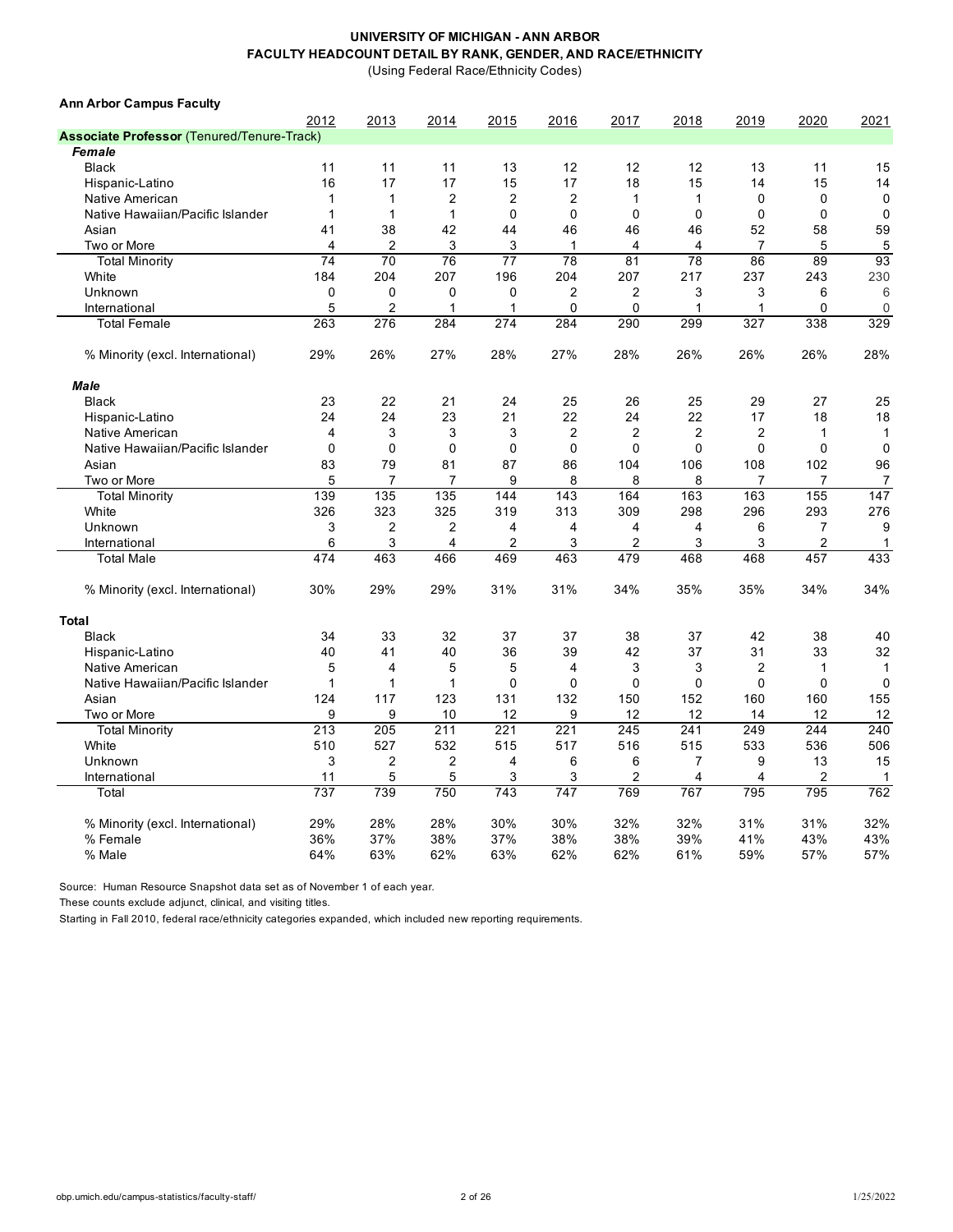**UNIVERSITY OF MICHIGAN - ANN ARBOR**
**FACULTY HEADCOUNT DETAIL BY RANK, GENDER, AND RACE/ETHNICITY**
(Using Federal Race/Ethnicity Codes)

**Ann Arbor Campus Faculty**

| | 2012 | 2013 | 2014 | 2015 | 2016 | 2017 | 2018 | 2019 | 2020 | 2021 |
|---|---|---|---|---|---|---|---|---|---|---|
| **Associate Professor** (Tenured/Tenure-Track) | | | | | | | | | | |
| ***Female*** | | | | | | | | | | |
| Black | 11 | 11 | 11 | 13 | 12 | 12 | 12 | 13 | 11 | 15 |
| Hispanic-Latino | 16 | 17 | 17 | 15 | 17 | 18 | 15 | 14 | 15 | 14 |
| Native American | 1 | 1 | 2 | 2 | 2 | 1 | 1 | 0 | 0 | 0 |
| Native Hawaiian/Pacific Islander | 1 | 1 | 1 | 0 | 0 | 0 | 0 | 0 | 0 | 0 |
| Asian | 41 | 38 | 42 | 44 | 46 | 46 | 46 | 52 | 58 | 59 |
| Two or More | 4 | 2 | 3 | 3 | 1 | 4 | 4 | 7 | 5 | 5 |
| Total Minority | 74 | 70 | 76 | 77 | 78 | 81 | 78 | 86 | 89 | 93 |
| White | 184 | 204 | 207 | 196 | 204 | 207 | 217 | 237 | 243 | 230 |
| Unknown | 0 | 0 | 0 | 0 | 2 | 2 | 3 | 3 | 6 | 6 |
| International | 5 | 2 | 1 | 1 | 0 | 0 | 1 | 1 | 0 | 0 |
| Total Female | 263 | 276 | 284 | 274 | 284 | 290 | 299 | 327 | 338 | 329 |
| % Minority (excl. International) | 29% | 26% | 27% | 28% | 27% | 28% | 26% | 26% | 26% | 28% |
| ***Male*** | | | | | | | | | | |
| Black | 23 | 22 | 21 | 24 | 25 | 26 | 25 | 29 | 27 | 25 |
| Hispanic-Latino | 24 | 24 | 23 | 21 | 22 | 24 | 22 | 17 | 18 | 18 |
| Native American | 4 | 3 | 3 | 3 | 2 | 2 | 2 | 2 | 1 | 1 |
| Native Hawaiian/Pacific Islander | 0 | 0 | 0 | 0 | 0 | 0 | 0 | 0 | 0 | 0 |
| Asian | 83 | 79 | 81 | 87 | 86 | 104 | 106 | 108 | 102 | 96 |
| Two or More | 5 | 7 | 7 | 9 | 8 | 8 | 8 | 7 | 7 | 7 |
| Total Minority | 139 | 135 | 135 | 144 | 143 | 164 | 163 | 163 | 155 | 147 |
| White | 326 | 323 | 325 | 319 | 313 | 309 | 298 | 296 | 293 | 276 |
| Unknown | 3 | 2 | 2 | 4 | 4 | 4 | 4 | 6 | 7 | 9 |
| International | 6 | 3 | 4 | 2 | 3 | 2 | 3 | 3 | 2 | 1 |
| Total Male | 474 | 463 | 466 | 469 | 463 | 479 | 468 | 468 | 457 | 433 |
| % Minority (excl. International) | 30% | 29% | 29% | 31% | 31% | 34% | 35% | 35% | 34% | 34% |
| **Total** | | | | | | | | | | |
| Black | 34 | 33 | 32 | 37 | 37 | 38 | 37 | 42 | 38 | 40 |
| Hispanic-Latino | 40 | 41 | 40 | 36 | 39 | 42 | 37 | 31 | 33 | 32 |
| Native American | 5 | 4 | 5 | 5 | 4 | 3 | 3 | 2 | 1 | 1 |
| Native Hawaiian/Pacific Islander | 1 | 1 | 1 | 0 | 0 | 0 | 0 | 0 | 0 | 0 |
| Asian | 124 | 117 | 123 | 131 | 132 | 150 | 152 | 160 | 160 | 155 |
| Two or More | 9 | 9 | 10 | 12 | 9 | 12 | 12 | 14 | 12 | 12 |
| Total Minority | 213 | 205 | 211 | 221 | 221 | 245 | 241 | 249 | 244 | 240 |
| White | 510 | 527 | 532 | 515 | 517 | 516 | 515 | 533 | 536 | 506 |
| Unknown | 3 | 2 | 2 | 4 | 6 | 6 | 7 | 9 | 13 | 15 |
| International | 11 | 5 | 5 | 3 | 3 | 2 | 4 | 4 | 2 | 1 |
| Total | 737 | 739 | 750 | 743 | 747 | 769 | 767 | 795 | 795 | 762 |
| % Minority (excl. International) | 29% | 28% | 28% | 30% | 30% | 32% | 32% | 31% | 31% | 32% |
| % Female | 36% | 37% | 38% | 37% | 38% | 38% | 39% | 41% | 43% | 43% |
| % Male | 64% | 63% | 62% | 63% | 62% | 62% | 61% | 59% | 57% | 57% |

Source: Human Resource Snapshot data set as of November 1 of each year.

These counts exclude adjunct, clinical, and visiting titles.

Starting in Fall 2010, federal race/ethnicity categories expanded, which included new reporting requirements.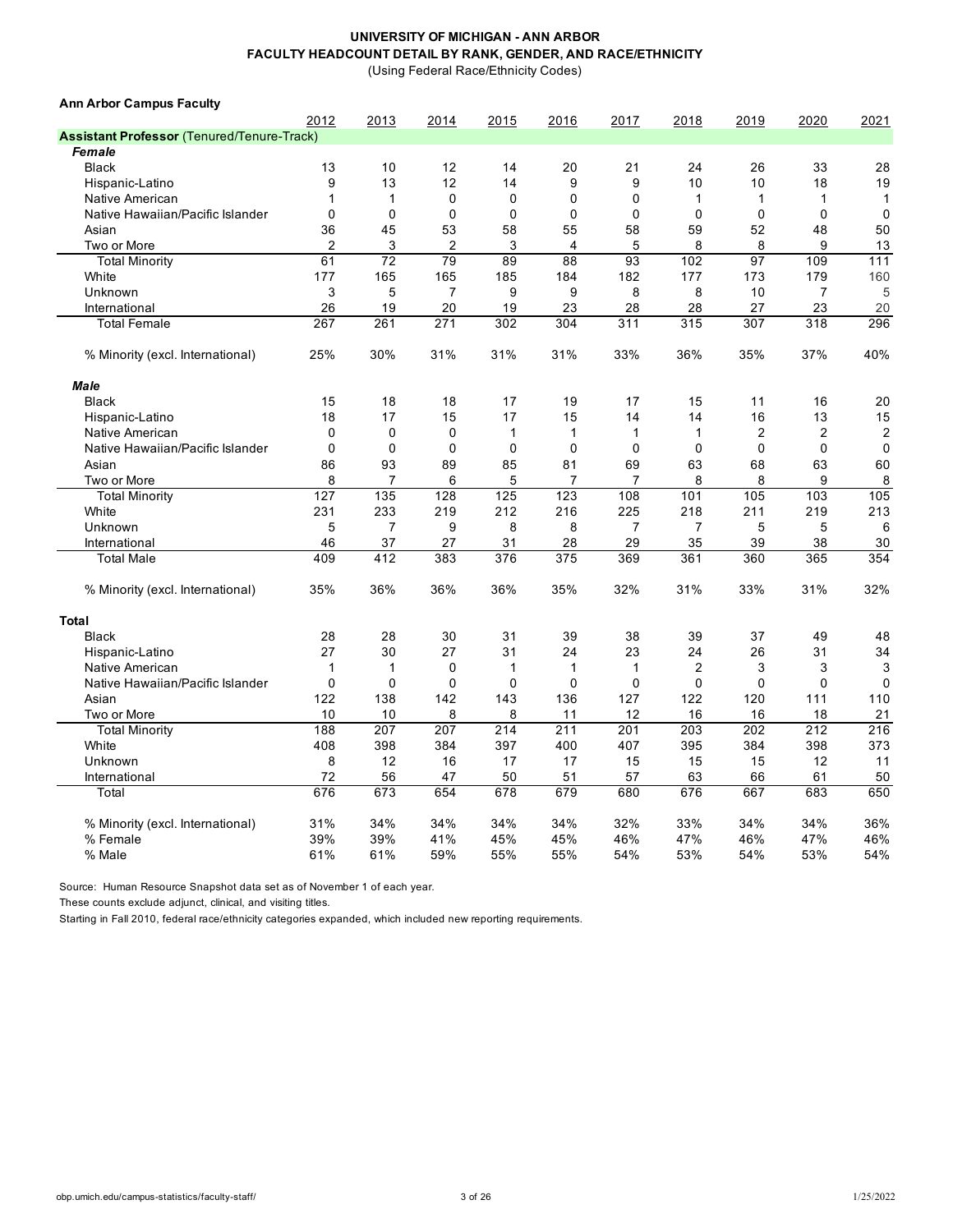**UNIVERSITY OF MICHIGAN - ANN ARBOR**
**FACULTY HEADCOUNT DETAIL BY RANK, GENDER, AND RACE/ETHNICITY**
(Using Federal Race/Ethnicity Codes)

**Ann Arbor Campus Faculty**

| | 2012 | 2013 | 2014 | 2015 | 2016 | 2017 | 2018 | 2019 | 2020 | 2021 |
|---|---|---|---|---|---|---|---|---|---|---|
| **Assistant Professor** (Tenured/Tenure-Track) | | | | | | | | | | |
| ***Female*** | | | | | | | | | | |
| Black | 13 | 10 | 12 | 14 | 20 | 21 | 24 | 26 | 33 | 28 |
| Hispanic-Latino | 9 | 13 | 12 | 14 | 9 | 9 | 10 | 10 | 18 | 19 |
| Native American | 1 | 1 | 0 | 0 | 0 | 0 | 1 | 1 | 1 | 1 |
| Native Hawaiian/Pacific Islander | 0 | 0 | 0 | 0 | 0 | 0 | 0 | 0 | 0 | 0 |
| Asian | 36 | 45 | 53 | 58 | 55 | 58 | 59 | 52 | 48 | 50 |
| Two or More | 2 | 3 | 2 | 3 | 4 | 5 | 8 | 8 | 9 | 13 |
| Total Minority | 61 | 72 | 79 | 89 | 88 | 93 | 102 | 97 | 109 | 111 |
| White | 177 | 165 | 165 | 185 | 184 | 182 | 177 | 173 | 179 | 160 |
| Unknown | 3 | 5 | 7 | 9 | 9 | 8 | 8 | 10 | 7 | 5 |
| International | 26 | 19 | 20 | 19 | 23 | 28 | 28 | 27 | 23 | 20 |
| Total Female | 267 | 261 | 271 | 302 | 304 | 311 | 315 | 307 | 318 | 296 |
| % Minority (excl. International) | 25% | 30% | 31% | 31% | 31% | 33% | 36% | 35% | 37% | 40% |
| ***Male*** | | | | | | | | | | |
| Black | 15 | 18 | 18 | 17 | 19 | 17 | 15 | 11 | 16 | 20 |
| Hispanic-Latino | 18 | 17 | 15 | 17 | 15 | 14 | 14 | 16 | 13 | 15 |
| Native American | 0 | 0 | 0 | 1 | 1 | 1 | 1 | 2 | 2 | 2 |
| Native Hawaiian/Pacific Islander | 0 | 0 | 0 | 0 | 0 | 0 | 0 | 0 | 0 | 0 |
| Asian | 86 | 93 | 89 | 85 | 81 | 69 | 63 | 68 | 63 | 60 |
| Two or More | 8 | 7 | 6 | 5 | 7 | 7 | 8 | 8 | 9 | 8 |
| Total Minority | 127 | 135 | 128 | 125 | 123 | 108 | 101 | 105 | 103 | 105 |
| White | 231 | 233 | 219 | 212 | 216 | 225 | 218 | 211 | 219 | 213 |
| Unknown | 5 | 7 | 9 | 8 | 8 | 7 | 7 | 5 | 5 | 6 |
| International | 46 | 37 | 27 | 31 | 28 | 29 | 35 | 39 | 38 | 30 |
| Total Male | 409 | 412 | 383 | 376 | 375 | 369 | 361 | 360 | 365 | 354 |
| % Minority (excl. International) | 35% | 36% | 36% | 36% | 35% | 32% | 31% | 33% | 31% | 32% |
| **Total** | | | | | | | | | | |
| Black | 28 | 28 | 30 | 31 | 39 | 38 | 39 | 37 | 49 | 48 |
| Hispanic-Latino | 27 | 30 | 27 | 31 | 24 | 23 | 24 | 26 | 31 | 34 |
| Native American | 1 | 1 | 0 | 1 | 1 | 1 | 2 | 3 | 3 | 3 |
| Native Hawaiian/Pacific Islander | 0 | 0 | 0 | 0 | 0 | 0 | 0 | 0 | 0 | 0 |
| Asian | 122 | 138 | 142 | 143 | 136 | 127 | 122 | 120 | 111 | 110 |
| Two or More | 10 | 10 | 8 | 8 | 11 | 12 | 16 | 16 | 18 | 21 |
| Total Minority | 188 | 207 | 207 | 214 | 211 | 201 | 203 | 202 | 212 | 216 |
| White | 408 | 398 | 384 | 397 | 400 | 407 | 395 | 384 | 398 | 373 |
| Unknown | 8 | 12 | 16 | 17 | 17 | 15 | 15 | 15 | 12 | 11 |
| International | 72 | 56 | 47 | 50 | 51 | 57 | 63 | 66 | 61 | 50 |
| Total | 676 | 673 | 654 | 678 | 679 | 680 | 676 | 667 | 683 | 650 |
| % Minority (excl. International) | 31% | 34% | 34% | 34% | 34% | 32% | 33% | 34% | 34% | 36% |
| % Female | 39% | 39% | 41% | 45% | 45% | 46% | 47% | 46% | 47% | 46% |
| % Male | 61% | 61% | 59% | 55% | 55% | 54% | 53% | 54% | 53% | 54% |

Source: Human Resource Snapshot data set as of November 1 of each year.

These counts exclude adjunct, clinical, and visiting titles.

Starting in Fall 2010, federal race/ethnicity categories expanded, which included new reporting requirements.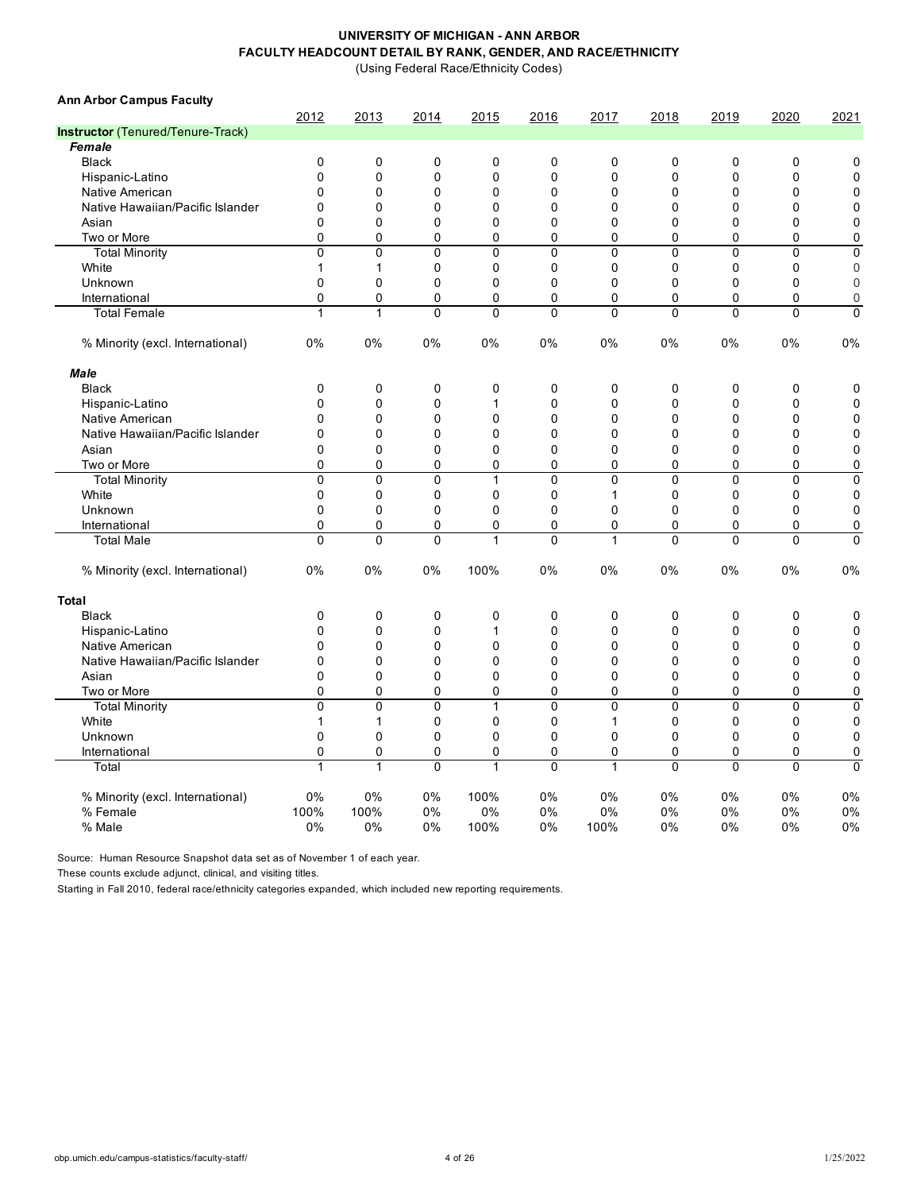**UNIVERSITY OF MICHIGAN - ANN ARBOR**
**FACULTY HEADCOUNT DETAIL BY RANK, GENDER, AND RACE/ETHNICITY**
(Using Federal Race/Ethnicity Codes)

**Ann Arbor Campus Faculty**

| | 2012 | 2013 | 2014 | 2015 | 2016 | 2017 | 2018 | 2019 | 2020 | 2021 |
|---|---|---|---|---|---|---|---|---|---|---|
| **Instructor** (Tenured/Tenure-Track) | | | | | | | | | | |
| ***Female*** | | | | | | | | | | |
| Black | 0 | 0 | 0 | 0 | 0 | 0 | 0 | 0 | 0 | 0 |
| Hispanic-Latino | 0 | 0 | 0 | 0 | 0 | 0 | 0 | 0 | 0 | 0 |
| Native American | 0 | 0 | 0 | 0 | 0 | 0 | 0 | 0 | 0 | 0 |
| Native Hawaiian/Pacific Islander | 0 | 0 | 0 | 0 | 0 | 0 | 0 | 0 | 0 | 0 |
| Asian | 0 | 0 | 0 | 0 | 0 | 0 | 0 | 0 | 0 | 0 |
| Two or More | 0 | 0 | 0 | 0 | 0 | 0 | 0 | 0 | 0 | 0 |
| Total Minority | 0 | 0 | 0 | 0 | 0 | 0 | 0 | 0 | 0 | 0 |
| White | 1 | 1 | 0 | 0 | 0 | 0 | 0 | 0 | 0 | 0 |
| Unknown | 0 | 0 | 0 | 0 | 0 | 0 | 0 | 0 | 0 | 0 |
| International | 0 | 0 | 0 | 0 | 0 | 0 | 0 | 0 | 0 | 0 |
| Total Female | 1 | 1 | 0 | 0 | 0 | 0 | 0 | 0 | 0 | 0 |
| % Minority (excl. International) | 0% | 0% | 0% | 0% | 0% | 0% | 0% | 0% | 0% | 0% |
| ***Male*** | | | | | | | | | | |
| Black | 0 | 0 | 0 | 0 | 0 | 0 | 0 | 0 | 0 | 0 |
| Hispanic-Latino | 0 | 0 | 0 | 1 | 0 | 0 | 0 | 0 | 0 | 0 |
| Native American | 0 | 0 | 0 | 0 | 0 | 0 | 0 | 0 | 0 | 0 |
| Native Hawaiian/Pacific Islander | 0 | 0 | 0 | 0 | 0 | 0 | 0 | 0 | 0 | 0 |
| Asian | 0 | 0 | 0 | 0 | 0 | 0 | 0 | 0 | 0 | 0 |
| Two or More | 0 | 0 | 0 | 0 | 0 | 0 | 0 | 0 | 0 | 0 |
| Total Minority | 0 | 0 | 0 | 1 | 0 | 0 | 0 | 0 | 0 | 0 |
| White | 0 | 0 | 0 | 0 | 0 | 1 | 0 | 0 | 0 | 0 |
| Unknown | 0 | 0 | 0 | 0 | 0 | 0 | 0 | 0 | 0 | 0 |
| International | 0 | 0 | 0 | 0 | 0 | 0 | 0 | 0 | 0 | 0 |
| Total Male | 0 | 0 | 0 | 1 | 0 | 1 | 0 | 0 | 0 | 0 |
| % Minority (excl. International) | 0% | 0% | 0% | 100% | 0% | 0% | 0% | 0% | 0% | 0% |
| **Total** | | | | | | | | | | |
| Black | 0 | 0 | 0 | 0 | 0 | 0 | 0 | 0 | 0 | 0 |
| Hispanic-Latino | 0 | 0 | 0 | 1 | 0 | 0 | 0 | 0 | 0 | 0 |
| Native American | 0 | 0 | 0 | 0 | 0 | 0 | 0 | 0 | 0 | 0 |
| Native Hawaiian/Pacific Islander | 0 | 0 | 0 | 0 | 0 | 0 | 0 | 0 | 0 | 0 |
| Asian | 0 | 0 | 0 | 0 | 0 | 0 | 0 | 0 | 0 | 0 |
| Two or More | 0 | 0 | 0 | 0 | 0 | 0 | 0 | 0 | 0 | 0 |
| Total Minority | 0 | 0 | 0 | 1 | 0 | 0 | 0 | 0 | 0 | 0 |
| White | 1 | 1 | 0 | 0 | 0 | 1 | 0 | 0 | 0 | 0 |
| Unknown | 0 | 0 | 0 | 0 | 0 | 0 | 0 | 0 | 0 | 0 |
| International | 0 | 0 | 0 | 0 | 0 | 0 | 0 | 0 | 0 | 0 |
| Total | 1 | 1 | 0 | 1 | 0 | 1 | 0 | 0 | 0 | 0 |
| % Minority (excl. International) | 0% | 0% | 0% | 100% | 0% | 0% | 0% | 0% | 0% | 0% |
| % Female | 100% | 100% | 0% | 0% | 0% | 0% | 0% | 0% | 0% | 0% |
| % Male | 0% | 0% | 0% | 100% | 0% | 100% | 0% | 0% | 0% | 0% |

Source: Human Resource Snapshot data set as of November 1 of each year.

These counts exclude adjunct, clinical, and visiting titles.

Starting in Fall 2010, federal race/ethnicity categories expanded, which included new reporting requirements.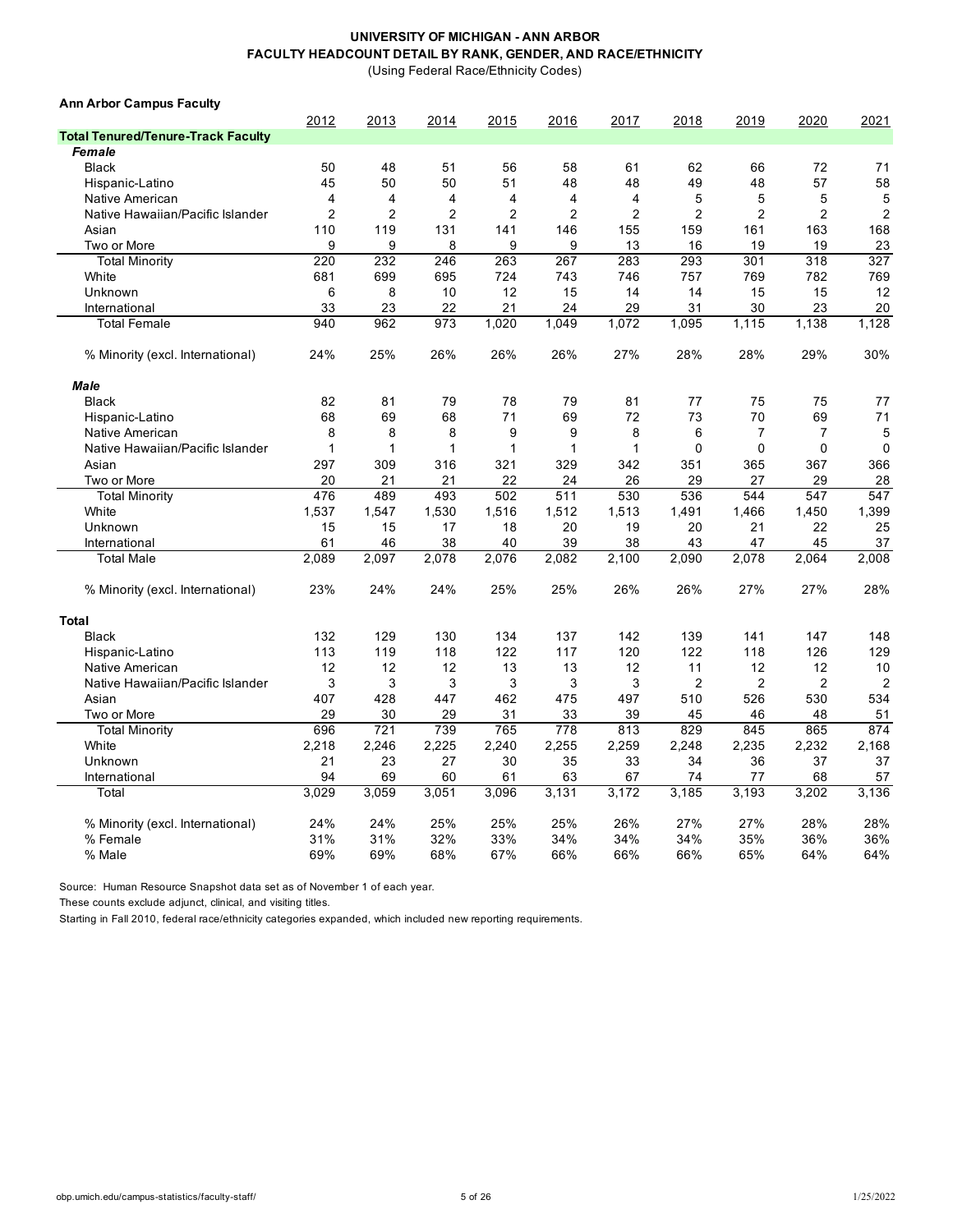**UNIVERSITY OF MICHIGAN - ANN ARBOR**
**FACULTY HEADCOUNT DETAIL BY RANK, GENDER, AND RACE/ETHNICITY**
(Using Federal Race/Ethnicity Codes)

**Ann Arbor Campus Faculty**

| | 2012 | 2013 | 2014 | 2015 | 2016 | 2017 | 2018 | 2019 | 2020 | 2021 |
|---|---|---|---|---|---|---|---|---|---|---|
| **Total Tenured/Tenure-Track Faculty** | | | | | | | | | | |
| ***Female*** | | | | | | | | | | |
| Black | 50 | 48 | 51 | 56 | 58 | 61 | 62 | 66 | 72 | 71 |
| Hispanic-Latino | 45 | 50 | 50 | 51 | 48 | 48 | 49 | 48 | 57 | 58 |
| Native American | 4 | 4 | 4 | 4 | 4 | 4 | 5 | 5 | 5 | 5 |
| Native Hawaiian/Pacific Islander | 2 | 2 | 2 | 2 | 2 | 2 | 2 | 2 | 2 | 2 |
| Asian | 110 | 119 | 131 | 141 | 146 | 155 | 159 | 161 | 163 | 168 |
| Two or More | 9 | 9 | 8 | 9 | 9 | 13 | 16 | 19 | 19 | 23 |
| Total Minority | 220 | 232 | 246 | 263 | 267 | 283 | 293 | 301 | 318 | 327 |
| White | 681 | 699 | 695 | 724 | 743 | 746 | 757 | 769 | 782 | 769 |
| Unknown | 6 | 8 | 10 | 12 | 15 | 14 | 14 | 15 | 15 | 12 |
| International | 33 | 23 | 22 | 21 | 24 | 29 | 31 | 30 | 23 | 20 |
| Total Female | 940 | 962 | 973 | 1,020 | 1,049 | 1,072 | 1,095 | 1,115 | 1,138 | 1,128 |
| % Minority (excl. International) | 24% | 25% | 26% | 26% | 26% | 27% | 28% | 28% | 29% | 30% |
| ***Male*** | | | | | | | | | | |
| Black | 82 | 81 | 79 | 78 | 79 | 81 | 77 | 75 | 75 | 77 |
| Hispanic-Latino | 68 | 69 | 68 | 71 | 69 | 72 | 73 | 70 | 69 | 71 |
| Native American | 8 | 8 | 8 | 9 | 9 | 8 | 6 | 7 | 7 | 5 |
| Native Hawaiian/Pacific Islander | 1 | 1 | 1 | 1 | 1 | 1 | 0 | 0 | 0 | 0 |
| Asian | 297 | 309 | 316 | 321 | 329 | 342 | 351 | 365 | 367 | 366 |
| Two or More | 20 | 21 | 21 | 22 | 24 | 26 | 29 | 27 | 29 | 28 |
| Total Minority | 476 | 489 | 493 | 502 | 511 | 530 | 536 | 544 | 547 | 547 |
| White | 1,537 | 1,547 | 1,530 | 1,516 | 1,512 | 1,513 | 1,491 | 1,466 | 1,450 | 1,399 |
| Unknown | 15 | 15 | 17 | 18 | 20 | 19 | 20 | 21 | 22 | 25 |
| International | 61 | 46 | 38 | 40 | 39 | 38 | 43 | 47 | 45 | 37 |
| Total Male | 2,089 | 2,097 | 2,078 | 2,076 | 2,082 | 2,100 | 2,090 | 2,078 | 2,064 | 2,008 |
| % Minority (excl. International) | 23% | 24% | 24% | 25% | 25% | 26% | 26% | 27% | 27% | 28% |
| **Total** | | | | | | | | | | |
| Black | 132 | 129 | 130 | 134 | 137 | 142 | 139 | 141 | 147 | 148 |
| Hispanic-Latino | 113 | 119 | 118 | 122 | 117 | 120 | 122 | 118 | 126 | 129 |
| Native American | 12 | 12 | 12 | 13 | 13 | 12 | 11 | 12 | 12 | 10 |
| Native Hawaiian/Pacific Islander | 3 | 3 | 3 | 3 | 3 | 3 | 2 | 2 | 2 | 2 |
| Asian | 407 | 428 | 447 | 462 | 475 | 497 | 510 | 526 | 530 | 534 |
| Two or More | 29 | 30 | 29 | 31 | 33 | 39 | 45 | 46 | 48 | 51 |
| Total Minority | 696 | 721 | 739 | 765 | 778 | 813 | 829 | 845 | 865 | 874 |
| White | 2,218 | 2,246 | 2,225 | 2,240 | 2,255 | 2,259 | 2,248 | 2,235 | 2,232 | 2,168 |
| Unknown | 21 | 23 | 27 | 30 | 35 | 33 | 34 | 36 | 37 | 37 |
| International | 94 | 69 | 60 | 61 | 63 | 67 | 74 | 77 | 68 | 57 |
| Total | 3,029 | 3,059 | 3,051 | 3,096 | 3,131 | 3,172 | 3,185 | 3,193 | 3,202 | 3,136 |
| % Minority (excl. International) | 24% | 24% | 25% | 25% | 25% | 26% | 27% | 27% | 28% | 28% |
| % Female | 31% | 31% | 32% | 33% | 34% | 34% | 34% | 35% | 36% | 36% |
| % Male | 69% | 69% | 68% | 67% | 66% | 66% | 66% | 65% | 64% | 64% |

Source: Human Resource Snapshot data set as of November 1 of each year.

These counts exclude adjunct, clinical, and visiting titles.

Starting in Fall 2010, federal race/ethnicity categories expanded, which included new reporting requirements.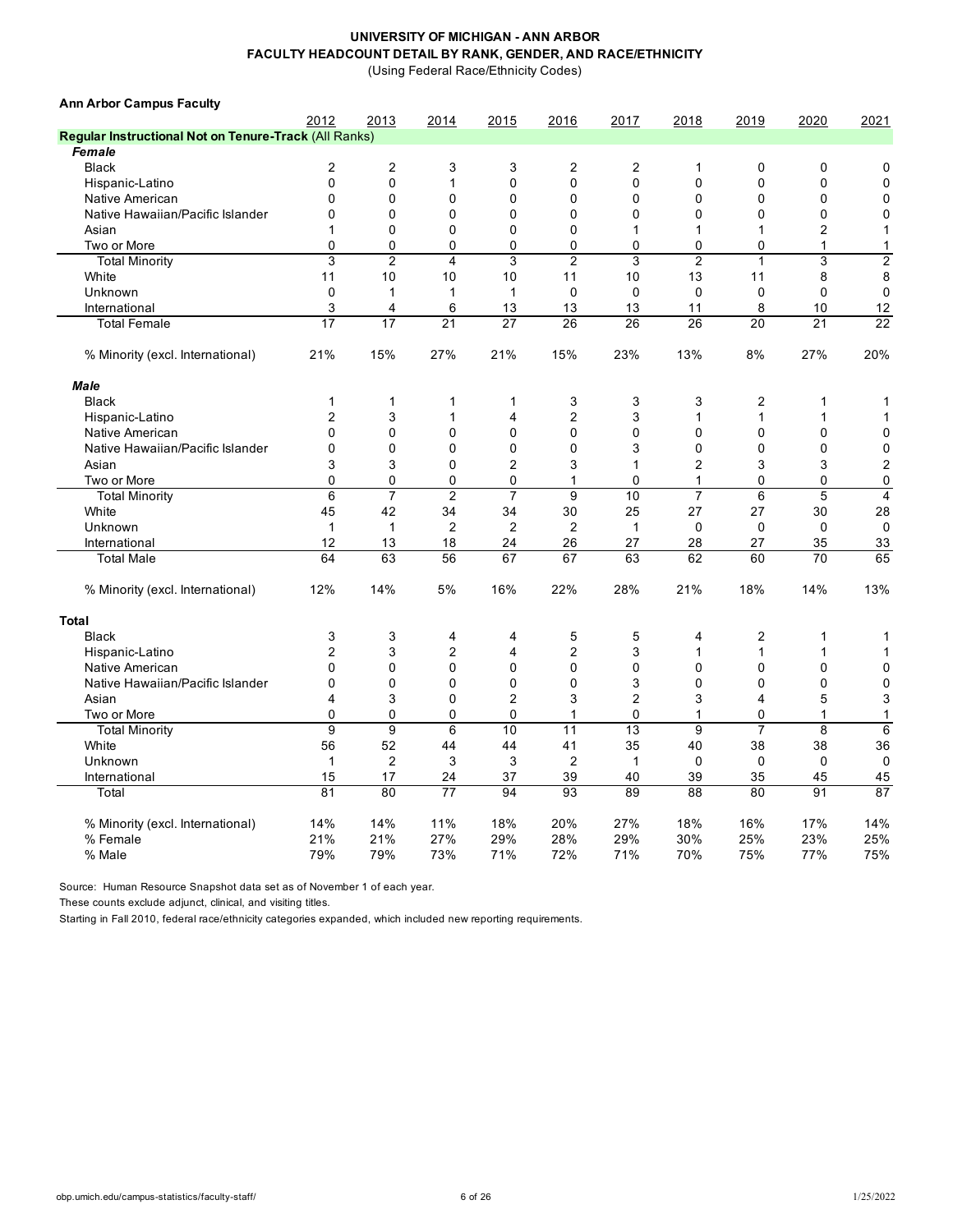**UNIVERSITY OF MICHIGAN - ANN ARBOR**
**FACULTY HEADCOUNT DETAIL BY RANK, GENDER, AND RACE/ETHNICITY**
(Using Federal Race/Ethnicity Codes)

**Ann Arbor Campus Faculty**

| | 2012 | 2013 | 2014 | 2015 | 2016 | 2017 | 2018 | 2019 | 2020 | 2021 |
|---|---|---|---|---|---|---|---|---|---|---|
| **Regular Instructional Not on Tenure-Track (All Ranks)** | | | | | | | | | | |
| ***Female*** | | | | | | | | | | |
| Black | 2 | 2 | 3 | 3 | 2 | 2 | 1 | 0 | 0 | 0 |
| Hispanic-Latino | 0 | 0 | 1 | 0 | 0 | 0 | 0 | 0 | 0 | 0 |
| Native American | 0 | 0 | 0 | 0 | 0 | 0 | 0 | 0 | 0 | 0 |
| Native Hawaiian/Pacific Islander | 0 | 0 | 0 | 0 | 0 | 0 | 0 | 0 | 0 | 0 |
| Asian | 1 | 0 | 0 | 0 | 0 | 1 | 1 | 1 | 2 | 1 |
| Two or More | 0 | 0 | 0 | 0 | 0 | 0 | 0 | 0 | 1 | 1 |
| Total Minority | 3 | 2 | 4 | 3 | 2 | 3 | 2 | 1 | 3 | 2 |
| White | 11 | 10 | 10 | 10 | 11 | 10 | 13 | 11 | 8 | 8 |
| Unknown | 0 | 1 | 1 | 1 | 0 | 0 | 0 | 0 | 0 | 0 |
| International | 3 | 4 | 6 | 13 | 13 | 13 | 11 | 8 | 10 | 12 |
| Total Female | 17 | 17 | 21 | 27 | 26 | 26 | 26 | 20 | 21 | 22 |
| % Minority (excl. International) | 21% | 15% | 27% | 21% | 15% | 23% | 13% | 8% | 27% | 20% |
| ***Male*** | | | | | | | | | | |
| Black | 1 | 1 | 1 | 1 | 3 | 3 | 3 | 2 | 1 | 1 |
| Hispanic-Latino | 2 | 3 | 1 | 4 | 2 | 3 | 1 | 1 | 1 | 1 |
| Native American | 0 | 0 | 0 | 0 | 0 | 0 | 0 | 0 | 0 | 0 |
| Native Hawaiian/Pacific Islander | 0 | 0 | 0 | 0 | 0 | 3 | 0 | 0 | 0 | 0 |
| Asian | 3 | 3 | 0 | 2 | 3 | 1 | 2 | 3 | 3 | 2 |
| Two or More | 0 | 0 | 0 | 0 | 1 | 0 | 1 | 0 | 0 | 0 |
| Total Minority | 6 | 7 | 2 | 7 | 9 | 10 | 7 | 6 | 5 | 4 |
| White | 45 | 42 | 34 | 34 | 30 | 25 | 27 | 27 | 30 | 28 |
| Unknown | 1 | 1 | 2 | 2 | 2 | 1 | 0 | 0 | 0 | 0 |
| International | 12 | 13 | 18 | 24 | 26 | 27 | 28 | 27 | 35 | 33 |
| Total Male | 64 | 63 | 56 | 67 | 67 | 63 | 62 | 60 | 70 | 65 |
| % Minority (excl. International) | 12% | 14% | 5% | 16% | 22% | 28% | 21% | 18% | 14% | 13% |
| **Total** | | | | | | | | | | |
| Black | 3 | 3 | 4 | 4 | 5 | 5 | 4 | 2 | 1 | 1 |
| Hispanic-Latino | 2 | 3 | 2 | 4 | 2 | 3 | 1 | 1 | 1 | 1 |
| Native American | 0 | 0 | 0 | 0 | 0 | 0 | 0 | 0 | 0 | 0 |
| Native Hawaiian/Pacific Islander | 0 | 0 | 0 | 0 | 0 | 3 | 0 | 0 | 0 | 0 |
| Asian | 4 | 3 | 0 | 2 | 3 | 2 | 3 | 4 | 5 | 3 |
| Two or More | 0 | 0 | 0 | 0 | 1 | 0 | 1 | 0 | 1 | 1 |
| Total Minority | 9 | 9 | 6 | 10 | 11 | 13 | 9 | 7 | 8 | 6 |
| White | 56 | 52 | 44 | 44 | 41 | 35 | 40 | 38 | 38 | 36 |
| Unknown | 1 | 2 | 3 | 3 | 2 | 1 | 0 | 0 | 0 | 0 |
| International | 15 | 17 | 24 | 37 | 39 | 40 | 39 | 35 | 45 | 45 |
| Total | 81 | 80 | 77 | 94 | 93 | 89 | 88 | 80 | 91 | 87 |
| % Minority (excl. International) | 14% | 14% | 11% | 18% | 20% | 27% | 18% | 16% | 17% | 14% |
| % Female | 21% | 21% | 27% | 29% | 28% | 29% | 30% | 25% | 23% | 25% |
| % Male | 79% | 79% | 73% | 71% | 72% | 71% | 70% | 75% | 77% | 75% |

Source: Human Resource Snapshot data set as of November 1 of each year.

These counts exclude adjunct, clinical, and visiting titles.

Starting in Fall 2010, federal race/ethnicity categories expanded, which included new reporting requirements.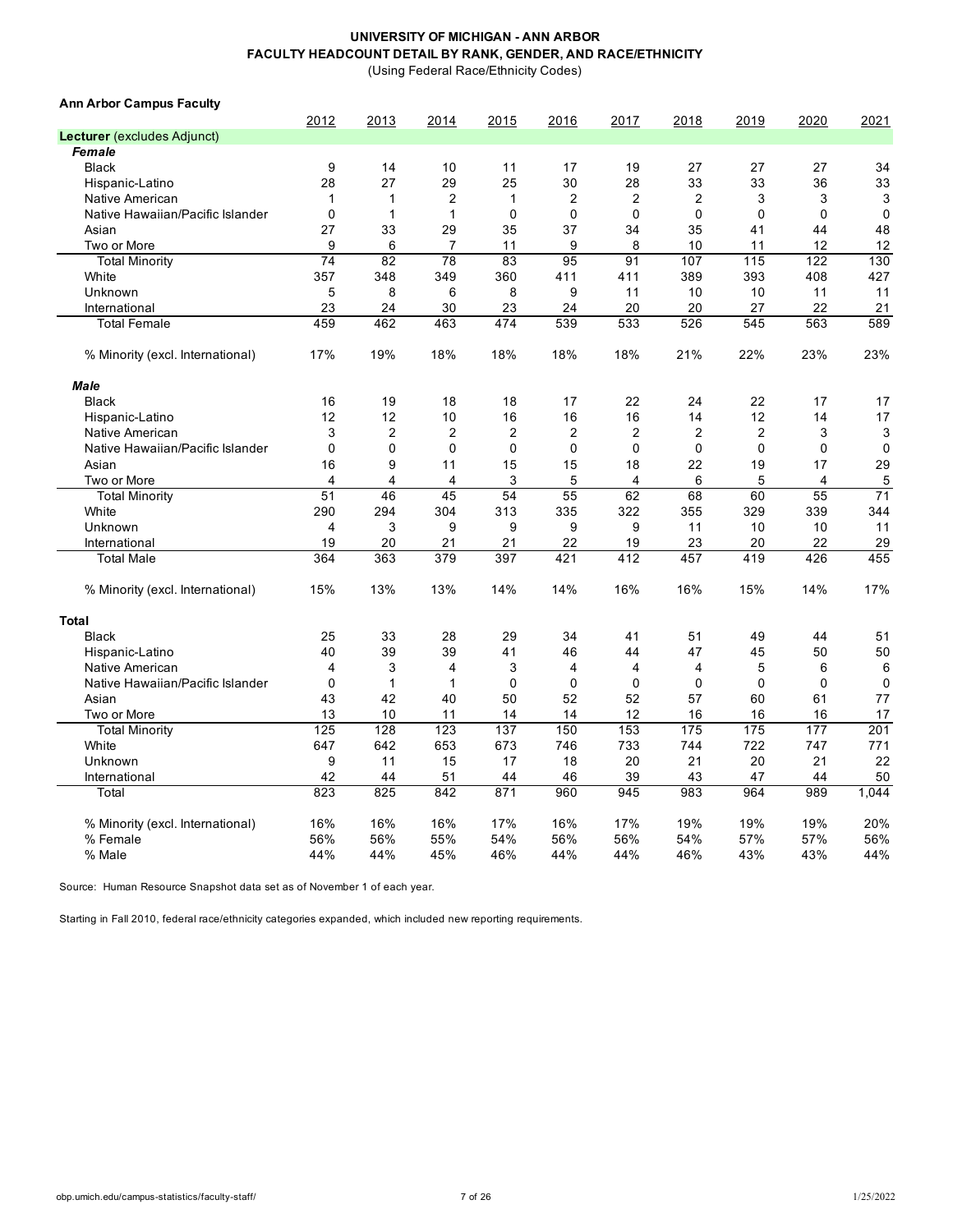**UNIVERSITY OF MICHIGAN - ANN ARBOR**
**FACULTY HEADCOUNT DETAIL BY RANK, GENDER, AND RACE/ETHNICITY**
(Using Federal Race/Ethnicity Codes)

**Ann Arbor Campus Faculty**

| | 2012 | 2013 | 2014 | 2015 | 2016 | 2017 | 2018 | 2019 | 2020 | 2021 |
|---|---|---|---|---|---|---|---|---|---|---|
| **Lecturer** (excludes Adjunct) | | | | | | | | | | |
| ***Female*** | | | | | | | | | | |
| Black | 9 | 14 | 10 | 11 | 17 | 19 | 27 | 27 | 27 | 34 |
| Hispanic-Latino | 28 | 27 | 29 | 25 | 30 | 28 | 33 | 33 | 36 | 33 |
| Native American | 1 | 1 | 2 | 1 | 2 | 2 | 2 | 3 | 3 | 3 |
| Native Hawaiian/Pacific Islander | 0 | 1 | 1 | 0 | 0 | 0 | 0 | 0 | 0 | 0 |
| Asian | 27 | 33 | 29 | 35 | 37 | 34 | 35 | 41 | 44 | 48 |
| Two or More | 9 | 6 | 7 | 11 | 9 | 8 | 10 | 11 | 12 | 12 |
| Total Minority | 74 | 82 | 78 | 83 | 95 | 91 | 107 | 115 | 122 | 130 |
| White | 357 | 348 | 349 | 360 | 411 | 411 | 389 | 393 | 408 | 427 |
| Unknown | 5 | 8 | 6 | 8 | 9 | 11 | 10 | 10 | 11 | 11 |
| International | 23 | 24 | 30 | 23 | 24 | 20 | 20 | 27 | 22 | 21 |
| Total Female | 459 | 462 | 463 | 474 | 539 | 533 | 526 | 545 | 563 | 589 |
| % Minority (excl. International) | 17% | 19% | 18% | 18% | 18% | 18% | 21% | 22% | 23% | 23% |
| ***Male*** | | | | | | | | | | |
| Black | 16 | 19 | 18 | 18 | 17 | 22 | 24 | 22 | 17 | 17 |
| Hispanic-Latino | 12 | 12 | 10 | 16 | 16 | 16 | 14 | 12 | 14 | 17 |
| Native American | 3 | 2 | 2 | 2 | 2 | 2 | 2 | 2 | 3 | 3 |
| Native Hawaiian/Pacific Islander | 0 | 0 | 0 | 0 | 0 | 0 | 0 | 0 | 0 | 0 |
| Asian | 16 | 9 | 11 | 15 | 15 | 18 | 22 | 19 | 17 | 29 |
| Two or More | 4 | 4 | 4 | 3 | 5 | 4 | 6 | 5 | 4 | 5 |
| Total Minority | 51 | 46 | 45 | 54 | 55 | 62 | 68 | 60 | 55 | 71 |
| White | 290 | 294 | 304 | 313 | 335 | 322 | 355 | 329 | 339 | 344 |
| Unknown | 4 | 3 | 9 | 9 | 9 | 9 | 11 | 10 | 10 | 11 |
| International | 19 | 20 | 21 | 21 | 22 | 19 | 23 | 20 | 22 | 29 |
| Total Male | 364 | 363 | 379 | 397 | 421 | 412 | 457 | 419 | 426 | 455 |
| % Minority (excl. International) | 15% | 13% | 13% | 14% | 14% | 16% | 16% | 15% | 14% | 17% |
| **Total** | | | | | | | | | | |
| Black | 25 | 33 | 28 | 29 | 34 | 41 | 51 | 49 | 44 | 51 |
| Hispanic-Latino | 40 | 39 | 39 | 41 | 46 | 44 | 47 | 45 | 50 | 50 |
| Native American | 4 | 3 | 4 | 3 | 4 | 4 | 4 | 5 | 6 | 6 |
| Native Hawaiian/Pacific Islander | 0 | 1 | 1 | 0 | 0 | 0 | 0 | 0 | 0 | 0 |
| Asian | 43 | 42 | 40 | 50 | 52 | 52 | 57 | 60 | 61 | 77 |
| Two or More | 13 | 10 | 11 | 14 | 14 | 12 | 16 | 16 | 16 | 17 |
| Total Minority | 125 | 128 | 123 | 137 | 150 | 153 | 175 | 175 | 177 | 201 |
| White | 647 | 642 | 653 | 673 | 746 | 733 | 744 | 722 | 747 | 771 |
| Unknown | 9 | 11 | 15 | 17 | 18 | 20 | 21 | 20 | 21 | 22 |
| International | 42 | 44 | 51 | 44 | 46 | 39 | 43 | 47 | 44 | 50 |
| Total | 823 | 825 | 842 | 871 | 960 | 945 | 983 | 964 | 989 | 1,044 |
| % Minority (excl. International) | 16% | 16% | 16% | 17% | 16% | 17% | 19% | 19% | 19% | 20% |
| % Female | 56% | 56% | 55% | 54% | 56% | 56% | 54% | 57% | 57% | 56% |
| % Male | 44% | 44% | 45% | 46% | 44% | 44% | 46% | 43% | 43% | 44% |

Source: Human Resource Snapshot data set as of November 1 of each year.

Starting in Fall 2010, federal race/ethnicity categories expanded, which included new reporting requirements.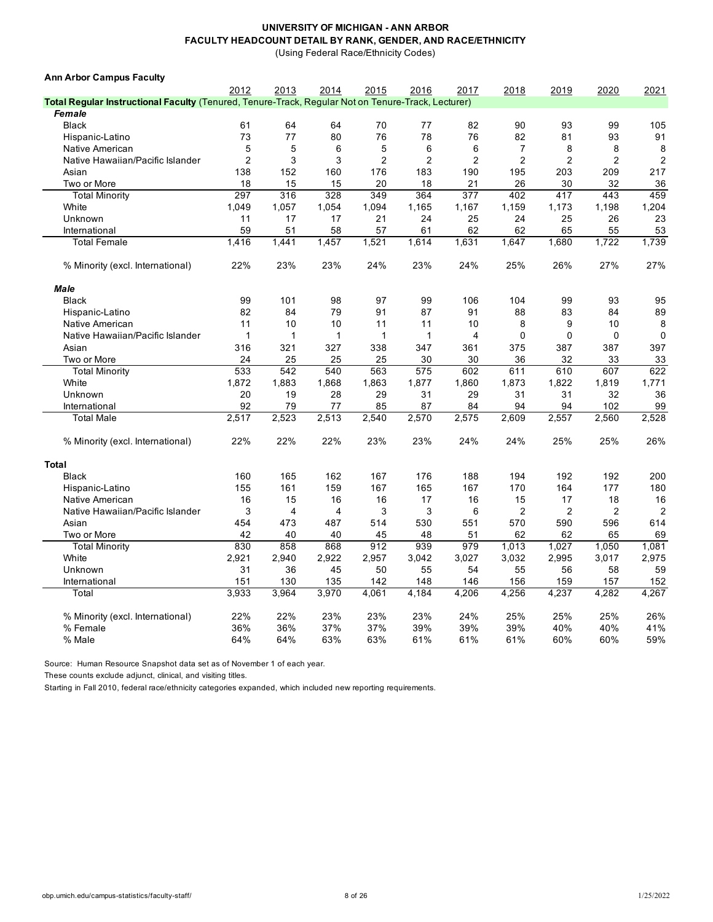**UNIVERSITY OF MICHIGAN - ANN ARBOR**
**FACULTY HEADCOUNT DETAIL BY RANK, GENDER, AND RACE/ETHNICITY**
(Using Federal Race/Ethnicity Codes)

**Ann Arbor Campus Faculty**

| | 2012 | 2013 | 2014 | 2015 | 2016 | 2017 | 2018 | 2019 | 2020 | 2021 |
|---|---|---|---|---|---|---|---|---|---|---|
| **Total Regular Instructional Faculty** (Tenured, Tenure-Track, Regular Not on Tenure-Track, Lecturer) | | | | | | | | | | |
| ***Female*** | | | | | | | | | | |
| Black | 61 | 64 | 64 | 70 | 77 | 82 | 90 | 93 | 99 | 105 |
| Hispanic-Latino | 73 | 77 | 80 | 76 | 78 | 76 | 82 | 81 | 93 | 91 |
| Native American | 5 | 5 | 6 | 5 | 6 | 6 | 7 | 8 | 8 | 8 |
| Native Hawaiian/Pacific Islander | 2 | 3 | 3 | 2 | 2 | 2 | 2 | 2 | 2 | 2 |
| Asian | 138 | 152 | 160 | 176 | 183 | 190 | 195 | 203 | 209 | 217 |
| Two or More | 18 | 15 | 15 | 20 | 18 | 21 | 26 | 30 | 32 | 36 |
| Total Minority | 297 | 316 | 328 | 349 | 364 | 377 | 402 | 417 | 443 | 459 |
| White | 1,049 | 1,057 | 1,054 | 1,094 | 1,165 | 1,167 | 1,159 | 1,173 | 1,198 | 1,204 |
| Unknown | 11 | 17 | 17 | 21 | 24 | 25 | 24 | 25 | 26 | 23 |
| International | 59 | 51 | 58 | 57 | 61 | 62 | 62 | 65 | 55 | 53 |
| Total Female | 1,416 | 1,441 | 1,457 | 1,521 | 1,614 | 1,631 | 1,647 | 1,680 | 1,722 | 1,739 |
| % Minority (excl. International) | 22% | 23% | 23% | 24% | 23% | 24% | 25% | 26% | 27% | 27% |
| ***Male*** | | | | | | | | | | |
| Black | 99 | 101 | 98 | 97 | 99 | 106 | 104 | 99 | 93 | 95 |
| Hispanic-Latino | 82 | 84 | 79 | 91 | 87 | 91 | 88 | 83 | 84 | 89 |
| Native American | 11 | 10 | 10 | 11 | 11 | 10 | 8 | 9 | 10 | 8 |
| Native Hawaiian/Pacific Islander | 1 | 1 | 1 | 1 | 1 | 4 | 0 | 0 | 0 | 0 |
| Asian | 316 | 321 | 327 | 338 | 347 | 361 | 375 | 387 | 387 | 397 |
| Two or More | 24 | 25 | 25 | 25 | 30 | 30 | 36 | 32 | 33 | 33 |
| Total Minority | 533 | 542 | 540 | 563 | 575 | 602 | 611 | 610 | 607 | 622 |
| White | 1,872 | 1,883 | 1,868 | 1,863 | 1,877 | 1,860 | 1,873 | 1,822 | 1,819 | 1,771 |
| Unknown | 20 | 19 | 28 | 29 | 31 | 29 | 31 | 31 | 32 | 36 |
| International | 92 | 79 | 77 | 85 | 87 | 84 | 94 | 94 | 102 | 99 |
| Total Male | 2,517 | 2,523 | 2,513 | 2,540 | 2,570 | 2,575 | 2,609 | 2,557 | 2,560 | 2,528 |
| % Minority (excl. International) | 22% | 22% | 22% | 23% | 23% | 24% | 24% | 25% | 25% | 26% |
| **Total** | | | | | | | | | | |
| Black | 160 | 165 | 162 | 167 | 176 | 188 | 194 | 192 | 192 | 200 |
| Hispanic-Latino | 155 | 161 | 159 | 167 | 165 | 167 | 170 | 164 | 177 | 180 |
| Native American | 16 | 15 | 16 | 16 | 17 | 16 | 15 | 17 | 18 | 16 |
| Native Hawaiian/Pacific Islander | 3 | 4 | 4 | 3 | 3 | 6 | 2 | 2 | 2 | 2 |
| Asian | 454 | 473 | 487 | 514 | 530 | 551 | 570 | 590 | 596 | 614 |
| Two or More | 42 | 40 | 40 | 45 | 48 | 51 | 62 | 62 | 65 | 69 |
| Total Minority | 830 | 858 | 868 | 912 | 939 | 979 | 1,013 | 1,027 | 1,050 | 1,081 |
| White | 2,921 | 2,940 | 2,922 | 2,957 | 3,042 | 3,027 | 3,032 | 2,995 | 3,017 | 2,975 |
| Unknown | 31 | 36 | 45 | 50 | 55 | 54 | 55 | 56 | 58 | 59 |
| International | 151 | 130 | 135 | 142 | 148 | 146 | 156 | 159 | 157 | 152 |
| Total | 3,933 | 3,964 | 3,970 | 4,061 | 4,184 | 4,206 | 4,256 | 4,237 | 4,282 | 4,267 |
| % Minority (excl. International) | 22% | 22% | 23% | 23% | 23% | 24% | 25% | 25% | 25% | 26% |
| % Female | 36% | 36% | 37% | 37% | 39% | 39% | 39% | 40% | 40% | 41% |
| % Male | 64% | 64% | 63% | 63% | 61% | 61% | 61% | 60% | 60% | 59% |

Source: Human Resource Snapshot data set as of November 1 of each year.

These counts exclude adjunct, clinical, and visiting titles.

Starting in Fall 2010, federal race/ethnicity categories expanded, which included new reporting requirements.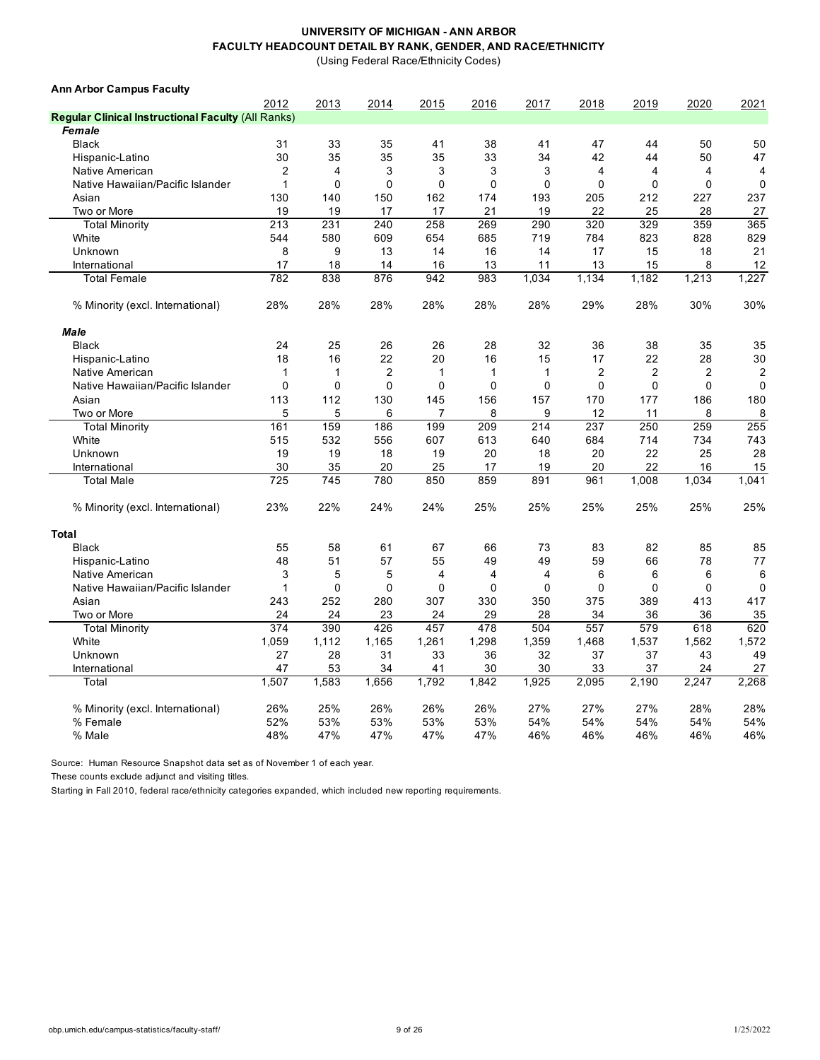**UNIVERSITY OF MICHIGAN - ANN ARBOR**
**FACULTY HEADCOUNT DETAIL BY RANK, GENDER, AND RACE/ETHNICITY**
(Using Federal Race/Ethnicity Codes)

**Ann Arbor Campus Faculty**

| | 2012 | 2013 | 2014 | 2015 | 2016 | 2017 | 2018 | 2019 | 2020 | 2021 |
|---|---|---|---|---|---|---|---|---|---|---|
| **Regular Clinical Instructional Faculty** (All Ranks) | | | | | | | | | | |
| ***Female*** | | | | | | | | | | |
| Black | 31 | 33 | 35 | 41 | 38 | 41 | 47 | 44 | 50 | 50 |
| Hispanic-Latino | 30 | 35 | 35 | 35 | 33 | 34 | 42 | 44 | 50 | 47 |
| Native American | 2 | 4 | 3 | 3 | 3 | 3 | 4 | 4 | 4 | 4 |
| Native Hawaiian/Pacific Islander | 1 | 0 | 0 | 0 | 0 | 0 | 0 | 0 | 0 | 0 |
| Asian | 130 | 140 | 150 | 162 | 174 | 193 | 205 | 212 | 227 | 237 |
| Two or More | 19 | 19 | 17 | 17 | 21 | 19 | 22 | 25 | 28 | 27 |
| Total Minority | 213 | 231 | 240 | 258 | 269 | 290 | 320 | 329 | 359 | 365 |
| White | 544 | 580 | 609 | 654 | 685 | 719 | 784 | 823 | 828 | 829 |
| Unknown | 8 | 9 | 13 | 14 | 16 | 14 | 17 | 15 | 18 | 21 |
| International | 17 | 18 | 14 | 16 | 13 | 11 | 13 | 15 | 8 | 12 |
| Total Female | 782 | 838 | 876 | 942 | 983 | 1,034 | 1,134 | 1,182 | 1,213 | 1,227 |
| % Minority (excl. International) | 28% | 28% | 28% | 28% | 28% | 28% | 29% | 28% | 30% | 30% |
| ***Male*** | | | | | | | | | | |
| Black | 24 | 25 | 26 | 26 | 28 | 32 | 36 | 38 | 35 | 35 |
| Hispanic-Latino | 18 | 16 | 22 | 20 | 16 | 15 | 17 | 22 | 28 | 30 |
| Native American | 1 | 1 | 2 | 1 | 1 | 1 | 2 | 2 | 2 | 2 |
| Native Hawaiian/Pacific Islander | 0 | 0 | 0 | 0 | 0 | 0 | 0 | 0 | 0 | 0 |
| Asian | 113 | 112 | 130 | 145 | 156 | 157 | 170 | 177 | 186 | 180 |
| Two or More | 5 | 5 | 6 | 7 | 8 | 9 | 12 | 11 | 8 | 8 |
| Total Minority | 161 | 159 | 186 | 199 | 209 | 214 | 237 | 250 | 259 | 255 |
| White | 515 | 532 | 556 | 607 | 613 | 640 | 684 | 714 | 734 | 743 |
| Unknown | 19 | 19 | 18 | 19 | 20 | 18 | 20 | 22 | 25 | 28 |
| International | 30 | 35 | 20 | 25 | 17 | 19 | 20 | 22 | 16 | 15 |
| Total Male | 725 | 745 | 780 | 850 | 859 | 891 | 961 | 1,008 | 1,034 | 1,041 |
| % Minority (excl. International) | 23% | 22% | 24% | 24% | 25% | 25% | 25% | 25% | 25% | 25% |
| **Total** | | | | | | | | | | |
| Black | 55 | 58 | 61 | 67 | 66 | 73 | 83 | 82 | 85 | 85 |
| Hispanic-Latino | 48 | 51 | 57 | 55 | 49 | 49 | 59 | 66 | 78 | 77 |
| Native American | 3 | 5 | 5 | 4 | 4 | 4 | 6 | 6 | 6 | 6 |
| Native Hawaiian/Pacific Islander | 1 | 0 | 0 | 0 | 0 | 0 | 0 | 0 | 0 | 0 |
| Asian | 243 | 252 | 280 | 307 | 330 | 350 | 375 | 389 | 413 | 417 |
| Two or More | 24 | 24 | 23 | 24 | 29 | 28 | 34 | 36 | 36 | 35 |
| Total Minority | 374 | 390 | 426 | 457 | 478 | 504 | 557 | 579 | 618 | 620 |
| White | 1,059 | 1,112 | 1,165 | 1,261 | 1,298 | 1,359 | 1,468 | 1,537 | 1,562 | 1,572 |
| Unknown | 27 | 28 | 31 | 33 | 36 | 32 | 37 | 37 | 43 | 49 |
| International | 47 | 53 | 34 | 41 | 30 | 30 | 33 | 37 | 24 | 27 |
| Total | 1,507 | 1,583 | 1,656 | 1,792 | 1,842 | 1,925 | 2,095 | 2,190 | 2,247 | 2,268 |
| % Minority (excl. International) | 26% | 25% | 26% | 26% | 26% | 27% | 27% | 27% | 28% | 28% |
| % Female | 52% | 53% | 53% | 53% | 53% | 54% | 54% | 54% | 54% | 54% |
| % Male | 48% | 47% | 47% | 47% | 47% | 46% | 46% | 46% | 46% | 46% |

Source: Human Resource Snapshot data set as of November 1 of each year.

These counts exclude adjunct and visiting titles.

Starting in Fall 2010, federal race/ethnicity categories expanded, which included new reporting requirements.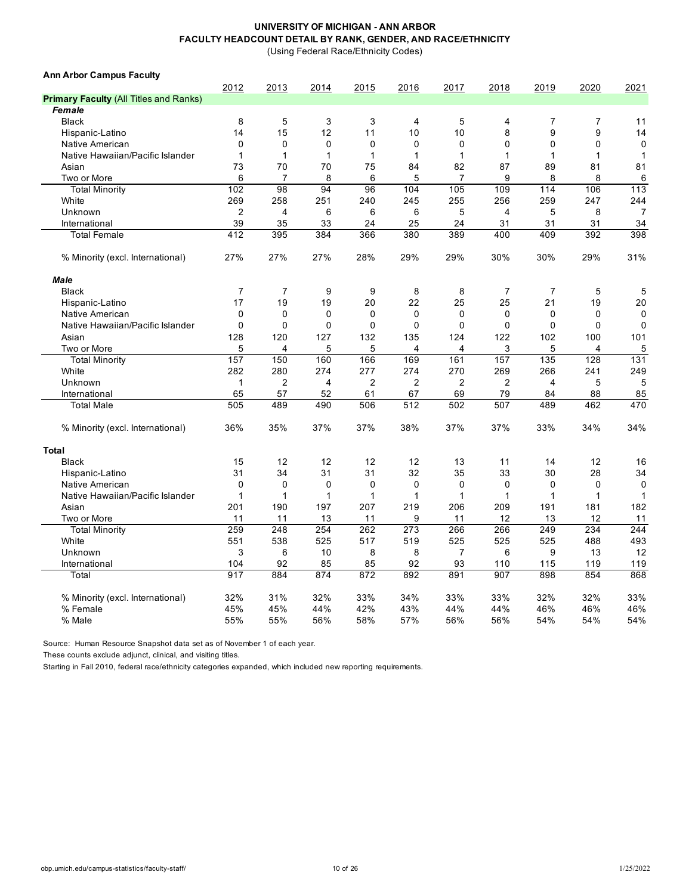# UNIVERSITY OF MICHIGAN - ANN ARBOR
## FACULTY HEADCOUNT DETAIL BY RANK, GENDER, AND RACE/ETHNICITY
(Using Federal Race/Ethnicity Codes)

**Ann Arbor Campus Faculty**

| | 2012 | 2013 | 2014 | 2015 | 2016 | 2017 | 2018 | 2019 | 2020 | 2021 |
|---|---|---|---|---|---|---|---|---|---|---|
| **Primary Faculty** (All Titles and Ranks) | | | | | | | | | | |
| ***Female*** | | | | | | | | | | |
| Black | 8 | 5 | 3 | 3 | 4 | 5 | 4 | 7 | 7 | 11 |
| Hispanic-Latino | 14 | 15 | 12 | 11 | 10 | 10 | 8 | 9 | 9 | 14 |
| Native American | 0 | 0 | 0 | 0 | 0 | 0 | 0 | 0 | 0 | 0 |
| Native Hawaiian/Pacific Islander | 1 | 1 | 1 | 1 | 1 | 1 | 1 | 1 | 1 | 1 |
| Asian | 73 | 70 | 70 | 75 | 84 | 82 | 87 | 89 | 81 | 81 |
| Two or More | 6 | 7 | 8 | 6 | 5 | 7 | 9 | 8 | 8 | 6 |
| Total Minority | 102 | 98 | 94 | 96 | 104 | 105 | 109 | 114 | 106 | 113 |
| White | 269 | 258 | 251 | 240 | 245 | 255 | 256 | 259 | 247 | 244 |
| Unknown | 2 | 4 | 6 | 6 | 6 | 5 | 4 | 5 | 8 | 7 |
| International | 39 | 35 | 33 | 24 | 25 | 24 | 31 | 31 | 31 | 34 |
| Total Female | 412 | 395 | 384 | 366 | 380 | 389 | 400 | 409 | 392 | 398 |
| % Minority (excl. International) | 27% | 27% | 27% | 28% | 29% | 29% | 30% | 30% | 29% | 31% |
| ***Male*** | | | | | | | | | | |
| Black | 7 | 7 | 9 | 9 | 8 | 8 | 7 | 7 | 5 | 5 |
| Hispanic-Latino | 17 | 19 | 19 | 20 | 22 | 25 | 25 | 21 | 19 | 20 |
| Native American | 0 | 0 | 0 | 0 | 0 | 0 | 0 | 0 | 0 | 0 |
| Native Hawaiian/Pacific Islander | 0 | 0 | 0 | 0 | 0 | 0 | 0 | 0 | 0 | 0 |
| Asian | 128 | 120 | 127 | 132 | 135 | 124 | 122 | 102 | 100 | 101 |
| Two or More | 5 | 4 | 5 | 5 | 4 | 4 | 3 | 5 | 4 | 5 |
| Total Minority | 157 | 150 | 160 | 166 | 169 | 161 | 157 | 135 | 128 | 131 |
| White | 282 | 280 | 274 | 277 | 274 | 270 | 269 | 266 | 241 | 249 |
| Unknown | 1 | 2 | 4 | 2 | 2 | 2 | 2 | 4 | 5 | 5 |
| International | 65 | 57 | 52 | 61 | 67 | 69 | 79 | 84 | 88 | 85 |
| Total Male | 505 | 489 | 490 | 506 | 512 | 502 | 507 | 489 | 462 | 470 |
| % Minority (excl. International) | 36% | 35% | 37% | 37% | 38% | 37% | 37% | 33% | 34% | 34% |
| **Total** | | | | | | | | | | |
| Black | 15 | 12 | 12 | 12 | 12 | 13 | 11 | 14 | 12 | 16 |
| Hispanic-Latino | 31 | 34 | 31 | 31 | 32 | 35 | 33 | 30 | 28 | 34 |
| Native American | 0 | 0 | 0 | 0 | 0 | 0 | 0 | 0 | 0 | 0 |
| Native Hawaiian/Pacific Islander | 1 | 1 | 1 | 1 | 1 | 1 | 1 | 1 | 1 | 1 |
| Asian | 201 | 190 | 197 | 207 | 219 | 206 | 209 | 191 | 181 | 182 |
| Two or More | 11 | 11 | 13 | 11 | 9 | 11 | 12 | 13 | 12 | 11 |
| Total Minority | 259 | 248 | 254 | 262 | 273 | 266 | 266 | 249 | 234 | 244 |
| White | 551 | 538 | 525 | 517 | 519 | 525 | 525 | 525 | 488 | 493 |
| Unknown | 3 | 6 | 10 | 8 | 8 | 7 | 6 | 9 | 13 | 12 |
| International | 104 | 92 | 85 | 85 | 92 | 93 | 110 | 115 | 119 | 119 |
| Total | 917 | 884 | 874 | 872 | 892 | 891 | 907 | 898 | 854 | 868 |
| % Minority (excl. International) | 32% | 31% | 32% | 33% | 34% | 33% | 33% | 32% | 32% | 33% |
| % Female | 45% | 45% | 44% | 42% | 43% | 44% | 44% | 46% | 46% | 46% |
| % Male | 55% | 55% | 56% | 58% | 57% | 56% | 56% | 54% | 54% | 54% |

Source: Human Resource Snapshot data set as of November 1 of each year.

These counts exclude adjunct, clinical, and visiting titles.

Starting in Fall 2010, federal race/ethnicity categories expanded, which included new reporting requirements.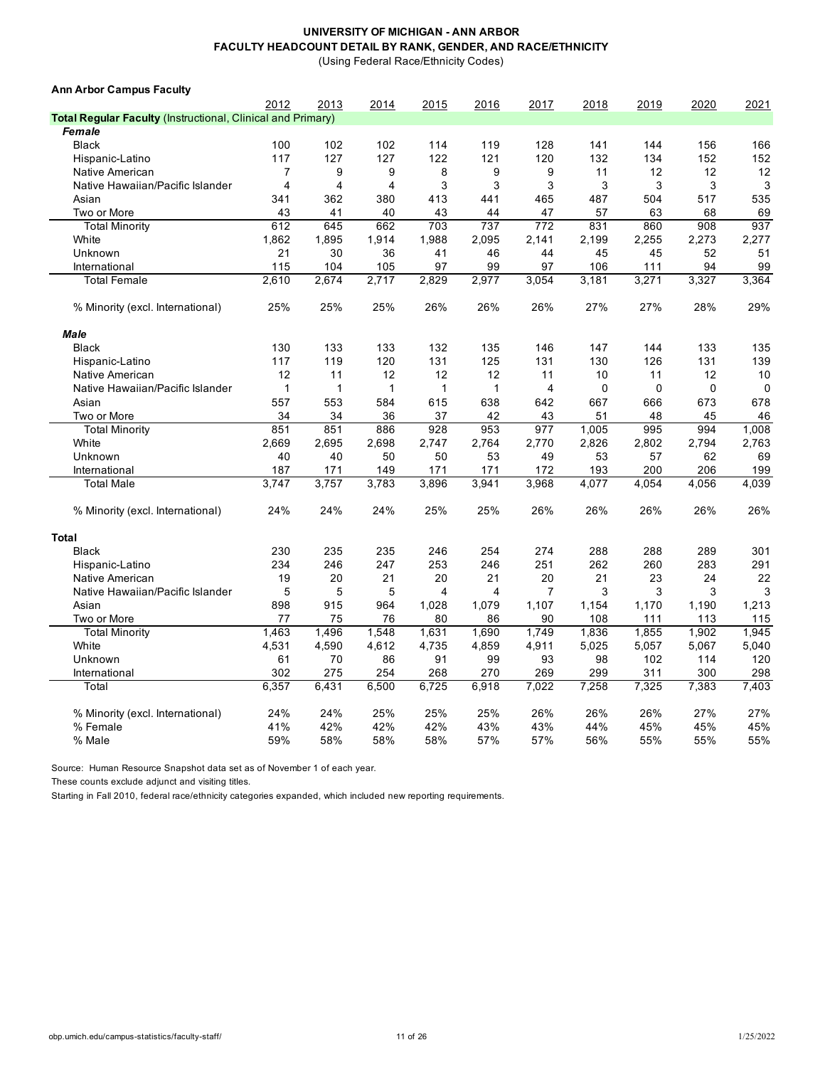# UNIVERSITY OF MICHIGAN - ANN ARBOR
## FACULTY HEADCOUNT DETAIL BY RANK, GENDER, AND RACE/ETHNICITY
(Using Federal Race/Ethnicity Codes)

**Ann Arbor Campus Faculty**

| | 2012 | 2013 | 2014 | 2015 | 2016 | 2017 | 2018 | 2019 | 2020 | 2021 |
|---|---|---|---|---|---|---|---|---|---|---|
| **Total Regular Faculty** (Instructional, Clinical and Primary) | | | | | | | | | | |
| ***Female*** | | | | | | | | | | |
| Black | 100 | 102 | 102 | 114 | 119 | 128 | 141 | 144 | 156 | 166 |
| Hispanic-Latino | 117 | 127 | 127 | 122 | 121 | 120 | 132 | 134 | 152 | 152 |
| Native American | 7 | 9 | 9 | 8 | 9 | 9 | 11 | 12 | 12 | 12 |
| Native Hawaiian/Pacific Islander | 4 | 4 | 4 | 3 | 3 | 3 | 3 | 3 | 3 | 3 |
| Asian | 341 | 362 | 380 | 413 | 441 | 465 | 487 | 504 | 517 | 535 |
| Two or More | 43 | 41 | 40 | 43 | 44 | 47 | 57 | 63 | 68 | 69 |
| Total Minority | 612 | 645 | 662 | 703 | 737 | 772 | 831 | 860 | 908 | 937 |
| White | 1,862 | 1,895 | 1,914 | 1,988 | 2,095 | 2,141 | 2,199 | 2,255 | 2,273 | 2,277 |
| Unknown | 21 | 30 | 36 | 41 | 46 | 44 | 45 | 45 | 52 | 51 |
| International | 115 | 104 | 105 | 97 | 99 | 97 | 106 | 111 | 94 | 99 |
| Total Female | 2,610 | 2,674 | 2,717 | 2,829 | 2,977 | 3,054 | 3,181 | 3,271 | 3,327 | 3,364 |
| % Minority (excl. International) | 25% | 25% | 25% | 26% | 26% | 26% | 27% | 27% | 28% | 29% |
| ***Male*** | | | | | | | | | | |
| Black | 130 | 133 | 133 | 132 | 135 | 146 | 147 | 144 | 133 | 135 |
| Hispanic-Latino | 117 | 119 | 120 | 131 | 125 | 131 | 130 | 126 | 131 | 139 |
| Native American | 12 | 11 | 12 | 12 | 12 | 11 | 10 | 11 | 12 | 10 |
| Native Hawaiian/Pacific Islander | 1 | 1 | 1 | 1 | 1 | 4 | 0 | 0 | 0 | 0 |
| Asian | 557 | 553 | 584 | 615 | 638 | 642 | 667 | 666 | 673 | 678 |
| Two or More | 34 | 34 | 36 | 37 | 42 | 43 | 51 | 48 | 45 | 46 |
| Total Minority | 851 | 851 | 886 | 928 | 953 | 977 | 1,005 | 995 | 994 | 1,008 |
| White | 2,669 | 2,695 | 2,698 | 2,747 | 2,764 | 2,770 | 2,826 | 2,802 | 2,794 | 2,763 |
| Unknown | 40 | 40 | 50 | 50 | 53 | 49 | 53 | 57 | 62 | 69 |
| International | 187 | 171 | 149 | 171 | 171 | 172 | 193 | 200 | 206 | 199 |
| Total Male | 3,747 | 3,757 | 3,783 | 3,896 | 3,941 | 3,968 | 4,077 | 4,054 | 4,056 | 4,039 |
| % Minority (excl. International) | 24% | 24% | 24% | 25% | 25% | 26% | 26% | 26% | 26% | 26% |
| **Total** | | | | | | | | | | |
| Black | 230 | 235 | 235 | 246 | 254 | 274 | 288 | 288 | 289 | 301 |
| Hispanic-Latino | 234 | 246 | 247 | 253 | 246 | 251 | 262 | 260 | 283 | 291 |
| Native American | 19 | 20 | 21 | 20 | 21 | 20 | 21 | 23 | 24 | 22 |
| Native Hawaiian/Pacific Islander | 5 | 5 | 5 | 4 | 4 | 7 | 3 | 3 | 3 | 3 |
| Asian | 898 | 915 | 964 | 1,028 | 1,079 | 1,107 | 1,154 | 1,170 | 1,190 | 1,213 |
| Two or More | 77 | 75 | 76 | 80 | 86 | 90 | 108 | 111 | 113 | 115 |
| Total Minority | 1,463 | 1,496 | 1,548 | 1,631 | 1,690 | 1,749 | 1,836 | 1,855 | 1,902 | 1,945 |
| White | 4,531 | 4,590 | 4,612 | 4,735 | 4,859 | 4,911 | 5,025 | 5,057 | 5,067 | 5,040 |
| Unknown | 61 | 70 | 86 | 91 | 99 | 93 | 98 | 102 | 114 | 120 |
| International | 302 | 275 | 254 | 268 | 270 | 269 | 299 | 311 | 300 | 298 |
| Total | 6,357 | 6,431 | 6,500 | 6,725 | 6,918 | 7,022 | 7,258 | 7,325 | 7,383 | 7,403 |
| % Minority (excl. International) | 24% | 24% | 25% | 25% | 25% | 26% | 26% | 26% | 27% | 27% |
| % Female | 41% | 42% | 42% | 42% | 43% | 43% | 44% | 45% | 45% | 45% |
| % Male | 59% | 58% | 58% | 58% | 57% | 57% | 56% | 55% | 55% | 55% |

Source: Human Resource Snapshot data set as of November 1 of each year.

These counts exclude adjunct and visiting titles.

Starting in Fall 2010, federal race/ethnicity categories expanded, which included new reporting requirements.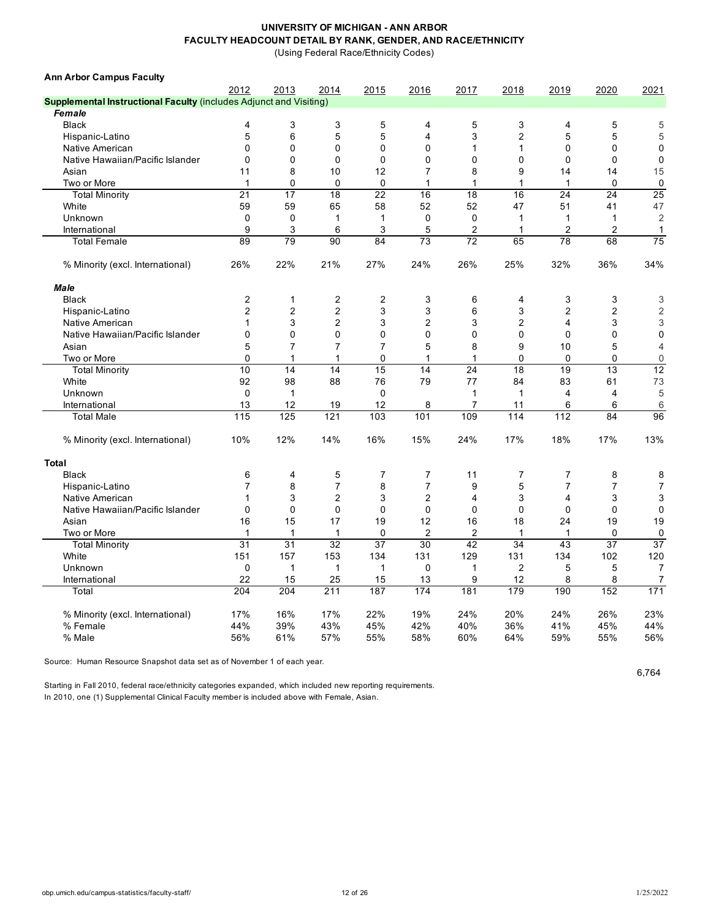# UNIVERSITY OF MICHIGAN - ANN ARBOR
## FACULTY HEADCOUNT DETAIL BY RANK, GENDER, AND RACE/ETHNICITY
(Using Federal Race/Ethnicity Codes)

**Ann Arbor Campus Faculty**

| | 2012 | 2013 | 2014 | 2015 | 2016 | 2017 | 2018 | 2019 | 2020 | 2021 |
|---|---|---|---|---|---|---|---|---|---|---|
| **Supplemental Instructional Faculty** (includes Adjunct and Visiting) | | | | | | | | | | |
| ***Female*** | | | | | | | | | | |
| Black | 4 | 3 | 3 | 5 | 4 | 5 | 3 | 4 | 5 | 5 |
| Hispanic-Latino | 5 | 6 | 5 | 5 | 4 | 3 | 2 | 5 | 5 | 5 |
| Native American | 0 | 0 | 0 | 0 | 0 | 1 | 1 | 0 | 0 | 0 |
| Native Hawaiian/Pacific Islander | 0 | 0 | 0 | 0 | 0 | 0 | 0 | 0 | 0 | 0 |
| Asian | 11 | 8 | 10 | 12 | 7 | 8 | 9 | 14 | 14 | 15 |
| Two or More | 1 | 0 | 0 | 0 | 1 | 1 | 1 | 1 | 0 | 0 |
| Total Minority | 21 | 17 | 18 | 22 | 16 | 18 | 16 | 24 | 24 | 25 |
| White | 59 | 59 | 65 | 58 | 52 | 52 | 47 | 51 | 41 | 47 |
| Unknown | 0 | 0 | 1 | 1 | 0 | 0 | 1 | 1 | 1 | 2 |
| International | 9 | 3 | 6 | 3 | 5 | 2 | 1 | 2 | 2 | 1 |
| Total Female | 89 | 79 | 90 | 84 | 73 | 72 | 65 | 78 | 68 | 75 |
| % Minority (excl. International) | 26% | 22% | 21% | 27% | 24% | 26% | 25% | 32% | 36% | 34% |
| ***Male*** | | | | | | | | | | |
| Black | 2 | 1 | 2 | 2 | 3 | 6 | 4 | 3 | 3 | 3 |
| Hispanic-Latino | 2 | 2 | 2 | 3 | 3 | 6 | 3 | 2 | 2 | 2 |
| Native American | 1 | 3 | 2 | 3 | 2 | 3 | 2 | 4 | 3 | 3 |
| Native Hawaiian/Pacific Islander | 0 | 0 | 0 | 0 | 0 | 0 | 0 | 0 | 0 | 0 |
| Asian | 5 | 7 | 7 | 7 | 5 | 8 | 9 | 10 | 5 | 4 |
| Two or More | 0 | 1 | 1 | 0 | 1 | 1 | 0 | 0 | 0 | 0 |
| Total Minority | 10 | 14 | 14 | 15 | 14 | 24 | 18 | 19 | 13 | 12 |
| White | 92 | 98 | 88 | 76 | 79 | 77 | 84 | 83 | 61 | 73 |
| Unknown | 0 | 1 | | 0 | | 1 | 1 | 4 | 4 | 5 |
| International | 13 | 12 | 19 | 12 | 8 | 7 | 11 | 6 | 6 | 6 |
| Total Male | 115 | 125 | 121 | 103 | 101 | 109 | 114 | 112 | 84 | 96 |
| % Minority (excl. International) | 10% | 12% | 14% | 16% | 15% | 24% | 17% | 18% | 17% | 13% |
| **Total** | | | | | | | | | | |
| Black | 6 | 4 | 5 | 7 | 7 | 11 | 7 | 7 | 8 | 8 |
| Hispanic-Latino | 7 | 8 | 7 | 8 | 7 | 9 | 5 | 7 | 7 | 7 |
| Native American | 1 | 3 | 2 | 3 | 2 | 4 | 3 | 4 | 3 | 3 |
| Native Hawaiian/Pacific Islander | 0 | 0 | 0 | 0 | 0 | 0 | 0 | 0 | 0 | 0 |
| Asian | 16 | 15 | 17 | 19 | 12 | 16 | 18 | 24 | 19 | 19 |
| Two or More | 1 | 1 | 1 | 0 | 2 | 2 | 1 | 1 | 0 | 0 |
| Total Minority | 31 | 31 | 32 | 37 | 30 | 42 | 34 | 43 | 37 | 37 |
| White | 151 | 157 | 153 | 134 | 131 | 129 | 131 | 134 | 102 | 120 |
| Unknown | 0 | 1 | 1 | 1 | 0 | 1 | 2 | 5 | 5 | 7 |
| International | 22 | 15 | 25 | 15 | 13 | 9 | 12 | 8 | 8 | 7 |
| Total | 204 | 204 | 211 | 187 | 174 | 181 | 179 | 190 | 152 | 171 |
| % Minority (excl. International) | 17% | 16% | 17% | 22% | 19% | 24% | 20% | 24% | 26% | 23% |
| % Female | 44% | 39% | 43% | 45% | 42% | 40% | 36% | 41% | 45% | 44% |
| % Male | 56% | 61% | 57% | 55% | 58% | 60% | 64% | 59% | 55% | 56% |

Source: Human Resource Snapshot data set as of November 1 of each year.

6,764

Starting in Fall 2010, federal race/ethnicity categories expanded, which included new reporting requirements.
In 2010, one (1) Supplemental Clinical Faculty member is included above with Female, Asian.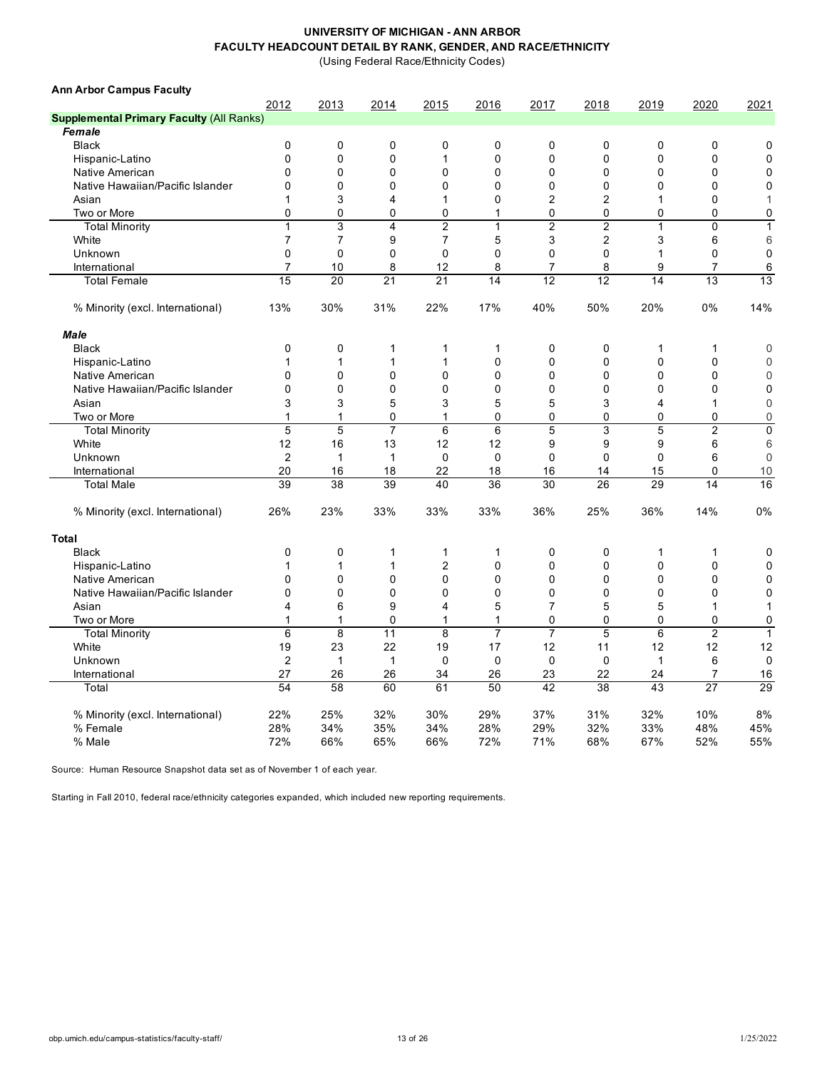**UNIVERSITY OF MICHIGAN - ANN ARBOR**
**FACULTY HEADCOUNT DETAIL BY RANK, GENDER, AND RACE/ETHNICITY**
(Using Federal Race/Ethnicity Codes)

**Ann Arbor Campus Faculty**

| | 2012 | 2013 | 2014 | 2015 | 2016 | 2017 | 2018 | 2019 | 2020 | 2021 |
|---|---|---|---|---|---|---|---|---|---|---|
| **Supplemental Primary Faculty** (All Ranks) | | | | | | | | | | |
| ***Female*** | | | | | | | | | | |
| Black | 0 | 0 | 0 | 0 | 0 | 0 | 0 | 0 | 0 | 0 |
| Hispanic-Latino | 0 | 0 | 0 | 1 | 0 | 0 | 0 | 0 | 0 | 0 |
| Native American | 0 | 0 | 0 | 0 | 0 | 0 | 0 | 0 | 0 | 0 |
| Native Hawaiian/Pacific Islander | 0 | 0 | 0 | 0 | 0 | 0 | 0 | 0 | 0 | 0 |
| Asian | 1 | 3 | 4 | 1 | 0 | 2 | 2 | 1 | 0 | 1 |
| Two or More | 0 | 0 | 0 | 0 | 1 | 0 | 0 | 0 | 0 | 0 |
| Total Minority | 1 | 3 | 4 | 2 | 1 | 2 | 2 | 1 | 0 | 1 |
| White | 7 | 7 | 9 | 7 | 5 | 3 | 2 | 3 | 6 | 6 |
| Unknown | 0 | 0 | 0 | 0 | 0 | 0 | 0 | 1 | 0 | 0 |
| International | 7 | 10 | 8 | 12 | 8 | 7 | 8 | 9 | 7 | 6 |
| Total Female | 15 | 20 | 21 | 21 | 14 | 12 | 12 | 14 | 13 | 13 |
| % Minority (excl. International) | 13% | 30% | 31% | 22% | 17% | 40% | 50% | 20% | 0% | 14% |
| ***Male*** | | | | | | | | | | |
| Black | 0 | 0 | 1 | 1 | 1 | 0 | 0 | 1 | 1 | 0 |
| Hispanic-Latino | 1 | 1 | 1 | 1 | 0 | 0 | 0 | 0 | 0 | 0 |
| Native American | 0 | 0 | 0 | 0 | 0 | 0 | 0 | 0 | 0 | 0 |
| Native Hawaiian/Pacific Islander | 0 | 0 | 0 | 0 | 0 | 0 | 0 | 0 | 0 | 0 |
| Asian | 3 | 3 | 5 | 3 | 5 | 5 | 3 | 4 | 1 | 0 |
| Two or More | 1 | 1 | 0 | 1 | 0 | 0 | 0 | 0 | 0 | 0 |
| Total Minority | 5 | 5 | 7 | 6 | 6 | 5 | 3 | 5 | 2 | 0 |
| White | 12 | 16 | 13 | 12 | 12 | 9 | 9 | 9 | 6 | 6 |
| Unknown | 2 | 1 | 1 | 0 | 0 | 0 | 0 | 0 | 6 | 0 |
| International | 20 | 16 | 18 | 22 | 18 | 16 | 14 | 15 | 0 | 10 |
| Total Male | 39 | 38 | 39 | 40 | 36 | 30 | 26 | 29 | 14 | 16 |
| % Minority (excl. International) | 26% | 23% | 33% | 33% | 33% | 36% | 25% | 36% | 14% | 0% |
| **Total** | | | | | | | | | | |
| Black | 0 | 0 | 1 | 1 | 1 | 0 | 0 | 1 | 1 | 0 |
| Hispanic-Latino | 1 | 1 | 1 | 2 | 0 | 0 | 0 | 0 | 0 | 0 |
| Native American | 0 | 0 | 0 | 0 | 0 | 0 | 0 | 0 | 0 | 0 |
| Native Hawaiian/Pacific Islander | 0 | 0 | 0 | 0 | 0 | 0 | 0 | 0 | 0 | 0 |
| Asian | 4 | 6 | 9 | 4 | 5 | 7 | 5 | 5 | 1 | 1 |
| Two or More | 1 | 1 | 0 | 1 | 1 | 0 | 0 | 0 | 0 | 0 |
| Total Minority | 6 | 8 | 11 | 8 | 7 | 7 | 5 | 6 | 2 | 1 |
| White | 19 | 23 | 22 | 19 | 17 | 12 | 11 | 12 | 12 | 12 |
| Unknown | 2 | 1 | 1 | 0 | 0 | 0 | 0 | 1 | 6 | 0 |
| International | 27 | 26 | 26 | 34 | 26 | 23 | 22 | 24 | 7 | 16 |
| Total | 54 | 58 | 60 | 61 | 50 | 42 | 38 | 43 | 27 | 29 |
| % Minority (excl. International) | 22% | 25% | 32% | 30% | 29% | 37% | 31% | 32% | 10% | 8% |
| % Female | 28% | 34% | 35% | 34% | 28% | 29% | 32% | 33% | 48% | 45% |
| % Male | 72% | 66% | 65% | 66% | 72% | 71% | 68% | 67% | 52% | 55% |

Source: Human Resource Snapshot data set as of November 1 of each year.

Starting in Fall 2010, federal race/ethnicity categories expanded, which included new reporting requirements.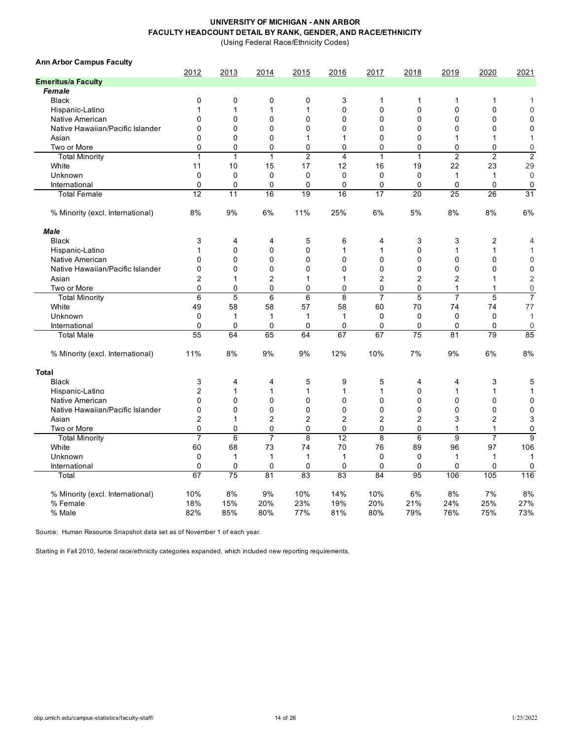**UNIVERSITY OF MICHIGAN - ANN ARBOR**
**FACULTY HEADCOUNT DETAIL BY RANK, GENDER, AND RACE/ETHNICITY**
(Using Federal Race/Ethnicity Codes)

**Ann Arbor Campus Faculty**

| | 2012 | 2013 | 2014 | 2015 | 2016 | 2017 | 2018 | 2019 | 2020 | 2021 |
|---|---|---|---|---|---|---|---|---|---|---|
| **Emeritus/a Faculty** | | | | | | | | | | |
| ***Female*** | | | | | | | | | | |
| Black | 0 | 0 | 0 | 0 | 3 | 1 | 1 | 1 | 1 | 1 |
| Hispanic-Latino | 1 | 1 | 1 | 1 | 0 | 0 | 0 | 0 | 0 | 0 |
| Native American | 0 | 0 | 0 | 0 | 0 | 0 | 0 | 0 | 0 | 0 |
| Native Hawaiian/Pacific Islander | 0 | 0 | 0 | 0 | 0 | 0 | 0 | 0 | 0 | 0 |
| Asian | 0 | 0 | 0 | 1 | 1 | 0 | 0 | 1 | 1 | 1 |
| Two or More | 0 | 0 | 0 | 0 | 0 | 0 | 0 | 0 | 0 | 0 |
| Total Minority | 1 | 1 | 1 | 2 | 4 | 1 | 1 | 2 | 2 | 2 |
| White | 11 | 10 | 15 | 17 | 12 | 16 | 19 | 22 | 23 | 29 |
| Unknown | 0 | 0 | 0 | 0 | 0 | 0 | 0 | 1 | 1 | 0 |
| International | 0 | 0 | 0 | 0 | 0 | 0 | 0 | 0 | 0 | 0 |
| Total Female | 12 | 11 | 16 | 19 | 16 | 17 | 20 | 25 | 26 | 31 |
| % Minority (excl. International) | 8% | 9% | 6% | 11% | 25% | 6% | 5% | 8% | 8% | 6% |
| ***Male*** | | | | | | | | | | |
| Black | 3 | 4 | 4 | 5 | 6 | 4 | 3 | 3 | 2 | 4 |
| Hispanic-Latino | 1 | 0 | 0 | 0 | 1 | 1 | 0 | 1 | 1 | 1 |
| Native American | 0 | 0 | 0 | 0 | 0 | 0 | 0 | 0 | 0 | 0 |
| Native Hawaiian/Pacific Islander | 0 | 0 | 0 | 0 | 0 | 0 | 0 | 0 | 0 | 0 |
| Asian | 2 | 1 | 2 | 1 | 1 | 2 | 2 | 2 | 1 | 2 |
| Two or More | 0 | 0 | 0 | 0 | 0 | 0 | 0 | 1 | 1 | 0 |
| Total Minority | 6 | 5 | 6 | 6 | 8 | 7 | 5 | 7 | 5 | 7 |
| White | 49 | 58 | 58 | 57 | 58 | 60 | 70 | 74 | 74 | 77 |
| Unknown | 0 | 1 | 1 | 1 | 1 | 0 | 0 | 0 | 0 | 1 |
| International | 0 | 0 | 0 | 0 | 0 | 0 | 0 | 0 | 0 | 0 |
| Total Male | 55 | 64 | 65 | 64 | 67 | 67 | 75 | 81 | 79 | 85 |
| % Minority (excl. International) | 11% | 8% | 9% | 9% | 12% | 10% | 7% | 9% | 6% | 8% |
| **Total** | | | | | | | | | | |
| Black | 3 | 4 | 4 | 5 | 9 | 5 | 4 | 4 | 3 | 5 |
| Hispanic-Latino | 2 | 1 | 1 | 1 | 1 | 1 | 0 | 1 | 1 | 1 |
| Native American | 0 | 0 | 0 | 0 | 0 | 0 | 0 | 0 | 0 | 0 |
| Native Hawaiian/Pacific Islander | 0 | 0 | 0 | 0 | 0 | 0 | 0 | 0 | 0 | 0 |
| Asian | 2 | 1 | 2 | 2 | 2 | 2 | 2 | 3 | 2 | 3 |
| Two or More | 0 | 0 | 0 | 0 | 0 | 0 | 0 | 1 | 1 | 0 |
| Total Minority | 7 | 6 | 7 | 8 | 12 | 8 | 6 | 9 | 7 | 9 |
| White | 60 | 68 | 73 | 74 | 70 | 76 | 89 | 96 | 97 | 106 |
| Unknown | 0 | 1 | 1 | 1 | 1 | 0 | 0 | 1 | 1 | 1 |
| International | 0 | 0 | 0 | 0 | 0 | 0 | 0 | 0 | 0 | 0 |
| Total | 67 | 75 | 81 | 83 | 83 | 84 | 95 | 106 | 105 | 116 |
| % Minority (excl. International) | 10% | 8% | 9% | 10% | 14% | 10% | 6% | 8% | 7% | 8% |
| % Female | 18% | 15% | 20% | 23% | 19% | 20% | 21% | 24% | 25% | 27% |
| % Male | 82% | 85% | 80% | 77% | 81% | 80% | 79% | 76% | 75% | 73% |

Source: Human Resource Snapshot data set as of November 1 of each year.

Starting in Fall 2010, federal race/ethnicity categories expanded, which included new reporting requirements.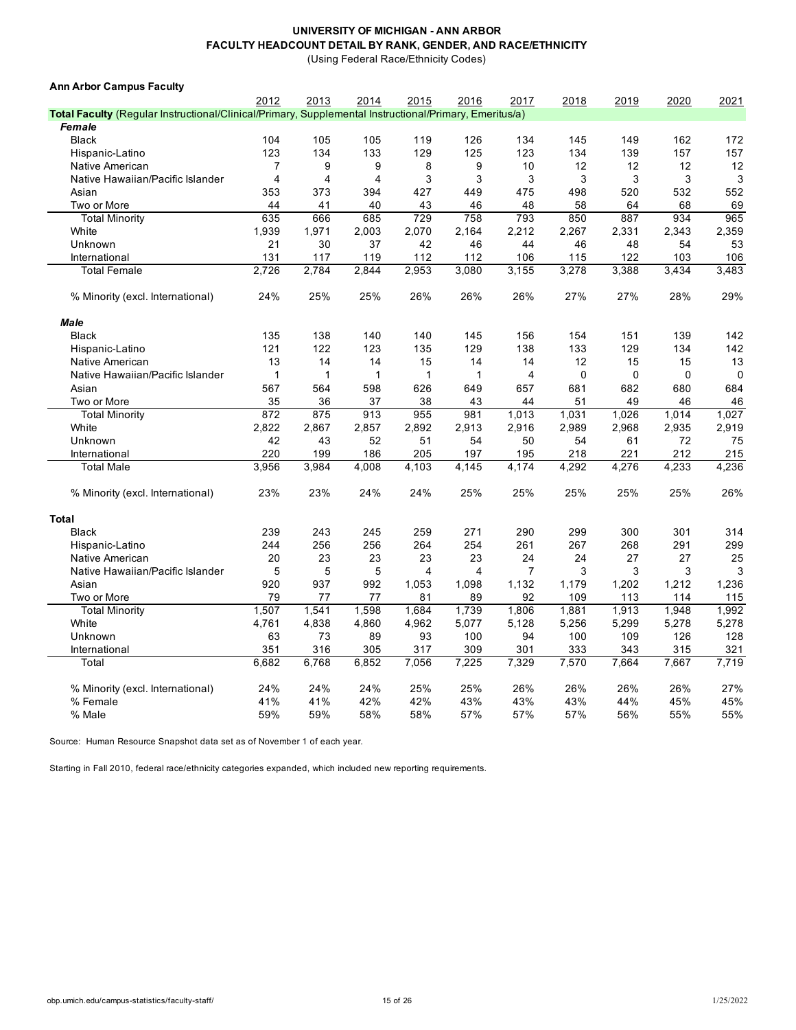# UNIVERSITY OF MICHIGAN - ANN ARBOR
## FACULTY HEADCOUNT DETAIL BY RANK, GENDER, AND RACE/ETHNICITY
(Using Federal Race/Ethnicity Codes)

**Ann Arbor Campus Faculty**

| | 2012 | 2013 | 2014 | 2015 | 2016 | 2017 | 2018 | 2019 | 2020 | 2021 |
|---|---|---|---|---|---|---|---|---|---|---|
| **Total Faculty** (Regular Instructional/Clinical/Primary, Supplemental Instructional/Primary, Emeritus/a) | | | | | | | | | | |
| ***Female*** | | | | | | | | | | |
| Black | 104 | 105 | 105 | 119 | 126 | 134 | 145 | 149 | 162 | 172 |
| Hispanic-Latino | 123 | 134 | 133 | 129 | 125 | 123 | 134 | 139 | 157 | 157 |
| Native American | 7 | 9 | 9 | 8 | 9 | 10 | 12 | 12 | 12 | 12 |
| Native Hawaiian/Pacific Islander | 4 | 4 | 4 | 3 | 3 | 3 | 3 | 3 | 3 | 3 |
| Asian | 353 | 373 | 394 | 427 | 449 | 475 | 498 | 520 | 532 | 552 |
| Two or More | 44 | 41 | 40 | 43 | 46 | 48 | 58 | 64 | 68 | 69 |
| Total Minority | 635 | 666 | 685 | 729 | 758 | 793 | 850 | 887 | 934 | 965 |
| White | 1,939 | 1,971 | 2,003 | 2,070 | 2,164 | 2,212 | 2,267 | 2,331 | 2,343 | 2,359 |
| Unknown | 21 | 30 | 37 | 42 | 46 | 44 | 46 | 48 | 54 | 53 |
| International | 131 | 117 | 119 | 112 | 112 | 106 | 115 | 122 | 103 | 106 |
| Total Female | 2,726 | 2,784 | 2,844 | 2,953 | 3,080 | 3,155 | 3,278 | 3,388 | 3,434 | 3,483 |
| % Minority (excl. International) | 24% | 25% | 25% | 26% | 26% | 26% | 27% | 27% | 28% | 29% |
| ***Male*** | | | | | | | | | | |
| Black | 135 | 138 | 140 | 140 | 145 | 156 | 154 | 151 | 139 | 142 |
| Hispanic-Latino | 121 | 122 | 123 | 135 | 129 | 138 | 133 | 129 | 134 | 142 |
| Native American | 13 | 14 | 14 | 15 | 14 | 14 | 12 | 15 | 15 | 13 |
| Native Hawaiian/Pacific Islander | 1 | 1 | 1 | 1 | 1 | 4 | 0 | 0 | 0 | 0 |
| Asian | 567 | 564 | 598 | 626 | 649 | 657 | 681 | 682 | 680 | 684 |
| Two or More | 35 | 36 | 37 | 38 | 43 | 44 | 51 | 49 | 46 | 46 |
| Total Minority | 872 | 875 | 913 | 955 | 981 | 1,013 | 1,031 | 1,026 | 1,014 | 1,027 |
| White | 2,822 | 2,867 | 2,857 | 2,892 | 2,913 | 2,916 | 2,989 | 2,968 | 2,935 | 2,919 |
| Unknown | 42 | 43 | 52 | 51 | 54 | 50 | 54 | 61 | 72 | 75 |
| International | 220 | 199 | 186 | 205 | 197 | 195 | 218 | 221 | 212 | 215 |
| Total Male | 3,956 | 3,984 | 4,008 | 4,103 | 4,145 | 4,174 | 4,292 | 4,276 | 4,233 | 4,236 |
| % Minority (excl. International) | 23% | 23% | 24% | 24% | 25% | 25% | 25% | 25% | 25% | 26% |
| **Total** | | | | | | | | | | |
| Black | 239 | 243 | 245 | 259 | 271 | 290 | 299 | 300 | 301 | 314 |
| Hispanic-Latino | 244 | 256 | 256 | 264 | 254 | 261 | 267 | 268 | 291 | 299 |
| Native American | 20 | 23 | 23 | 23 | 23 | 24 | 24 | 27 | 27 | 25 |
| Native Hawaiian/Pacific Islander | 5 | 5 | 5 | 4 | 4 | 7 | 3 | 3 | 3 | 3 |
| Asian | 920 | 937 | 992 | 1,053 | 1,098 | 1,132 | 1,179 | 1,202 | 1,212 | 1,236 |
| Two or More | 79 | 77 | 77 | 81 | 89 | 92 | 109 | 113 | 114 | 115 |
| Total Minority | 1,507 | 1,541 | 1,598 | 1,684 | 1,739 | 1,806 | 1,881 | 1,913 | 1,948 | 1,992 |
| White | 4,761 | 4,838 | 4,860 | 4,962 | 5,077 | 5,128 | 5,256 | 5,299 | 5,278 | 5,278 |
| Unknown | 63 | 73 | 89 | 93 | 100 | 94 | 100 | 109 | 126 | 128 |
| International | 351 | 316 | 305 | 317 | 309 | 301 | 333 | 343 | 315 | 321 |
| Total | 6,682 | 6,768 | 6,852 | 7,056 | 7,225 | 7,329 | 7,570 | 7,664 | 7,667 | 7,719 |
| % Minority (excl. International) | 24% | 24% | 24% | 25% | 25% | 26% | 26% | 26% | 26% | 27% |
| % Female | 41% | 41% | 42% | 42% | 43% | 43% | 43% | 44% | 45% | 45% |
| % Male | 59% | 59% | 58% | 58% | 57% | 57% | 57% | 56% | 55% | 55% |

Source: Human Resource Snapshot data set as of November 1 of each year.

Starting in Fall 2010, federal race/ethnicity categories expanded, which included new reporting requirements.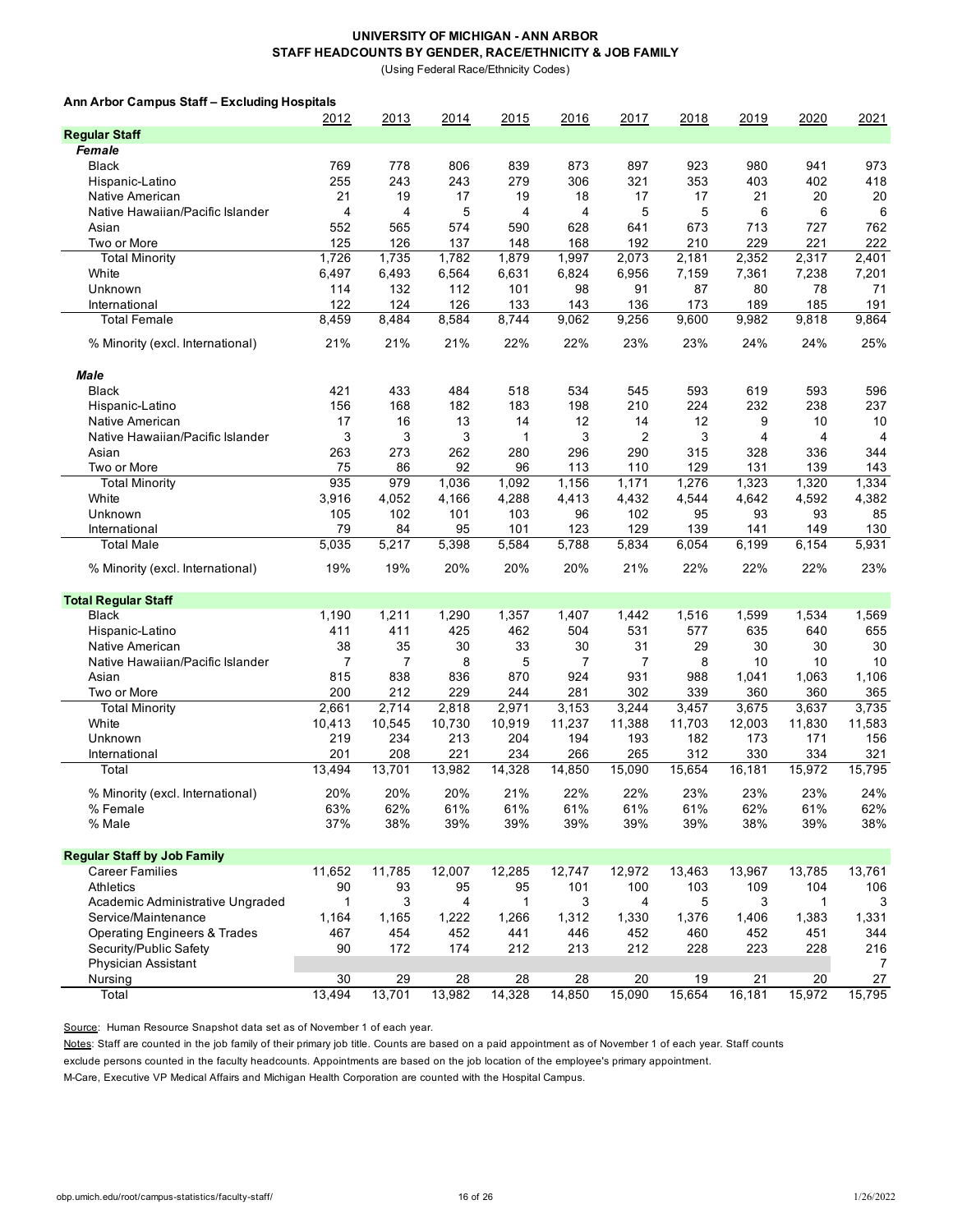# UNIVERSITY OF MICHIGAN - ANN ARBOR
## STAFF HEADCOUNTS BY GENDER, RACE/ETHNICITY & JOB FAMILY

(Using Federal Race/Ethnicity Codes)

**Ann Arbor Campus Staff – Excluding Hospitals**

| | 2012 | 2013 | 2014 | 2015 | 2016 | 2017 | 2018 | 2019 | 2020 | 2021 |
|---|---|---|---|---|---|---|---|---|---|---|
| **Regular Staff** | | | | | | | | | | |
| ***Female*** | | | | | | | | | | |
| Black | 769 | 778 | 806 | 839 | 873 | 897 | 923 | 980 | 941 | 973 |
| Hispanic-Latino | 255 | 243 | 243 | 279 | 306 | 321 | 353 | 403 | 402 | 418 |
| Native American | 21 | 19 | 17 | 19 | 18 | 17 | 17 | 21 | 20 | 20 |
| Native Hawaiian/Pacific Islander | 4 | 4 | 5 | 4 | 4 | 5 | 5 | 6 | 6 | 6 |
| Asian | 552 | 565 | 574 | 590 | 628 | 641 | 673 | 713 | 727 | 762 |
| Two or More | 125 | 126 | 137 | 148 | 168 | 192 | 210 | 229 | 221 | 222 |
| Total Minority | 1,726 | 1,735 | 1,782 | 1,879 | 1,997 | 2,073 | 2,181 | 2,352 | 2,317 | 2,401 |
| White | 6,497 | 6,493 | 6,564 | 6,631 | 6,824 | 6,956 | 7,159 | 7,361 | 7,238 | 7,201 |
| Unknown | 114 | 132 | 112 | 101 | 98 | 91 | 87 | 80 | 78 | 71 |
| International | 122 | 124 | 126 | 133 | 143 | 136 | 173 | 189 | 185 | 191 |
| Total Female | 8,459 | 8,484 | 8,584 | 8,744 | 9,062 | 9,256 | 9,600 | 9,982 | 9,818 | 9,864 |
| % Minority (excl. International) | 21% | 21% | 21% | 22% | 22% | 23% | 23% | 24% | 24% | 25% |
| ***Male*** | | | | | | | | | | |
| Black | 421 | 433 | 484 | 518 | 534 | 545 | 593 | 619 | 593 | 596 |
| Hispanic-Latino | 156 | 168 | 182 | 183 | 198 | 210 | 224 | 232 | 238 | 237 |
| Native American | 17 | 16 | 13 | 14 | 12 | 14 | 12 | 9 | 10 | 10 |
| Native Hawaiian/Pacific Islander | 3 | 3 | 3 | 1 | 3 | 2 | 3 | 4 | 4 | 4 |
| Asian | 263 | 273 | 262 | 280 | 296 | 290 | 315 | 328 | 336 | 344 |
| Two or More | 75 | 86 | 92 | 96 | 113 | 110 | 129 | 131 | 139 | 143 |
| Total Minority | 935 | 979 | 1,036 | 1,092 | 1,156 | 1,171 | 1,276 | 1,323 | 1,320 | 1,334 |
| White | 3,916 | 4,052 | 4,166 | 4,288 | 4,413 | 4,432 | 4,544 | 4,642 | 4,592 | 4,382 |
| Unknown | 105 | 102 | 101 | 103 | 96 | 102 | 95 | 93 | 93 | 85 |
| International | 79 | 84 | 95 | 101 | 123 | 129 | 139 | 141 | 149 | 130 |
| Total Male | 5,035 | 5,217 | 5,398 | 5,584 | 5,788 | 5,834 | 6,054 | 6,199 | 6,154 | 5,931 |
| % Minority (excl. International) | 19% | 19% | 20% | 20% | 20% | 21% | 22% | 22% | 22% | 23% |
| **Total Regular Staff** | | | | | | | | | | |
| Black | 1,190 | 1,211 | 1,290 | 1,357 | 1,407 | 1,442 | 1,516 | 1,599 | 1,534 | 1,569 |
| Hispanic-Latino | 411 | 411 | 425 | 462 | 504 | 531 | 577 | 635 | 640 | 655 |
| Native American | 38 | 35 | 30 | 33 | 30 | 31 | 29 | 30 | 30 | 30 |
| Native Hawaiian/Pacific Islander | 7 | 7 | 8 | 5 | 7 | 7 | 8 | 10 | 10 | 10 |
| Asian | 815 | 838 | 836 | 870 | 924 | 931 | 988 | 1,041 | 1,063 | 1,106 |
| Two or More | 200 | 212 | 229 | 244 | 281 | 302 | 339 | 360 | 360 | 365 |
| Total Minority | 2,661 | 2,714 | 2,818 | 2,971 | 3,153 | 3,244 | 3,457 | 3,675 | 3,637 | 3,735 |
| White | 10,413 | 10,545 | 10,730 | 10,919 | 11,237 | 11,388 | 11,703 | 12,003 | 11,830 | 11,583 |
| Unknown | 219 | 234 | 213 | 204 | 194 | 193 | 182 | 173 | 171 | 156 |
| International | 201 | 208 | 221 | 234 | 266 | 265 | 312 | 330 | 334 | 321 |
| Total | 13,494 | 13,701 | 13,982 | 14,328 | 14,850 | 15,090 | 15,654 | 16,181 | 15,972 | 15,795 |
| % Minority (excl. International) | 20% | 20% | 20% | 21% | 22% | 22% | 23% | 23% | 23% | 24% |
| % Female | 63% | 62% | 61% | 61% | 61% | 61% | 61% | 62% | 61% | 62% |
| % Male | 37% | 38% | 39% | 39% | 39% | 39% | 39% | 38% | 39% | 38% |
| **Regular Staff by Job Family** | | | | | | | | | | |
| Career Families | 11,652 | 11,785 | 12,007 | 12,285 | 12,747 | 12,972 | 13,463 | 13,967 | 13,785 | 13,761 |
| Athletics | 90 | 93 | 95 | 95 | 101 | 100 | 103 | 109 | 104 | 106 |
| Academic Administrative Ungraded | 1 | 3 | 4 | 1 | 3 | 4 | 5 | 3 | 1 | 3 |
| Service/Maintenance | 1,164 | 1,165 | 1,222 | 1,266 | 1,312 | 1,330 | 1,376 | 1,406 | 1,383 | 1,331 |
| Operating Engineers & Trades | 467 | 454 | 452 | 441 | 446 | 452 | 460 | 452 | 451 | 344 |
| Security/Public Safety | 90 | 172 | 174 | 212 | 213 | 212 | 228 | 223 | 228 | 216 |
| Physician Assistant | | | | | | | | | | 7 |
| Nursing | 30 | 29 | 28 | 28 | 28 | 20 | 19 | 21 | 20 | 27 |
| Total | 13,494 | 13,701 | 13,982 | 14,328 | 14,850 | 15,090 | 15,654 | 16,181 | 15,972 | 15,795 |

Source: Human Resource Snapshot data set as of November 1 of each year.

Notes: Staff are counted in the job family of their primary job title. Counts are based on a paid appointment as of November 1 of each year. Staff counts exclude persons counted in the faculty headcounts. Appointments are based on the job location of the employee's primary appointment.

M-Care, Executive VP Medical Affairs and Michigan Health Corporation are counted with the Hospital Campus.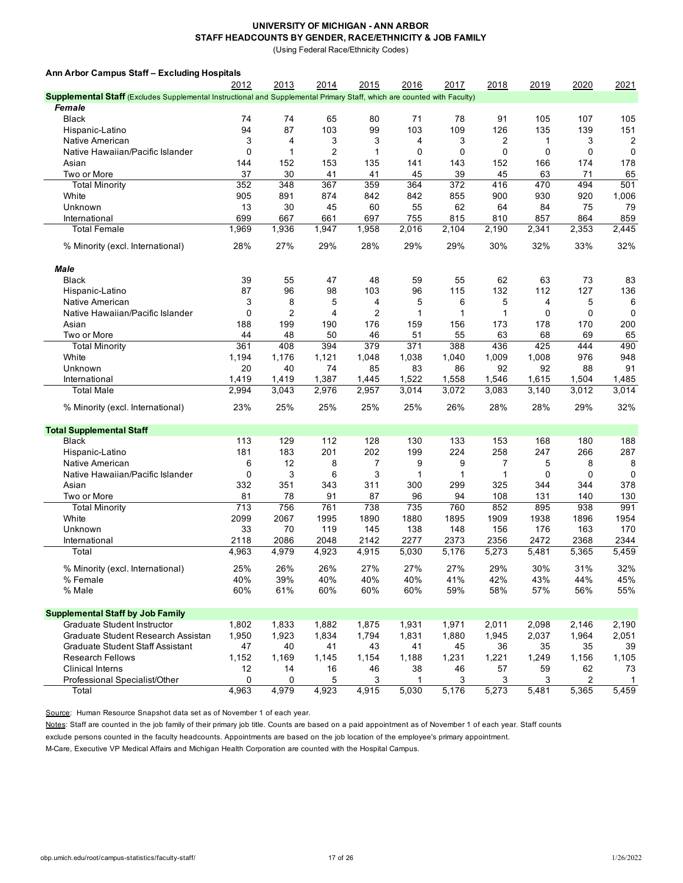# UNIVERSITY OF MICHIGAN - ANN ARBOR
## STAFF HEADCOUNTS BY GENDER, RACE/ETHNICITY & JOB FAMILY

(Using Federal Race/Ethnicity Codes)

**Ann Arbor Campus Staff – Excluding Hospitals**

| | 2012 | 2013 | 2014 | 2015 | 2016 | 2017 | 2018 | 2019 | 2020 | 2021 |
|---|---|---|---|---|---|---|---|---|---|---|
| **Supplemental Staff** (Excludes Supplemental Instructional and Supplemental Primary Staff, which are counted with Faculty) | | | | | | | | | | |
| ***Female*** | | | | | | | | | | |
| Black | 74 | 74 | 65 | 80 | 71 | 78 | 91 | 105 | 107 | 105 |
| Hispanic-Latino | 94 | 87 | 103 | 99 | 103 | 109 | 126 | 135 | 139 | 151 |
| Native American | 3 | 4 | 3 | 3 | 4 | 3 | 2 | 1 | 3 | 2 |
| Native Hawaiian/Pacific Islander | 0 | 1 | 2 | 1 | 0 | 0 | 0 | 0 | 0 | 0 |
| Asian | 144 | 152 | 153 | 135 | 141 | 143 | 152 | 166 | 174 | 178 |
| Two or More | 37 | 30 | 41 | 41 | 45 | 39 | 45 | 63 | 71 | 65 |
| Total Minority | 352 | 348 | 367 | 359 | 364 | 372 | 416 | 470 | 494 | 501 |
| White | 905 | 891 | 874 | 842 | 842 | 855 | 900 | 930 | 920 | 1,006 |
| Unknown | 13 | 30 | 45 | 60 | 55 | 62 | 64 | 84 | 75 | 79 |
| International | 699 | 667 | 661 | 697 | 755 | 815 | 810 | 857 | 864 | 859 |
| Total Female | 1,969 | 1,936 | 1,947 | 1,958 | 2,016 | 2,104 | 2,190 | 2,341 | 2,353 | 2,445 |
| % Minority (excl. International) | 28% | 27% | 29% | 28% | 29% | 29% | 30% | 32% | 33% | 32% |
| ***Male*** | | | | | | | | | | |
| Black | 39 | 55 | 47 | 48 | 59 | 55 | 62 | 63 | 73 | 83 |
| Hispanic-Latino | 87 | 96 | 98 | 103 | 96 | 115 | 132 | 112 | 127 | 136 |
| Native American | 3 | 8 | 5 | 4 | 5 | 6 | 5 | 4 | 5 | 6 |
| Native Hawaiian/Pacific Islander | 0 | 2 | 4 | 2 | 1 | 1 | 1 | 0 | 0 | 0 |
| Asian | 188 | 199 | 190 | 176 | 159 | 156 | 173 | 178 | 170 | 200 |
| Two or More | 44 | 48 | 50 | 46 | 51 | 55 | 63 | 68 | 69 | 65 |
| Total Minority | 361 | 408 | 394 | 379 | 371 | 388 | 436 | 425 | 444 | 490 |
| White | 1,194 | 1,176 | 1,121 | 1,048 | 1,038 | 1,040 | 1,009 | 1,008 | 976 | 948 |
| Unknown | 20 | 40 | 74 | 85 | 83 | 86 | 92 | 92 | 88 | 91 |
| International | 1,419 | 1,419 | 1,387 | 1,445 | 1,522 | 1,558 | 1,546 | 1,615 | 1,504 | 1,485 |
| Total Male | 2,994 | 3,043 | 2,976 | 2,957 | 3,014 | 3,072 | 3,083 | 3,140 | 3,012 | 3,014 |
| % Minority (excl. International) | 23% | 25% | 25% | 25% | 25% | 26% | 28% | 28% | 29% | 32% |
| **Total Supplemental Staff** | | | | | | | | | | |
| Black | 113 | 129 | 112 | 128 | 130 | 133 | 153 | 168 | 180 | 188 |
| Hispanic-Latino | 181 | 183 | 201 | 202 | 199 | 224 | 258 | 247 | 266 | 287 |
| Native American | 6 | 12 | 8 | 7 | 9 | 9 | 7 | 5 | 8 | 8 |
| Native Hawaiian/Pacific Islander | 0 | 3 | 6 | 3 | 1 | 1 | 1 | 0 | 0 | 0 |
| Asian | 332 | 351 | 343 | 311 | 300 | 299 | 325 | 344 | 344 | 378 |
| Two or More | 81 | 78 | 91 | 87 | 96 | 94 | 108 | 131 | 140 | 130 |
| Total Minority | 713 | 756 | 761 | 738 | 735 | 760 | 852 | 895 | 938 | 991 |
| White | 2099 | 2067 | 1995 | 1890 | 1880 | 1895 | 1909 | 1938 | 1896 | 1954 |
| Unknown | 33 | 70 | 119 | 145 | 138 | 148 | 156 | 176 | 163 | 170 |
| International | 2118 | 2086 | 2048 | 2142 | 2277 | 2373 | 2356 | 2472 | 2368 | 2344 |
| Total | 4,963 | 4,979 | 4,923 | 4,915 | 5,030 | 5,176 | 5,273 | 5,481 | 5,365 | 5,459 |
| % Minority (excl. International) | 25% | 26% | 26% | 27% | 27% | 27% | 29% | 30% | 31% | 32% |
| % Female | 40% | 39% | 40% | 40% | 40% | 41% | 42% | 43% | 44% | 45% |
| % Male | 60% | 61% | 60% | 60% | 60% | 59% | 58% | 57% | 56% | 55% |
| **Supplemental Staff by Job Family** | | | | | | | | | | |
| Graduate Student Instructor | 1,802 | 1,833 | 1,882 | 1,875 | 1,931 | 1,971 | 2,011 | 2,098 | 2,146 | 2,190 |
| Graduate Student Research Assistan | 1,950 | 1,923 | 1,834 | 1,794 | 1,831 | 1,880 | 1,945 | 2,037 | 1,964 | 2,051 |
| Graduate Student Staff Assistant | 47 | 40 | 41 | 43 | 41 | 45 | 36 | 35 | 35 | 39 |
| Research Fellows | 1,152 | 1,169 | 1,145 | 1,154 | 1,188 | 1,231 | 1,221 | 1,249 | 1,156 | 1,105 |
| Clinical Interns | 12 | 14 | 16 | 46 | 38 | 46 | 57 | 59 | 62 | 73 |
| Professional Specialist/Other | 0 | 0 | 5 | 3 | 1 | 3 | 3 | 3 | 2 | 1 |
| Total | 4,963 | 4,979 | 4,923 | 4,915 | 5,030 | 5,176 | 5,273 | 5,481 | 5,365 | 5,459 |

Source: Human Resource Snapshot data set as of November 1 of each year.

Notes: Staff are counted in the job family of their primary job title. Counts are based on a paid appointment as of November 1 of each year. Staff counts exclude persons counted in the faculty headcounts. Appointments are based on the job location of the employee's primary appointment.

M-Care, Executive VP Medical Affairs and Michigan Health Corporation are counted with the Hospital Campus.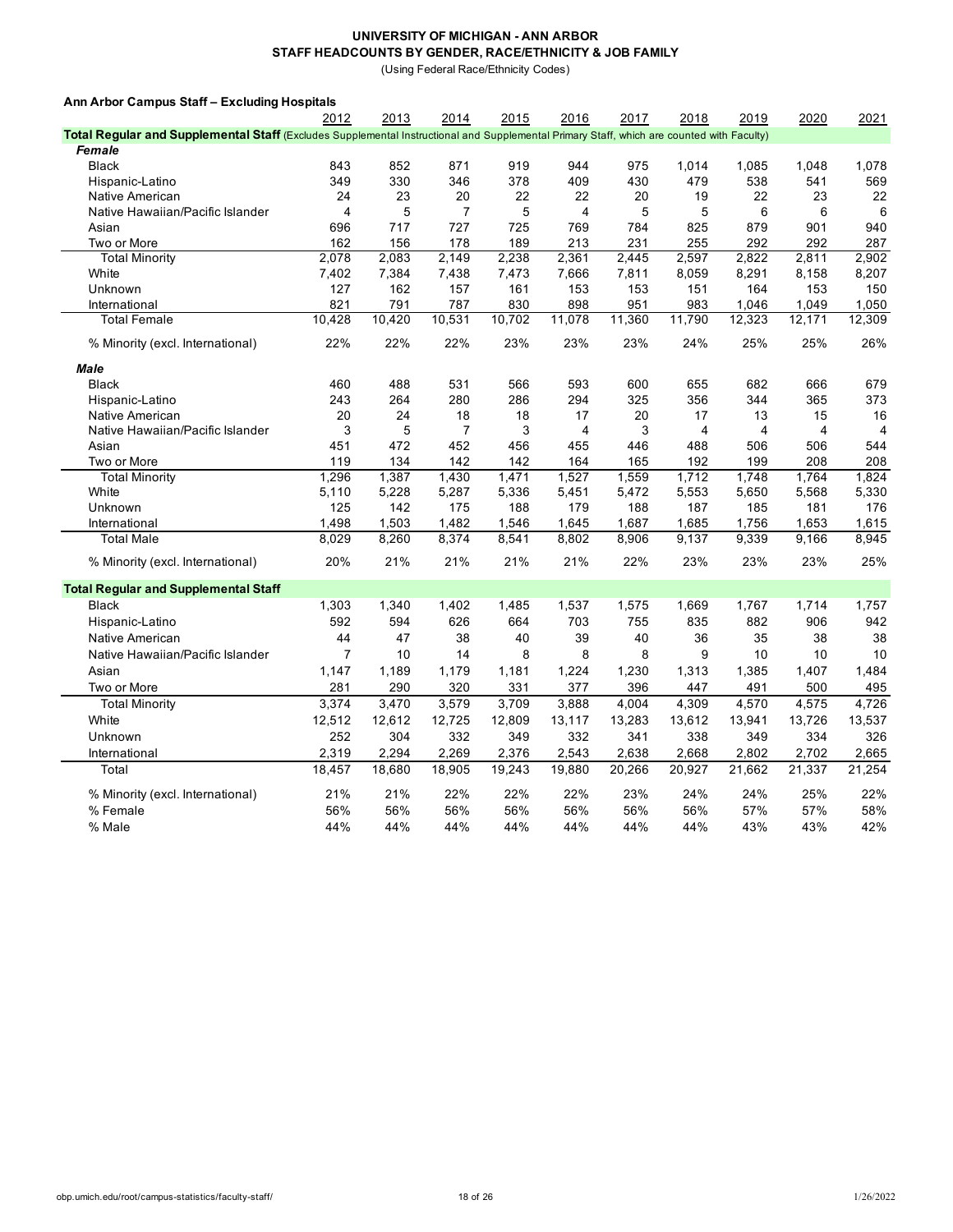# UNIVERSITY OF MICHIGAN - ANN ARBOR

## STAFF HEADCOUNTS BY GENDER, RACE/ETHNICITY & JOB FAMILY

(Using Federal Race/Ethnicity Codes)

### Ann Arbor Campus Staff – Excluding Hospitals

| | 2012 | 2013 | 2014 | 2015 | 2016 | 2017 | 2018 | 2019 | 2020 | 2021 |
|---|---|---|---|---|---|---|---|---|---|---|
| **Total Regular and Supplemental Staff** (Excludes Supplemental Instructional and Supplemental Primary Staff, which are counted with Faculty) | | | | | | | | | | |
| ***Female*** | | | | | | | | | | |
| Black | 843 | 852 | 871 | 919 | 944 | 975 | 1,014 | 1,085 | 1,048 | 1,078 |
| Hispanic-Latino | 349 | 330 | 346 | 378 | 409 | 430 | 479 | 538 | 541 | 569 |
| Native American | 24 | 23 | 20 | 22 | 22 | 20 | 19 | 22 | 23 | 22 |
| Native Hawaiian/Pacific Islander | 4 | 5 | 7 | 5 | 4 | 5 | 5 | 6 | 6 | 6 |
| Asian | 696 | 717 | 727 | 725 | 769 | 784 | 825 | 879 | 901 | 940 |
| Two or More | 162 | 156 | 178 | 189 | 213 | 231 | 255 | 292 | 292 | 287 |
| Total Minority | 2,078 | 2,083 | 2,149 | 2,238 | 2,361 | 2,445 | 2,597 | 2,822 | 2,811 | 2,902 |
| White | 7,402 | 7,384 | 7,438 | 7,473 | 7,666 | 7,811 | 8,059 | 8,291 | 8,158 | 8,207 |
| Unknown | 127 | 162 | 157 | 161 | 153 | 153 | 151 | 164 | 153 | 150 |
| International | 821 | 791 | 787 | 830 | 898 | 951 | 983 | 1,046 | 1,049 | 1,050 |
| Total Female | 10,428 | 10,420 | 10,531 | 10,702 | 11,078 | 11,360 | 11,790 | 12,323 | 12,171 | 12,309 |
| % Minority (excl. International) | 22% | 22% | 22% | 23% | 23% | 23% | 24% | 25% | 25% | 26% |
| ***Male*** | | | | | | | | | | |
| Black | 460 | 488 | 531 | 566 | 593 | 600 | 655 | 682 | 666 | 679 |
| Hispanic-Latino | 243 | 264 | 280 | 286 | 294 | 325 | 356 | 344 | 365 | 373 |
| Native American | 20 | 24 | 18 | 18 | 17 | 20 | 17 | 13 | 15 | 16 |
| Native Hawaiian/Pacific Islander | 3 | 5 | 7 | 3 | 4 | 3 | 4 | 4 | 4 | 4 |
| Asian | 451 | 472 | 452 | 456 | 455 | 446 | 488 | 506 | 506 | 544 |
| Two or More | 119 | 134 | 142 | 142 | 164 | 165 | 192 | 199 | 208 | 208 |
| Total Minority | 1,296 | 1,387 | 1,430 | 1,471 | 1,527 | 1,559 | 1,712 | 1,748 | 1,764 | 1,824 |
| White | 5,110 | 5,228 | 5,287 | 5,336 | 5,451 | 5,472 | 5,553 | 5,650 | 5,568 | 5,330 |
| Unknown | 125 | 142 | 175 | 188 | 179 | 188 | 187 | 185 | 181 | 176 |
| International | 1,498 | 1,503 | 1,482 | 1,546 | 1,645 | 1,687 | 1,685 | 1,756 | 1,653 | 1,615 |
| Total Male | 8,029 | 8,260 | 8,374 | 8,541 | 8,802 | 8,906 | 9,137 | 9,339 | 9,166 | 8,945 |
| % Minority (excl. International) | 20% | 21% | 21% | 21% | 21% | 22% | 23% | 23% | 23% | 25% |
| **Total Regular and Supplemental Staff** | | | | | | | | | | |
| Black | 1,303 | 1,340 | 1,402 | 1,485 | 1,537 | 1,575 | 1,669 | 1,767 | 1,714 | 1,757 |
| Hispanic-Latino | 592 | 594 | 626 | 664 | 703 | 755 | 835 | 882 | 906 | 942 |
| Native American | 44 | 47 | 38 | 40 | 39 | 40 | 36 | 35 | 38 | 38 |
| Native Hawaiian/Pacific Islander | 7 | 10 | 14 | 8 | 8 | 8 | 9 | 10 | 10 | 10 |
| Asian | 1,147 | 1,189 | 1,179 | 1,181 | 1,224 | 1,230 | 1,313 | 1,385 | 1,407 | 1,484 |
| Two or More | 281 | 290 | 320 | 331 | 377 | 396 | 447 | 491 | 500 | 495 |
| Total Minority | 3,374 | 3,470 | 3,579 | 3,709 | 3,888 | 4,004 | 4,309 | 4,570 | 4,575 | 4,726 |
| White | 12,512 | 12,612 | 12,725 | 12,809 | 13,117 | 13,283 | 13,612 | 13,941 | 13,726 | 13,537 |
| Unknown | 252 | 304 | 332 | 349 | 332 | 341 | 338 | 349 | 334 | 326 |
| International | 2,319 | 2,294 | 2,269 | 2,376 | 2,543 | 2,638 | 2,668 | 2,802 | 2,702 | 2,665 |
| Total | 18,457 | 18,680 | 18,905 | 19,243 | 19,880 | 20,266 | 20,927 | 21,662 | 21,337 | 21,254 |
| % Minority (excl. International) | 21% | 21% | 22% | 22% | 22% | 23% | 24% | 24% | 25% | 22% |
| % Female | 56% | 56% | 56% | 56% | 56% | 56% | 56% | 57% | 57% | 58% |
| % Male | 44% | 44% | 44% | 44% | 44% | 44% | 44% | 43% | 43% | 42% |

obp.umich.edu/root/campus-statistics/faculty-staff/ — 1/26/2022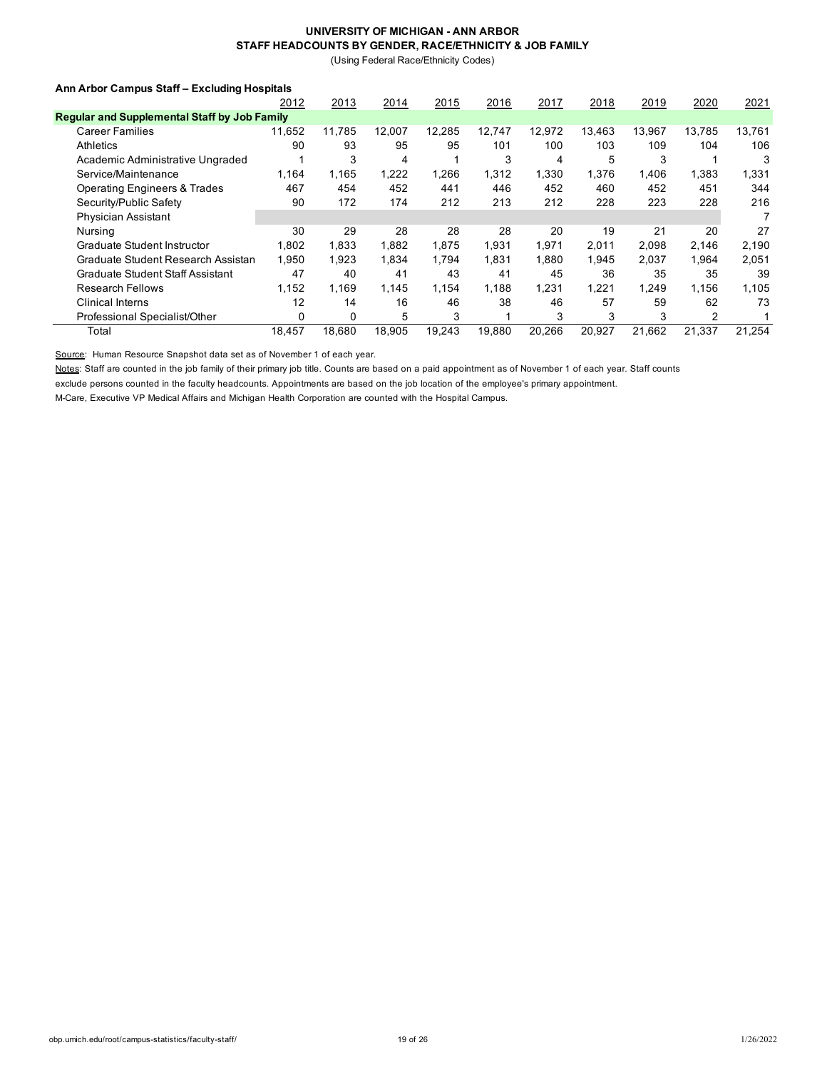# UNIVERSITY OF MICHIGAN - ANN ARBOR
## STAFF HEADCOUNTS BY GENDER, RACE/ETHNICITY & JOB FAMILY
(Using Federal Race/Ethnicity Codes)

**Ann Arbor Campus Staff – Excluding Hospitals**

| | 2012 | 2013 | 2014 | 2015 | 2016 | 2017 | 2018 | 2019 | 2020 | 2021 |
|---|---|---|---|---|---|---|---|---|---|---|
| **Regular and Supplemental Staff by Job Family** | | | | | | | | | | |
| Career Families | 11,652 | 11,785 | 12,007 | 12,285 | 12,747 | 12,972 | 13,463 | 13,967 | 13,785 | 13,761 |
| Athletics | 90 | 93 | 95 | 95 | 101 | 100 | 103 | 109 | 104 | 106 |
| Academic Administrative Ungraded | 1 | 3 | 4 | 1 | 3 | 4 | 5 | 3 | 1 | 3 |
| Service/Maintenance | 1,164 | 1,165 | 1,222 | 1,266 | 1,312 | 1,330 | 1,376 | 1,406 | 1,383 | 1,331 |
| Operating Engineers & Trades | 467 | 454 | 452 | 441 | 446 | 452 | 460 | 452 | 451 | 344 |
| Security/Public Safety | 90 | 172 | 174 | 212 | 213 | 212 | 228 | 223 | 228 | 216 |
| Physician Assistant | | | | | | | | | | 7 |
| Nursing | 30 | 29 | 28 | 28 | 28 | 20 | 19 | 21 | 20 | 27 |
| Graduate Student Instructor | 1,802 | 1,833 | 1,882 | 1,875 | 1,931 | 1,971 | 2,011 | 2,098 | 2,146 | 2,190 |
| Graduate Student Research Assistan | 1,950 | 1,923 | 1,834 | 1,794 | 1,831 | 1,880 | 1,945 | 2,037 | 1,964 | 2,051 |
| Graduate Student Staff Assistant | 47 | 40 | 41 | 43 | 41 | 45 | 36 | 35 | 35 | 39 |
| Research Fellows | 1,152 | 1,169 | 1,145 | 1,154 | 1,188 | 1,231 | 1,221 | 1,249 | 1,156 | 1,105 |
| Clinical Interns | 12 | 14 | 16 | 46 | 38 | 46 | 57 | 59 | 62 | 73 |
| Professional Specialist/Other | 0 | 0 | 5 | 3 | 1 | 3 | 3 | 3 | 2 | 1 |
| Total | 18,457 | 18,680 | 18,905 | 19,243 | 19,880 | 20,266 | 20,927 | 21,662 | 21,337 | 21,254 |

Source: Human Resource Snapshot data set as of November 1 of each year.

Notes: Staff are counted in the job family of their primary job title. Counts are based on a paid appointment as of November 1 of each year. Staff counts exclude persons counted in the faculty headcounts. Appointments are based on the job location of the employee's primary appointment.

M-Care, Executive VP Medical Affairs and Michigan Health Corporation are counted with the Hospital Campus.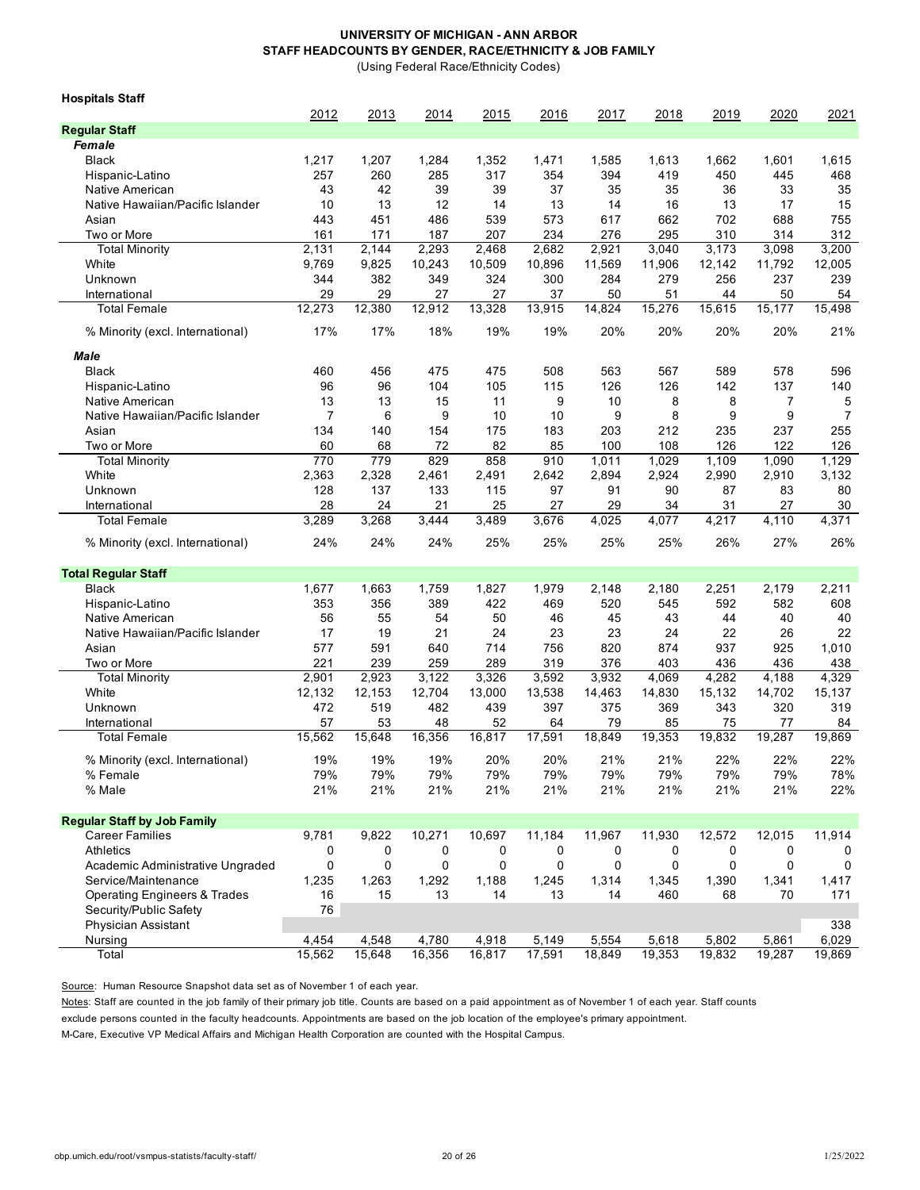**UNIVERSITY OF MICHIGAN - ANN ARBOR**
**STAFF HEADCOUNTS BY GENDER, RACE/ETHNICITY & JOB FAMILY**
(Using Federal Race/Ethnicity Codes)

**Hospitals Staff**

| | 2012 | 2013 | 2014 | 2015 | 2016 | 2017 | 2018 | 2019 | 2020 | 2021 |
|---|---|---|---|---|---|---|---|---|---|---|
| **Regular Staff** | | | | | | | | | | |
| ***Female*** | | | | | | | | | | |
| Black | 1,217 | 1,207 | 1,284 | 1,352 | 1,471 | 1,585 | 1,613 | 1,662 | 1,601 | 1,615 |
| Hispanic-Latino | 257 | 260 | 285 | 317 | 354 | 394 | 419 | 450 | 445 | 468 |
| Native American | 43 | 42 | 39 | 39 | 37 | 35 | 35 | 36 | 33 | 35 |
| Native Hawaiian/Pacific Islander | 10 | 13 | 12 | 14 | 13 | 14 | 16 | 13 | 17 | 15 |
| Asian | 443 | 451 | 486 | 539 | 573 | 617 | 662 | 702 | 688 | 755 |
| Two or More | 161 | 171 | 187 | 207 | 234 | 276 | 295 | 310 | 314 | 312 |
| Total Minority | 2,131 | 2,144 | 2,293 | 2,468 | 2,682 | 2,921 | 3,040 | 3,173 | 3,098 | 3,200 |
| White | 9,769 | 9,825 | 10,243 | 10,509 | 10,896 | 11,569 | 11,906 | 12,142 | 11,792 | 12,005 |
| Unknown | 344 | 382 | 349 | 324 | 300 | 284 | 279 | 256 | 237 | 239 |
| International | 29 | 29 | 27 | 27 | 37 | 50 | 51 | 44 | 50 | 54 |
| Total Female | 12,273 | 12,380 | 12,912 | 13,328 | 13,915 | 14,824 | 15,276 | 15,615 | 15,177 | 15,498 |
| % Minority (excl. International) | 17% | 17% | 18% | 19% | 19% | 20% | 20% | 20% | 20% | 21% |
| ***Male*** | | | | | | | | | | |
| Black | 460 | 456 | 475 | 475 | 508 | 563 | 567 | 589 | 578 | 596 |
| Hispanic-Latino | 96 | 96 | 104 | 105 | 115 | 126 | 126 | 142 | 137 | 140 |
| Native American | 13 | 13 | 15 | 11 | 9 | 10 | 8 | 8 | 7 | 5 |
| Native Hawaiian/Pacific Islander | 7 | 6 | 9 | 10 | 10 | 9 | 8 | 9 | 9 | 7 |
| Asian | 134 | 140 | 154 | 175 | 183 | 203 | 212 | 235 | 237 | 255 |
| Two or More | 60 | 68 | 72 | 82 | 85 | 100 | 108 | 126 | 122 | 126 |
| Total Minority | 770 | 779 | 829 | 858 | 910 | 1,011 | 1,029 | 1,109 | 1,090 | 1,129 |
| White | 2,363 | 2,328 | 2,461 | 2,491 | 2,642 | 2,894 | 2,924 | 2,990 | 2,910 | 3,132 |
| Unknown | 128 | 137 | 133 | 115 | 97 | 91 | 90 | 87 | 83 | 80 |
| International | 28 | 24 | 21 | 25 | 27 | 29 | 34 | 31 | 27 | 30 |
| Total Female | 3,289 | 3,268 | 3,444 | 3,489 | 3,676 | 4,025 | 4,077 | 4,217 | 4,110 | 4,371 |
| % Minority (excl. International) | 24% | 24% | 24% | 25% | 25% | 25% | 25% | 26% | 27% | 26% |
| **Total Regular Staff** | | | | | | | | | | |
| Black | 1,677 | 1,663 | 1,759 | 1,827 | 1,979 | 2,148 | 2,180 | 2,251 | 2,179 | 2,211 |
| Hispanic-Latino | 353 | 356 | 389 | 422 | 469 | 520 | 545 | 592 | 582 | 608 |
| Native American | 56 | 55 | 54 | 50 | 46 | 45 | 43 | 44 | 40 | 40 |
| Native Hawaiian/Pacific Islander | 17 | 19 | 21 | 24 | 23 | 23 | 24 | 22 | 26 | 22 |
| Asian | 577 | 591 | 640 | 714 | 756 | 820 | 874 | 937 | 925 | 1,010 |
| Two or More | 221 | 239 | 259 | 289 | 319 | 376 | 403 | 436 | 436 | 438 |
| Total Minority | 2,901 | 2,923 | 3,122 | 3,326 | 3,592 | 3,932 | 4,069 | 4,282 | 4,188 | 4,329 |
| White | 12,132 | 12,153 | 12,704 | 13,000 | 13,538 | 14,463 | 14,830 | 15,132 | 14,702 | 15,137 |
| Unknown | 472 | 519 | 482 | 439 | 397 | 375 | 369 | 343 | 320 | 319 |
| International | 57 | 53 | 48 | 52 | 64 | 79 | 85 | 75 | 77 | 84 |
| Total Female | 15,562 | 15,648 | 16,356 | 16,817 | 17,591 | 18,849 | 19,353 | 19,832 | 19,287 | 19,869 |
| % Minority (excl. International) | 19% | 19% | 19% | 20% | 20% | 21% | 21% | 22% | 22% | 22% |
| % Female | 79% | 79% | 79% | 79% | 79% | 79% | 79% | 79% | 79% | 78% |
| % Male | 21% | 21% | 21% | 21% | 21% | 21% | 21% | 21% | 21% | 22% |
| **Regular Staff by Job Family** | | | | | | | | | | |
| Career Families | 9,781 | 9,822 | 10,271 | 10,697 | 11,184 | 11,967 | 11,930 | 12,572 | 12,015 | 11,914 |
| Athletics | 0 | 0 | 0 | 0 | 0 | 0 | 0 | 0 | 0 | 0 |
| Academic Administrative Ungraded | 0 | 0 | 0 | 0 | 0 | 0 | 0 | 0 | 0 | 0 |
| Service/Maintenance | 1,235 | 1,263 | 1,292 | 1,188 | 1,245 | 1,314 | 1,345 | 1,390 | 1,341 | 1,417 |
| Operating Engineers & Trades | 16 | 15 | 13 | 14 | 13 | 14 | 460 | 68 | 70 | 171 |
| Security/Public Safety | 76 | | | | | | | | | |
| Physician Assistant | | | | | | | | | | 338 |
| Nursing | 4,454 | 4,548 | 4,780 | 4,918 | 5,149 | 5,554 | 5,618 | 5,802 | 5,861 | 6,029 |
| Total | 15,562 | 15,648 | 16,356 | 16,817 | 17,591 | 18,849 | 19,353 | 19,832 | 19,287 | 19,869 |

Source: Human Resource Snapshot data set as of November 1 of each year.

Notes: Staff are counted in the job family of their primary job title. Counts are based on a paid appointment as of November 1 of each year. Staff counts exclude persons counted in the faculty headcounts. Appointments are based on the job location of the employee's primary appointment.

M-Care, Executive VP Medical Affairs and Michigan Health Corporation are counted with the Hospital Campus.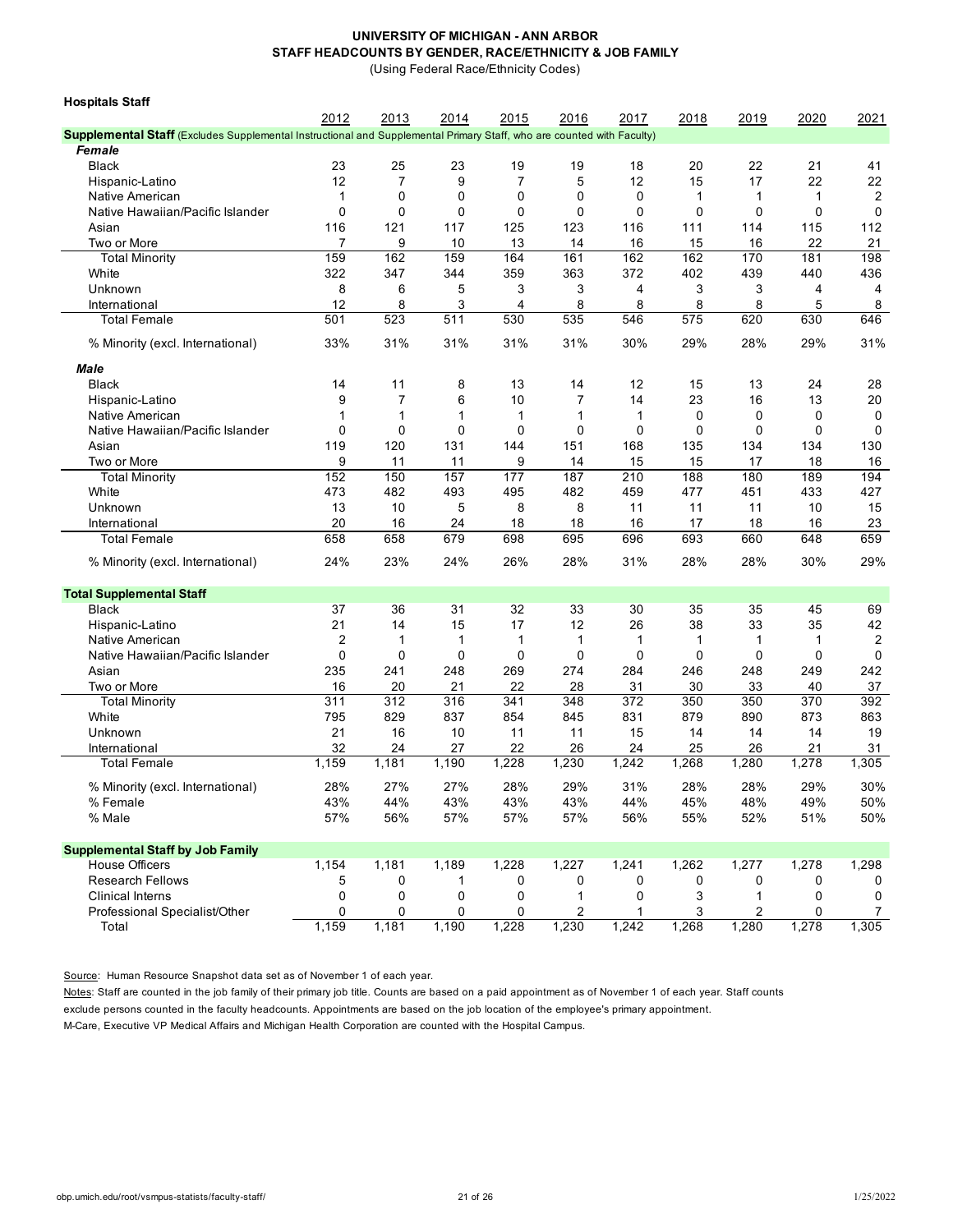**UNIVERSITY OF MICHIGAN - ANN ARBOR**
**STAFF HEADCOUNTS BY GENDER, RACE/ETHNICITY & JOB FAMILY**
(Using Federal Race/Ethnicity Codes)

**Hospitals Staff**

| | 2012 | 2013 | 2014 | 2015 | 2016 | 2017 | 2018 | 2019 | 2020 | 2021 |
|---|---|---|---|---|---|---|---|---|---|---|
| **Supplemental Staff** (Excludes Supplemental Instructional and Supplemental Primary Staff, who are counted with Faculty) | | | | | | | | | | |
| ***Female*** | | | | | | | | | | |
| Black | 23 | 25 | 23 | 19 | 19 | 18 | 20 | 22 | 21 | 41 |
| Hispanic-Latino | 12 | 7 | 9 | 7 | 5 | 12 | 15 | 17 | 22 | 22 |
| Native American | 1 | 0 | 0 | 0 | 0 | 0 | 1 | 1 | 1 | 2 |
| Native Hawaiian/Pacific Islander | 0 | 0 | 0 | 0 | 0 | 0 | 0 | 0 | 0 | 0 |
| Asian | 116 | 121 | 117 | 125 | 123 | 116 | 111 | 114 | 115 | 112 |
| Two or More | 7 | 9 | 10 | 13 | 14 | 16 | 15 | 16 | 22 | 21 |
| Total Minority | 159 | 162 | 159 | 164 | 161 | 162 | 162 | 170 | 181 | 198 |
| White | 322 | 347 | 344 | 359 | 363 | 372 | 402 | 439 | 440 | 436 |
| Unknown | 8 | 6 | 5 | 3 | 3 | 4 | 3 | 3 | 4 | 4 |
| International | 12 | 8 | 3 | 4 | 8 | 8 | 8 | 8 | 5 | 8 |
| Total Female | 501 | 523 | 511 | 530 | 535 | 546 | 575 | 620 | 630 | 646 |
| % Minority (excl. International) | 33% | 31% | 31% | 31% | 31% | 30% | 29% | 28% | 29% | 31% |
| ***Male*** | | | | | | | | | | |
| Black | 14 | 11 | 8 | 13 | 14 | 12 | 15 | 13 | 24 | 28 |
| Hispanic-Latino | 9 | 7 | 6 | 10 | 7 | 14 | 23 | 16 | 13 | 20 |
| Native American | 1 | 1 | 1 | 1 | 1 | 1 | 0 | 0 | 0 | 0 |
| Native Hawaiian/Pacific Islander | 0 | 0 | 0 | 0 | 0 | 0 | 0 | 0 | 0 | 0 |
| Asian | 119 | 120 | 131 | 144 | 151 | 168 | 135 | 134 | 134 | 130 |
| Two or More | 9 | 11 | 11 | 9 | 14 | 15 | 15 | 17 | 18 | 16 |
| Total Minority | 152 | 150 | 157 | 177 | 187 | 210 | 188 | 180 | 189 | 194 |
| White | 473 | 482 | 493 | 495 | 482 | 459 | 477 | 451 | 433 | 427 |
| Unknown | 13 | 10 | 5 | 8 | 8 | 11 | 11 | 11 | 10 | 15 |
| International | 20 | 16 | 24 | 18 | 18 | 16 | 17 | 18 | 16 | 23 |
| Total Female | 658 | 658 | 679 | 698 | 695 | 696 | 693 | 660 | 648 | 659 |
| % Minority (excl. International) | 24% | 23% | 24% | 26% | 28% | 31% | 28% | 28% | 30% | 29% |
| **Total Supplemental Staff** | | | | | | | | | | |
| Black | 37 | 36 | 31 | 32 | 33 | 30 | 35 | 35 | 45 | 69 |
| Hispanic-Latino | 21 | 14 | 15 | 17 | 12 | 26 | 38 | 33 | 35 | 42 |
| Native American | 2 | 1 | 1 | 1 | 1 | 1 | 1 | 1 | 1 | 2 |
| Native Hawaiian/Pacific Islander | 0 | 0 | 0 | 0 | 0 | 0 | 0 | 0 | 0 | 0 |
| Asian | 235 | 241 | 248 | 269 | 274 | 284 | 246 | 248 | 249 | 242 |
| Two or More | 16 | 20 | 21 | 22 | 28 | 31 | 30 | 33 | 40 | 37 |
| Total Minority | 311 | 312 | 316 | 341 | 348 | 372 | 350 | 350 | 370 | 392 |
| White | 795 | 829 | 837 | 854 | 845 | 831 | 879 | 890 | 873 | 863 |
| Unknown | 21 | 16 | 10 | 11 | 11 | 15 | 14 | 14 | 14 | 19 |
| International | 32 | 24 | 27 | 22 | 26 | 24 | 25 | 26 | 21 | 31 |
| Total Female | 1,159 | 1,181 | 1,190 | 1,228 | 1,230 | 1,242 | 1,268 | 1,280 | 1,278 | 1,305 |
| % Minority (excl. International) | 28% | 27% | 27% | 28% | 29% | 31% | 28% | 28% | 29% | 30% |
| % Female | 43% | 44% | 43% | 43% | 43% | 44% | 45% | 48% | 49% | 50% |
| % Male | 57% | 56% | 57% | 57% | 57% | 56% | 55% | 52% | 51% | 50% |
| **Supplemental Staff by Job Family** | | | | | | | | | | |
| House Officers | 1,154 | 1,181 | 1,189 | 1,228 | 1,227 | 1,241 | 1,262 | 1,277 | 1,278 | 1,298 |
| Research Fellows | 5 | 0 | 1 | 0 | 0 | 0 | 0 | 0 | 0 | 0 |
| Clinical Interns | 0 | 0 | 0 | 0 | 1 | 0 | 3 | 1 | 0 | 0 |
| Professional Specialist/Other | 0 | 0 | 0 | 0 | 2 | 1 | 3 | 2 | 0 | 7 |
| Total | 1,159 | 1,181 | 1,190 | 1,228 | 1,230 | 1,242 | 1,268 | 1,280 | 1,278 | 1,305 |

Source: Human Resource Snapshot data set as of November 1 of each year.

Notes: Staff are counted in the job family of their primary job title. Counts are based on a paid appointment as of November 1 of each year. Staff counts exclude persons counted in the faculty headcounts. Appointments are based on the job location of the employee's primary appointment.

M-Care, Executive VP Medical Affairs and Michigan Health Corporation are counted with the Hospital Campus.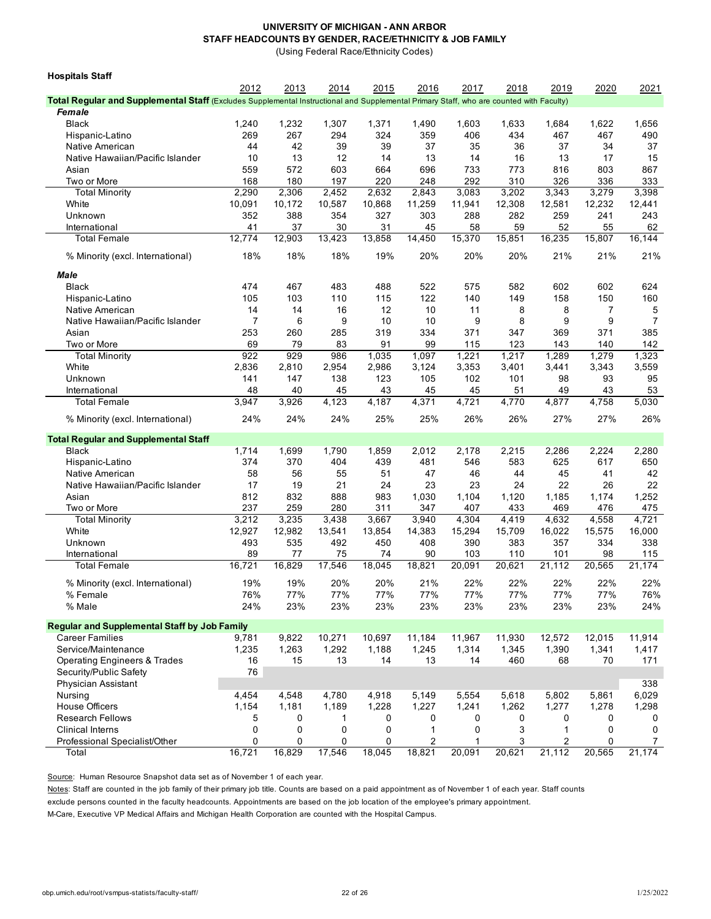# UNIVERSITY OF MICHIGAN - ANN ARBOR
## STAFF HEADCOUNTS BY GENDER, RACE/ETHNICITY & JOB FAMILY
(Using Federal Race/Ethnicity Codes)

**Hospitals Staff**

| | 2012 | 2013 | 2014 | 2015 | 2016 | 2017 | 2018 | 2019 | 2020 | 2021 |
|---|---|---|---|---|---|---|---|---|---|---|
| **Total Regular and Supplemental Staff** (Excludes Supplemental Instructional and Supplemental Primary Staff, who are counted with Faculty) | | | | | | | | | | |
| ***Female*** | | | | | | | | | | |
| Black | 1,240 | 1,232 | 1,307 | 1,371 | 1,490 | 1,603 | 1,633 | 1,684 | 1,622 | 1,656 |
| Hispanic-Latino | 269 | 267 | 294 | 324 | 359 | 406 | 434 | 467 | 467 | 490 |
| Native American | 44 | 42 | 39 | 39 | 37 | 35 | 36 | 37 | 34 | 37 |
| Native Hawaiian/Pacific Islander | 10 | 13 | 12 | 14 | 13 | 14 | 16 | 13 | 17 | 15 |
| Asian | 559 | 572 | 603 | 664 | 696 | 733 | 773 | 816 | 803 | 867 |
| Two or More | 168 | 180 | 197 | 220 | 248 | 292 | 310 | 326 | 336 | 333 |
| Total Minority | 2,290 | 2,306 | 2,452 | 2,632 | 2,843 | 3,083 | 3,202 | 3,343 | 3,279 | 3,398 |
| White | 10,091 | 10,172 | 10,587 | 10,868 | 11,259 | 11,941 | 12,308 | 12,581 | 12,232 | 12,441 |
| Unknown | 352 | 388 | 354 | 327 | 303 | 288 | 282 | 259 | 241 | 243 |
| International | 41 | 37 | 30 | 31 | 45 | 58 | 59 | 52 | 55 | 62 |
| Total Female | 12,774 | 12,903 | 13,423 | 13,858 | 14,450 | 15,370 | 15,851 | 16,235 | 15,807 | 16,144 |
| % Minority (excl. International) | 18% | 18% | 18% | 19% | 20% | 20% | 20% | 21% | 21% | 21% |
| ***Male*** | | | | | | | | | | |
| Black | 474 | 467 | 483 | 488 | 522 | 575 | 582 | 602 | 602 | 624 |
| Hispanic-Latino | 105 | 103 | 110 | 115 | 122 | 140 | 149 | 158 | 150 | 160 |
| Native American | 14 | 14 | 16 | 12 | 10 | 11 | 8 | 8 | 7 | 5 |
| Native Hawaiian/Pacific Islander | 7 | 6 | 9 | 10 | 10 | 9 | 8 | 9 | 9 | 7 |
| Asian | 253 | 260 | 285 | 319 | 334 | 371 | 347 | 369 | 371 | 385 |
| Two or More | 69 | 79 | 83 | 91 | 99 | 115 | 123 | 143 | 140 | 142 |
| Total Minority | 922 | 929 | 986 | 1,035 | 1,097 | 1,221 | 1,217 | 1,289 | 1,279 | 1,323 |
| White | 2,836 | 2,810 | 2,954 | 2,986 | 3,124 | 3,353 | 3,401 | 3,441 | 3,343 | 3,559 |
| Unknown | 141 | 147 | 138 | 123 | 105 | 102 | 101 | 98 | 93 | 95 |
| International | 48 | 40 | 45 | 43 | 45 | 45 | 51 | 49 | 43 | 53 |
| Total Female | 3,947 | 3,926 | 4,123 | 4,187 | 4,371 | 4,721 | 4,770 | 4,877 | 4,758 | 5,030 |
| % Minority (excl. International) | 24% | 24% | 24% | 25% | 25% | 26% | 26% | 27% | 27% | 26% |
| **Total Regular and Supplemental Staff** | | | | | | | | | | |
| Black | 1,714 | 1,699 | 1,790 | 1,859 | 2,012 | 2,178 | 2,215 | 2,286 | 2,224 | 2,280 |
| Hispanic-Latino | 374 | 370 | 404 | 439 | 481 | 546 | 583 | 625 | 617 | 650 |
| Native American | 58 | 56 | 55 | 51 | 47 | 46 | 44 | 45 | 41 | 42 |
| Native Hawaiian/Pacific Islander | 17 | 19 | 21 | 24 | 23 | 23 | 24 | 22 | 26 | 22 |
| Asian | 812 | 832 | 888 | 983 | 1,030 | 1,104 | 1,120 | 1,185 | 1,174 | 1,252 |
| Two or More | 237 | 259 | 280 | 311 | 347 | 407 | 433 | 469 | 476 | 475 |
| Total Minority | 3,212 | 3,235 | 3,438 | 3,667 | 3,940 | 4,304 | 4,419 | 4,632 | 4,558 | 4,721 |
| White | 12,927 | 12,982 | 13,541 | 13,854 | 14,383 | 15,294 | 15,709 | 16,022 | 15,575 | 16,000 |
| Unknown | 493 | 535 | 492 | 450 | 408 | 390 | 383 | 357 | 334 | 338 |
| International | 89 | 77 | 75 | 74 | 90 | 103 | 110 | 101 | 98 | 115 |
| Total Female | 16,721 | 16,829 | 17,546 | 18,045 | 18,821 | 20,091 | 20,621 | 21,112 | 20,565 | 21,174 |
| % Minority (excl. International) | 19% | 19% | 20% | 20% | 21% | 22% | 22% | 22% | 22% | 22% |
| % Female | 76% | 77% | 77% | 77% | 77% | 77% | 77% | 77% | 77% | 76% |
| % Male | 24% | 23% | 23% | 23% | 23% | 23% | 23% | 23% | 23% | 24% |
| **Regular and Supplemental Staff by Job Family** | | | | | | | | | | |
| Career Families | 9,781 | 9,822 | 10,271 | 10,697 | 11,184 | 11,967 | 11,930 | 12,572 | 12,015 | 11,914 |
| Service/Maintenance | 1,235 | 1,263 | 1,292 | 1,188 | 1,245 | 1,314 | 1,345 | 1,390 | 1,341 | 1,417 |
| Operating Engineers & Trades | 16 | 15 | 13 | 14 | 13 | 14 | 460 | 68 | 70 | 171 |
| Security/Public Safety | 76 | | | | | | | | | |
| Physician Assistant | | | | | | | | | | 338 |
| Nursing | 4,454 | 4,548 | 4,780 | 4,918 | 5,149 | 5,554 | 5,618 | 5,802 | 5,861 | 6,029 |
| House Officers | 1,154 | 1,181 | 1,189 | 1,228 | 1,227 | 1,241 | 1,262 | 1,277 | 1,278 | 1,298 |
| Research Fellows | 5 | 0 | 1 | 0 | 0 | 0 | 0 | 0 | 0 | 0 |
| Clinical Interns | 0 | 0 | 0 | 0 | 1 | 0 | 3 | 1 | 0 | 0 |
| Professional Specialist/Other | 0 | 0 | 0 | 0 | 2 | 1 | 3 | 2 | 0 | 7 |
| Total | 16,721 | 16,829 | 17,546 | 18,045 | 18,821 | 20,091 | 20,621 | 21,112 | 20,565 | 21,174 |

Source: Human Resource Snapshot data set as of November 1 of each year.

Notes: Staff are counted in the job family of their primary job title. Counts are based on a paid appointment as of November 1 of each year. Staff counts exclude persons counted in the faculty headcounts. Appointments are based on the job location of the employee's primary appointment.

M-Care, Executive VP Medical Affairs and Michigan Health Corporation are counted with the Hospital Campus.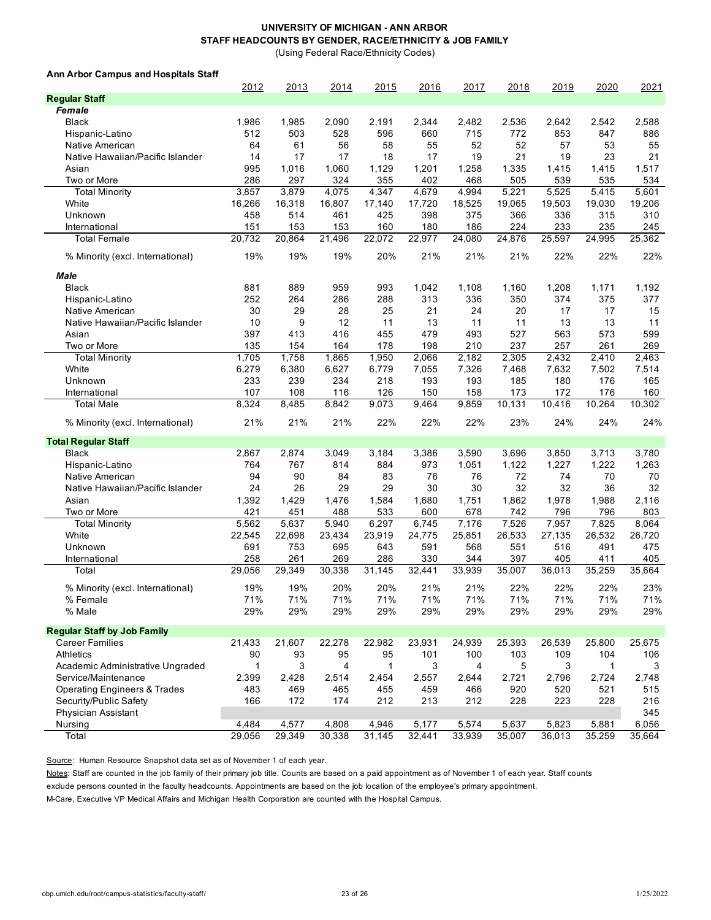**UNIVERSITY OF MICHIGAN - ANN ARBOR**
**STAFF HEADCOUNTS BY GENDER, RACE/ETHNICITY & JOB FAMILY**
(Using Federal Race/Ethnicity Codes)

**Ann Arbor Campus and Hospitals Staff**

| | 2012 | 2013 | 2014 | 2015 | 2016 | 2017 | 2018 | 2019 | 2020 | 2021 |
|---|---|---|---|---|---|---|---|---|---|---|
| **Regular Staff** | | | | | | | | | | |
| ***Female*** | | | | | | | | | | |
| Black | 1,986 | 1,985 | 2,090 | 2,191 | 2,344 | 2,482 | 2,536 | 2,642 | 2,542 | 2,588 |
| Hispanic-Latino | 512 | 503 | 528 | 596 | 660 | 715 | 772 | 853 | 847 | 886 |
| Native American | 64 | 61 | 56 | 58 | 55 | 52 | 52 | 57 | 53 | 55 |
| Native Hawaiian/Pacific Islander | 14 | 17 | 17 | 18 | 17 | 19 | 21 | 19 | 23 | 21 |
| Asian | 995 | 1,016 | 1,060 | 1,129 | 1,201 | 1,258 | 1,335 | 1,415 | 1,415 | 1,517 |
| Two or More | 286 | 297 | 324 | 355 | 402 | 468 | 505 | 539 | 535 | 534 |
| Total Minority | 3,857 | 3,879 | 4,075 | 4,347 | 4,679 | 4,994 | 5,221 | 5,525 | 5,415 | 5,601 |
| White | 16,266 | 16,318 | 16,807 | 17,140 | 17,720 | 18,525 | 19,065 | 19,503 | 19,030 | 19,206 |
| Unknown | 458 | 514 | 461 | 425 | 398 | 375 | 366 | 336 | 315 | 310 |
| International | 151 | 153 | 153 | 160 | 180 | 186 | 224 | 233 | 235 | 245 |
| Total Female | 20,732 | 20,864 | 21,496 | 22,072 | 22,977 | 24,080 | 24,876 | 25,597 | 24,995 | 25,362 |
| % Minority (excl. International) | 19% | 19% | 19% | 20% | 21% | 21% | 21% | 22% | 22% | 22% |
| ***Male*** | | | | | | | | | | |
| Black | 881 | 889 | 959 | 993 | 1,042 | 1,108 | 1,160 | 1,208 | 1,171 | 1,192 |
| Hispanic-Latino | 252 | 264 | 286 | 288 | 313 | 336 | 350 | 374 | 375 | 377 |
| Native American | 30 | 29 | 28 | 25 | 21 | 24 | 20 | 17 | 17 | 15 |
| Native Hawaiian/Pacific Islander | 10 | 9 | 12 | 11 | 13 | 11 | 11 | 13 | 13 | 11 |
| Asian | 397 | 413 | 416 | 455 | 479 | 493 | 527 | 563 | 573 | 599 |
| Two or More | 135 | 154 | 164 | 178 | 198 | 210 | 237 | 257 | 261 | 269 |
| Total Minority | 1,705 | 1,758 | 1,865 | 1,950 | 2,066 | 2,182 | 2,305 | 2,432 | 2,410 | 2,463 |
| White | 6,279 | 6,380 | 6,627 | 6,779 | 7,055 | 7,326 | 7,468 | 7,632 | 7,502 | 7,514 |
| Unknown | 233 | 239 | 234 | 218 | 193 | 193 | 185 | 180 | 176 | 165 |
| International | 107 | 108 | 116 | 126 | 150 | 158 | 173 | 172 | 176 | 160 |
| Total Male | 8,324 | 8,485 | 8,842 | 9,073 | 9,464 | 9,859 | 10,131 | 10,416 | 10,264 | 10,302 |
| % Minority (excl. International) | 21% | 21% | 21% | 22% | 22% | 22% | 23% | 24% | 24% | 24% |
| **Total Regular Staff** | | | | | | | | | | |
| Black | 2,867 | 2,874 | 3,049 | 3,184 | 3,386 | 3,590 | 3,696 | 3,850 | 3,713 | 3,780 |
| Hispanic-Latino | 764 | 767 | 814 | 884 | 973 | 1,051 | 1,122 | 1,227 | 1,222 | 1,263 |
| Native American | 94 | 90 | 84 | 83 | 76 | 76 | 72 | 74 | 70 | 70 |
| Native Hawaiian/Pacific Islander | 24 | 26 | 29 | 29 | 30 | 30 | 32 | 32 | 36 | 32 |
| Asian | 1,392 | 1,429 | 1,476 | 1,584 | 1,680 | 1,751 | 1,862 | 1,978 | 1,988 | 2,116 |
| Two or More | 421 | 451 | 488 | 533 | 600 | 678 | 742 | 796 | 796 | 803 |
| Total Minority | 5,562 | 5,637 | 5,940 | 6,297 | 6,745 | 7,176 | 7,526 | 7,957 | 7,825 | 8,064 |
| White | 22,545 | 22,698 | 23,434 | 23,919 | 24,775 | 25,851 | 26,533 | 27,135 | 26,532 | 26,720 |
| Unknown | 691 | 753 | 695 | 643 | 591 | 568 | 551 | 516 | 491 | 475 |
| International | 258 | 261 | 269 | 286 | 330 | 344 | 397 | 405 | 411 | 405 |
| Total | 29,056 | 29,349 | 30,338 | 31,145 | 32,441 | 33,939 | 35,007 | 36,013 | 35,259 | 35,664 |
| % Minority (excl. International) | 19% | 19% | 20% | 20% | 21% | 21% | 22% | 22% | 22% | 23% |
| % Female | 71% | 71% | 71% | 71% | 71% | 71% | 71% | 71% | 71% | 71% |
| % Male | 29% | 29% | 29% | 29% | 29% | 29% | 29% | 29% | 29% | 29% |
| **Regular Staff by Job Family** | | | | | | | | | | |
| Career Families | 21,433 | 21,607 | 22,278 | 22,982 | 23,931 | 24,939 | 25,393 | 26,539 | 25,800 | 25,675 |
| Athletics | 90 | 93 | 95 | 95 | 101 | 100 | 103 | 109 | 104 | 106 |
| Academic Administrative Ungraded | 1 | 3 | 4 | 1 | 3 | 4 | 5 | 3 | 1 | 3 |
| Service/Maintenance | 2,399 | 2,428 | 2,514 | 2,454 | 2,557 | 2,644 | 2,721 | 2,796 | 2,724 | 2,748 |
| Operating Engineers & Trades | 483 | 469 | 465 | 455 | 459 | 466 | 920 | 520 | 521 | 515 |
| Security/Public Safety | 166 | 172 | 174 | 212 | 213 | 212 | 228 | 223 | 228 | 216 |
| Physician Assistant | | | | | | | | | | 345 |
| Nursing | 4,484 | 4,577 | 4,808 | 4,946 | 5,177 | 5,574 | 5,637 | 5,823 | 5,881 | 6,056 |
| Total | 29,056 | 29,349 | 30,338 | 31,145 | 32,441 | 33,939 | 35,007 | 36,013 | 35,259 | 35,664 |

Source: Human Resource Snapshot data set as of November 1 of each year.

Notes: Staff are counted in the job family of their primary job title. Counts are based on a paid appointment as of November 1 of each year. Staff counts exclude persons counted in the faculty headcounts. Appointments are based on the job location of the employee's primary appointment.

M-Care, Executive VP Medical Affairs and Michigan Health Corporation are counted with the Hospital Campus.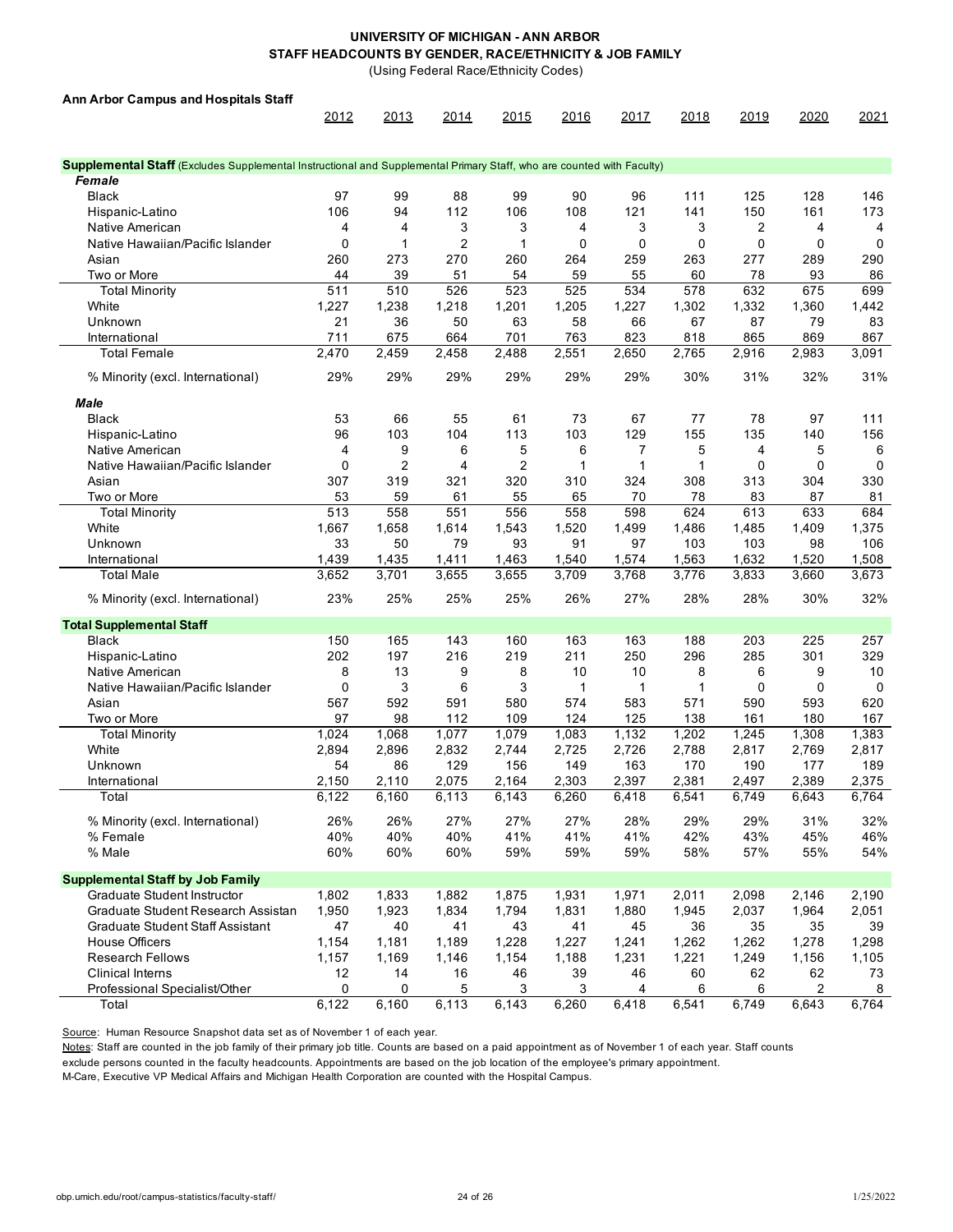**UNIVERSITY OF MICHIGAN - ANN ARBOR**
**STAFF HEADCOUNTS BY GENDER, RACE/ETHNICITY & JOB FAMILY**
(Using Federal Race/Ethnicity Codes)

**Ann Arbor Campus and Hospitals Staff**

| | 2012 | 2013 | 2014 | 2015 | 2016 | 2017 | 2018 | 2019 | 2020 | 2021 |
|---|---|---|---|---|---|---|---|---|---|---|
| **Supplemental Staff** (Excludes Supplemental Instructional and Supplemental Primary Staff, who are counted with Faculty) | | | | | | | | | | |
| ***Female*** | | | | | | | | | | |
| Black | 97 | 99 | 88 | 99 | 90 | 96 | 111 | 125 | 128 | 146 |
| Hispanic-Latino | 106 | 94 | 112 | 106 | 108 | 121 | 141 | 150 | 161 | 173 |
| Native American | 4 | 4 | 3 | 3 | 4 | 3 | 3 | 2 | 4 | 4 |
| Native Hawaiian/Pacific Islander | 0 | 1 | 2 | 1 | 0 | 0 | 0 | 0 | 0 | 0 |
| Asian | 260 | 273 | 270 | 260 | 264 | 259 | 263 | 277 | 289 | 290 |
| Two or More | 44 | 39 | 51 | 54 | 59 | 55 | 60 | 78 | 93 | 86 |
| Total Minority | 511 | 510 | 526 | 523 | 525 | 534 | 578 | 632 | 675 | 699 |
| White | 1,227 | 1,238 | 1,218 | 1,201 | 1,205 | 1,227 | 1,302 | 1,332 | 1,360 | 1,442 |
| Unknown | 21 | 36 | 50 | 63 | 58 | 66 | 67 | 87 | 79 | 83 |
| International | 711 | 675 | 664 | 701 | 763 | 823 | 818 | 865 | 869 | 867 |
| Total Female | 2,470 | 2,459 | 2,458 | 2,488 | 2,551 | 2,650 | 2,765 | 2,916 | 2,983 | 3,091 |
| % Minority (excl. International) | 29% | 29% | 29% | 29% | 29% | 29% | 30% | 31% | 32% | 31% |
| ***Male*** | | | | | | | | | | |
| Black | 53 | 66 | 55 | 61 | 73 | 67 | 77 | 78 | 97 | 111 |
| Hispanic-Latino | 96 | 103 | 104 | 113 | 103 | 129 | 155 | 135 | 140 | 156 |
| Native American | 4 | 9 | 6 | 5 | 6 | 7 | 5 | 4 | 5 | 6 |
| Native Hawaiian/Pacific Islander | 0 | 2 | 4 | 2 | 1 | 1 | 1 | 0 | 0 | 0 |
| Asian | 307 | 319 | 321 | 320 | 310 | 324 | 308 | 313 | 304 | 330 |
| Two or More | 53 | 59 | 61 | 55 | 65 | 70 | 78 | 83 | 87 | 81 |
| Total Minority | 513 | 558 | 551 | 556 | 558 | 598 | 624 | 613 | 633 | 684 |
| White | 1,667 | 1,658 | 1,614 | 1,543 | 1,520 | 1,499 | 1,486 | 1,485 | 1,409 | 1,375 |
| Unknown | 33 | 50 | 79 | 93 | 91 | 97 | 103 | 103 | 98 | 106 |
| International | 1,439 | 1,435 | 1,411 | 1,463 | 1,540 | 1,574 | 1,563 | 1,632 | 1,520 | 1,508 |
| Total Male | 3,652 | 3,701 | 3,655 | 3,655 | 3,709 | 3,768 | 3,776 | 3,833 | 3,660 | 3,673 |
| % Minority (excl. International) | 23% | 25% | 25% | 25% | 26% | 27% | 28% | 28% | 30% | 32% |
| **Total Supplemental Staff** | | | | | | | | | | |
| Black | 150 | 165 | 143 | 160 | 163 | 163 | 188 | 203 | 225 | 257 |
| Hispanic-Latino | 202 | 197 | 216 | 219 | 211 | 250 | 296 | 285 | 301 | 329 |
| Native American | 8 | 13 | 9 | 8 | 10 | 10 | 8 | 6 | 9 | 10 |
| Native Hawaiian/Pacific Islander | 0 | 3 | 6 | 3 | 1 | 1 | 1 | 0 | 0 | 0 |
| Asian | 567 | 592 | 591 | 580 | 574 | 583 | 571 | 590 | 593 | 620 |
| Two or More | 97 | 98 | 112 | 109 | 124 | 125 | 138 | 161 | 180 | 167 |
| Total Minority | 1,024 | 1,068 | 1,077 | 1,079 | 1,083 | 1,132 | 1,202 | 1,245 | 1,308 | 1,383 |
| White | 2,894 | 2,896 | 2,832 | 2,744 | 2,725 | 2,726 | 2,788 | 2,817 | 2,769 | 2,817 |
| Unknown | 54 | 86 | 129 | 156 | 149 | 163 | 170 | 190 | 177 | 189 |
| International | 2,150 | 2,110 | 2,075 | 2,164 | 2,303 | 2,397 | 2,381 | 2,497 | 2,389 | 2,375 |
| Total | 6,122 | 6,160 | 6,113 | 6,143 | 6,260 | 6,418 | 6,541 | 6,749 | 6,643 | 6,764 |
| % Minority (excl. International) | 26% | 26% | 27% | 27% | 27% | 28% | 29% | 29% | 31% | 32% |
| % Female | 40% | 40% | 40% | 41% | 41% | 41% | 42% | 43% | 45% | 46% |
| % Male | 60% | 60% | 60% | 59% | 59% | 59% | 58% | 57% | 55% | 54% |
| **Supplemental Staff by Job Family** | | | | | | | | | | |
| Graduate Student Instructor | 1,802 | 1,833 | 1,882 | 1,875 | 1,931 | 1,971 | 2,011 | 2,098 | 2,146 | 2,190 |
| Graduate Student Research Assistan | 1,950 | 1,923 | 1,834 | 1,794 | 1,831 | 1,880 | 1,945 | 2,037 | 1,964 | 2,051 |
| Graduate Student Staff Assistant | 47 | 40 | 41 | 43 | 41 | 45 | 36 | 35 | 35 | 39 |
| House Officers | 1,154 | 1,181 | 1,189 | 1,228 | 1,227 | 1,241 | 1,262 | 1,262 | 1,278 | 1,298 |
| Research Fellows | 1,157 | 1,169 | 1,146 | 1,154 | 1,188 | 1,231 | 1,221 | 1,249 | 1,156 | 1,105 |
| Clinical Interns | 12 | 14 | 16 | 46 | 39 | 46 | 60 | 62 | 62 | 73 |
| Professional Specialist/Other | 0 | 0 | 5 | 3 | 3 | 4 | 6 | 6 | 2 | 8 |
| Total | 6,122 | 6,160 | 6,113 | 6,143 | 6,260 | 6,418 | 6,541 | 6,749 | 6,643 | 6,764 |

Source: Human Resource Snapshot data set as of November 1 of each year.
Notes: Staff are counted in the job family of their primary job title. Counts are based on a paid appointment as of November 1 of each year. Staff counts exclude persons counted in the faculty headcounts. Appointments are based on the job location of the employee's primary appointment.
M-Care, Executive VP Medical Affairs and Michigan Health Corporation are counted with the Hospital Campus.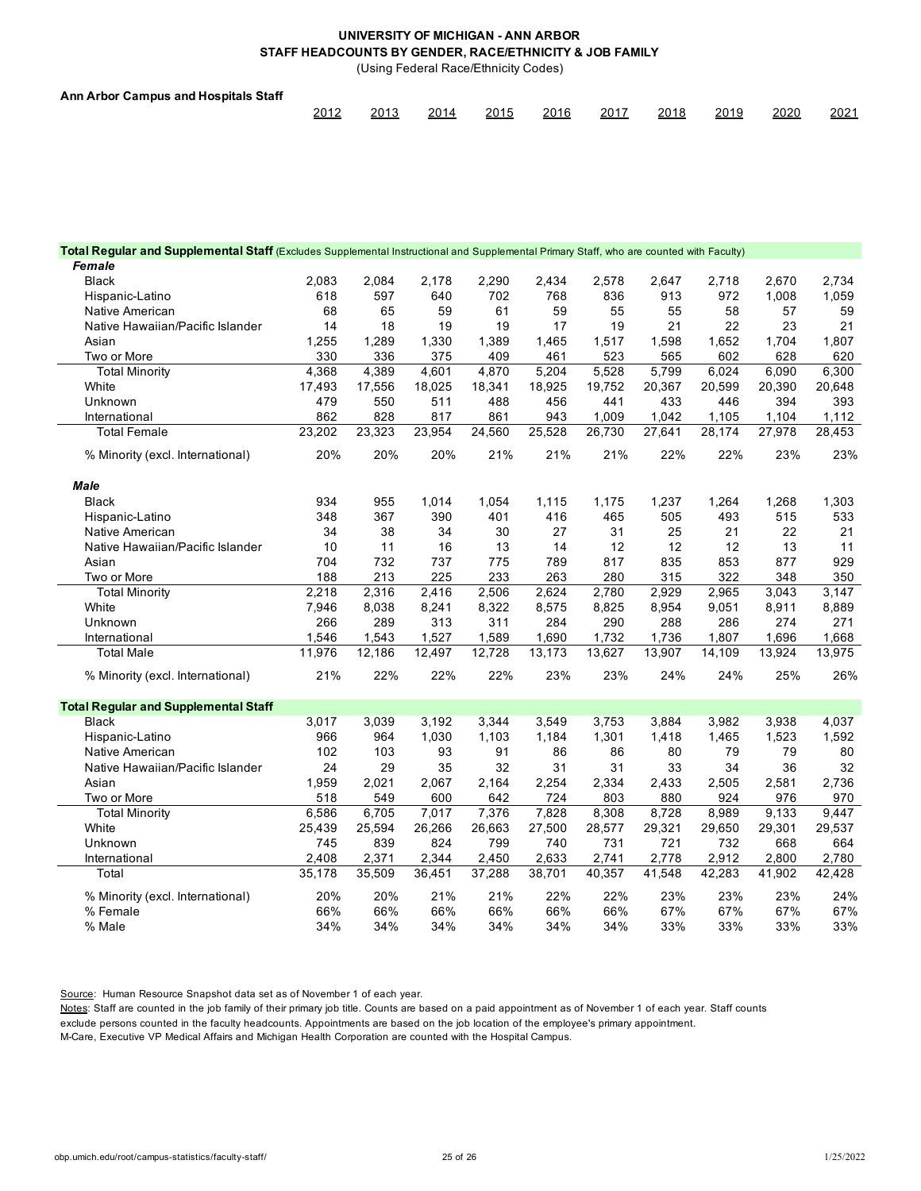**UNIVERSITY OF MICHIGAN - ANN ARBOR**
**STAFF HEADCOUNTS BY GENDER, RACE/ETHNICITY & JOB FAMILY**
(Using Federal Race/Ethnicity Codes)

**Ann Arbor Campus and Hospitals Staff**

| | 2012 | 2013 | 2014 | 2015 | 2016 | 2017 | 2018 | 2019 | 2020 | 2021 |
|---|---|---|---|---|---|---|---|---|---|---|
| **Total Regular and Supplemental Staff** (Excludes Supplemental Instructional and Supplemental Primary Staff, who are counted with Faculty) | | | | | | | | | | |
| ***Female*** | | | | | | | | | | |
| Black | 2,083 | 2,084 | 2,178 | 2,290 | 2,434 | 2,578 | 2,647 | 2,718 | 2,670 | 2,734 |
| Hispanic-Latino | 618 | 597 | 640 | 702 | 768 | 836 | 913 | 972 | 1,008 | 1,059 |
| Native American | 68 | 65 | 59 | 61 | 59 | 55 | 55 | 58 | 57 | 59 |
| Native Hawaiian/Pacific Islander | 14 | 18 | 19 | 19 | 17 | 19 | 21 | 22 | 23 | 21 |
| Asian | 1,255 | 1,289 | 1,330 | 1,389 | 1,465 | 1,517 | 1,598 | 1,652 | 1,704 | 1,807 |
| Two or More | 330 | 336 | 375 | 409 | 461 | 523 | 565 | 602 | 628 | 620 |
| Total Minority | 4,368 | 4,389 | 4,601 | 4,870 | 5,204 | 5,528 | 5,799 | 6,024 | 6,090 | 6,300 |
| White | 17,493 | 17,556 | 18,025 | 18,341 | 18,925 | 19,752 | 20,367 | 20,599 | 20,390 | 20,648 |
| Unknown | 479 | 550 | 511 | 488 | 456 | 441 | 433 | 446 | 394 | 393 |
| International | 862 | 828 | 817 | 861 | 943 | 1,009 | 1,042 | 1,105 | 1,104 | 1,112 |
| Total Female | 23,202 | 23,323 | 23,954 | 24,560 | 25,528 | 26,730 | 27,641 | 28,174 | 27,978 | 28,453 |
| % Minority (excl. International) | 20% | 20% | 20% | 21% | 21% | 21% | 22% | 22% | 23% | 23% |
| ***Male*** | | | | | | | | | | |
| Black | 934 | 955 | 1,014 | 1,054 | 1,115 | 1,175 | 1,237 | 1,264 | 1,268 | 1,303 |
| Hispanic-Latino | 348 | 367 | 390 | 401 | 416 | 465 | 505 | 493 | 515 | 533 |
| Native American | 34 | 38 | 34 | 30 | 27 | 31 | 25 | 21 | 22 | 21 |
| Native Hawaiian/Pacific Islander | 10 | 11 | 16 | 13 | 14 | 12 | 12 | 12 | 13 | 11 |
| Asian | 704 | 732 | 737 | 775 | 789 | 817 | 835 | 853 | 877 | 929 |
| Two or More | 188 | 213 | 225 | 233 | 263 | 280 | 315 | 322 | 348 | 350 |
| Total Minority | 2,218 | 2,316 | 2,416 | 2,506 | 2,624 | 2,780 | 2,929 | 2,965 | 3,043 | 3,147 |
| White | 7,946 | 8,038 | 8,241 | 8,322 | 8,575 | 8,825 | 8,954 | 9,051 | 8,911 | 8,889 |
| Unknown | 266 | 289 | 313 | 311 | 284 | 290 | 288 | 286 | 274 | 271 |
| International | 1,546 | 1,543 | 1,527 | 1,589 | 1,690 | 1,732 | 1,736 | 1,807 | 1,696 | 1,668 |
| Total Male | 11,976 | 12,186 | 12,497 | 12,728 | 13,173 | 13,627 | 13,907 | 14,109 | 13,924 | 13,975 |
| % Minority (excl. International) | 21% | 22% | 22% | 22% | 23% | 23% | 24% | 24% | 25% | 26% |
| **Total Regular and Supplemental Staff** | | | | | | | | | | |
| Black | 3,017 | 3,039 | 3,192 | 3,344 | 3,549 | 3,753 | 3,884 | 3,982 | 3,938 | 4,037 |
| Hispanic-Latino | 966 | 964 | 1,030 | 1,103 | 1,184 | 1,301 | 1,418 | 1,465 | 1,523 | 1,592 |
| Native American | 102 | 103 | 93 | 91 | 86 | 86 | 80 | 79 | 79 | 80 |
| Native Hawaiian/Pacific Islander | 24 | 29 | 35 | 32 | 31 | 31 | 33 | 34 | 36 | 32 |
| Asian | 1,959 | 2,021 | 2,067 | 2,164 | 2,254 | 2,334 | 2,433 | 2,505 | 2,581 | 2,736 |
| Two or More | 518 | 549 | 600 | 642 | 724 | 803 | 880 | 924 | 976 | 970 |
| Total Minority | 6,586 | 6,705 | 7,017 | 7,376 | 7,828 | 8,308 | 8,728 | 8,989 | 9,133 | 9,447 |
| White | 25,439 | 25,594 | 26,266 | 26,663 | 27,500 | 28,577 | 29,321 | 29,650 | 29,301 | 29,537 |
| Unknown | 745 | 839 | 824 | 799 | 740 | 731 | 721 | 732 | 668 | 664 |
| International | 2,408 | 2,371 | 2,344 | 2,450 | 2,633 | 2,741 | 2,778 | 2,912 | 2,800 | 2,780 |
| Total | 35,178 | 35,509 | 36,451 | 37,288 | 38,701 | 40,357 | 41,548 | 42,283 | 41,902 | 42,428 |
| % Minority (excl. International) | 20% | 20% | 21% | 21% | 22% | 22% | 23% | 23% | 23% | 24% |
| % Female | 66% | 66% | 66% | 66% | 66% | 66% | 67% | 67% | 67% | 67% |
| % Male | 34% | 34% | 34% | 34% | 34% | 34% | 33% | 33% | 33% | 33% |

Source: Human Resource Snapshot data set as of November 1 of each year.
Notes: Staff are counted in the job family of their primary job title. Counts are based on a paid appointment as of November 1 of each year. Staff counts exclude persons counted in the faculty headcounts. Appointments are based on the job location of the employee's primary appointment.
M-Care, Executive VP Medical Affairs and Michigan Health Corporation are counted with the Hospital Campus.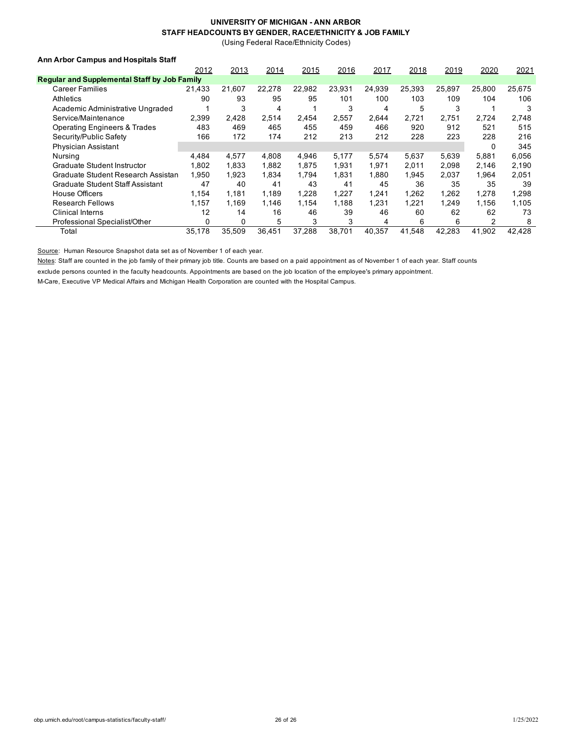**UNIVERSITY OF MICHIGAN - ANN ARBOR**
**STAFF HEADCOUNTS BY GENDER, RACE/ETHNICITY & JOB FAMILY**
(Using Federal Race/Ethnicity Codes)

**Ann Arbor Campus and Hospitals Staff**

| | 2012 | 2013 | 2014 | 2015 | 2016 | 2017 | 2018 | 2019 | 2020 | 2021 |
|---|---|---|---|---|---|---|---|---|---|---|
| **Regular and Supplemental Staff by Job Family** | | | | | | | | | | |
| Career Families | 21,433 | 21,607 | 22,278 | 22,982 | 23,931 | 24,939 | 25,393 | 25,897 | 25,800 | 25,675 |
| Athletics | 90 | 93 | 95 | 95 | 101 | 100 | 103 | 109 | 104 | 106 |
| Academic Administrative Ungraded | 1 | 3 | 4 | 1 | 3 | 4 | 5 | 3 | 1 | 3 |
| Service/Maintenance | 2,399 | 2,428 | 2,514 | 2,454 | 2,557 | 2,644 | 2,721 | 2,751 | 2,724 | 2,748 |
| Operating Engineers & Trades | 483 | 469 | 465 | 455 | 459 | 466 | 920 | 912 | 521 | 515 |
| Security/Public Safety | 166 | 172 | 174 | 212 | 213 | 212 | 228 | 223 | 228 | 216 |
| Physician Assistant | | | | | | | | | 0 | 345 |
| Nursing | 4,484 | 4,577 | 4,808 | 4,946 | 5,177 | 5,574 | 5,637 | 5,639 | 5,881 | 6,056 |
| Graduate Student Instructor | 1,802 | 1,833 | 1,882 | 1,875 | 1,931 | 1,971 | 2,011 | 2,098 | 2,146 | 2,190 |
| Graduate Student Research Assistan | 1,950 | 1,923 | 1,834 | 1,794 | 1,831 | 1,880 | 1,945 | 2,037 | 1,964 | 2,051 |
| Graduate Student Staff Assistant | 47 | 40 | 41 | 43 | 41 | 45 | 36 | 35 | 35 | 39 |
| House Officers | 1,154 | 1,181 | 1,189 | 1,228 | 1,227 | 1,241 | 1,262 | 1,262 | 1,278 | 1,298 |
| Research Fellows | 1,157 | 1,169 | 1,146 | 1,154 | 1,188 | 1,231 | 1,221 | 1,249 | 1,156 | 1,105 |
| Clinical Interns | 12 | 14 | 16 | 46 | 39 | 46 | 60 | 62 | 62 | 73 |
| Professional Specialist/Other | 0 | 0 | 5 | 3 | 3 | 4 | 6 | 6 | 2 | 8 |
| Total | 35,178 | 35,509 | 36,451 | 37,288 | 38,701 | 40,357 | 41,548 | 42,283 | 41,902 | 42,428 |

Source: Human Resource Snapshot data set as of November 1 of each year.

Notes: Staff are counted in the job family of their primary job title. Counts are based on a paid appointment as of November 1 of each year. Staff counts exclude persons counted in the faculty headcounts. Appointments are based on the job location of the employee's primary appointment.

M-Care, Executive VP Medical Affairs and Michigan Health Corporation are counted with the Hospital Campus.